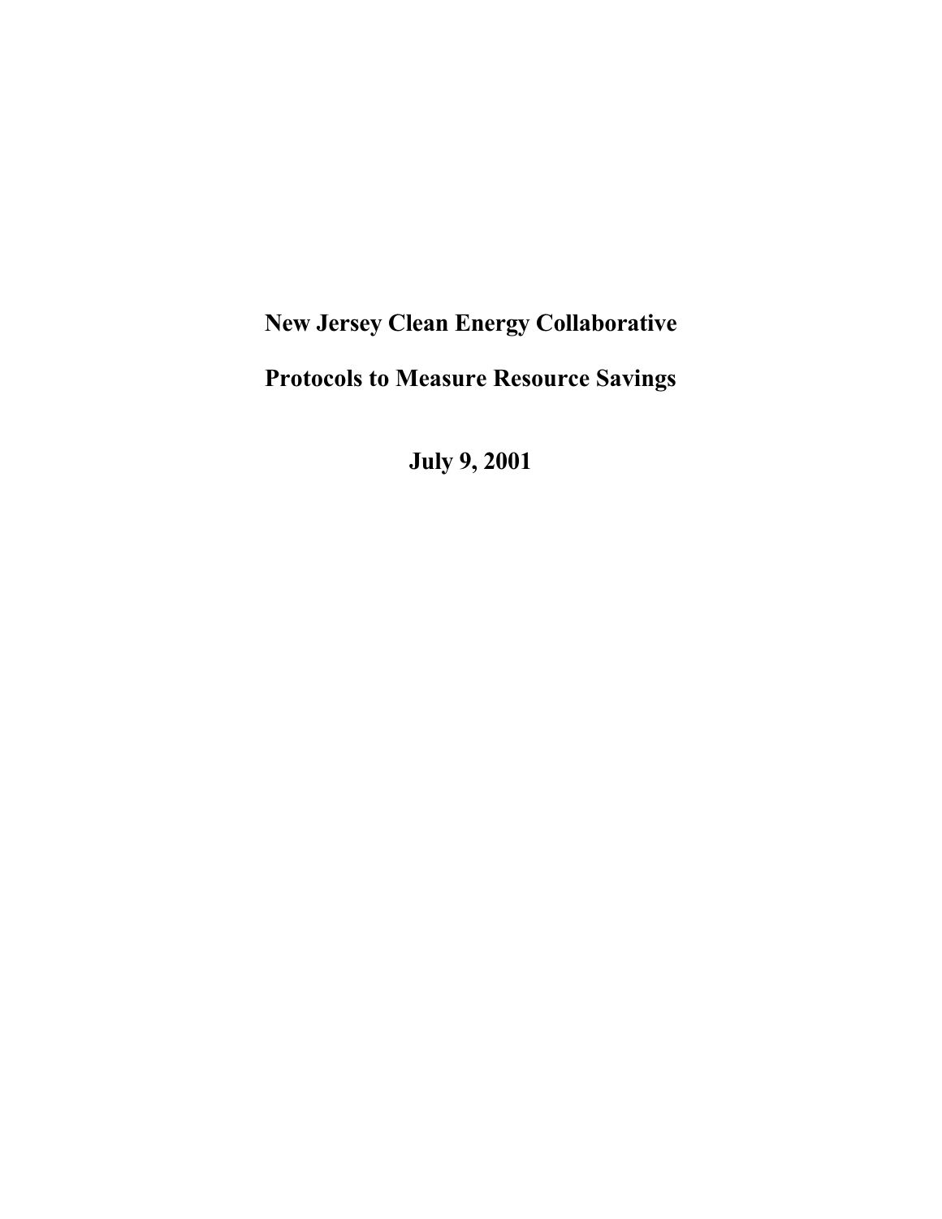# New Jersey Clean Energy Collaborative

# Protocols to Measure Resource Savings

## July 9, 2001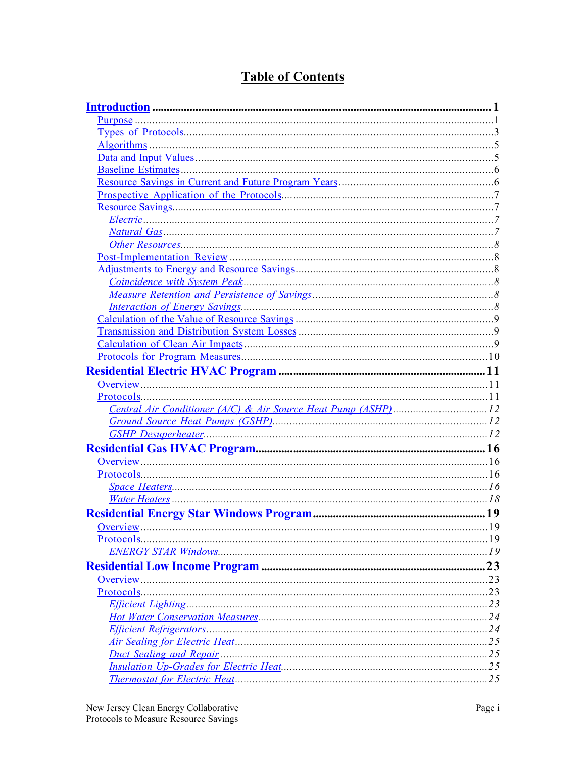# Table of Contents

**Introduction** .................................................................................................. 1

- Purpose ........................................................................................................ 1
- Types of Protocols ......................................................................................... 3
- Algorithms .................................................................................................... 5
- Data and Input Values ................................................................................... 5
- Baseline Estimates ......................................................................................... 6
- Resource Savings in Current and Future Program Years ................................ 6
- Prospective Application of the Protocols ........................................................ 7
- Resource Savings ........................................................................................... 7
  - *Electric* ................................................................................................... 7
  - *Natural Gas* ............................................................................................ 7
  - *Other Resources* ..................................................................................... 8
- Post-Implementation Review ......................................................................... 8
- Adjustments to Energy and Resource Savings ................................................ 8
  - *Coincidence with System Peak* ............................................................... 8
  - *Measure Retention and Persistence of Savings* ........................................ 8
  - *Interaction of Energy Savings* ................................................................. 8
- Calculation of the Value of Resource Savings ................................................ 9
- Transmission and Distribution System Losses ................................................ 9
- Calculation of Clean Air Impacts ................................................................... 9
- Protocols for Program Measures .................................................................. 10

**Residential Electric HVAC Program** ............................................................. 11

- Overview ..................................................................................................... 11
- Protocols ..................................................................................................... 11
  - *Central Air Conditioner (A/C) & Air Source Heat Pump (ASHP)* ............ 12
  - *Ground Source Heat Pumps (GSHP)* ...................................................... 12
  - *GSHP Desuperheater* ............................................................................ 12

**Residential Gas HVAC Program** .................................................................... 16

- Overview ..................................................................................................... 16
- Protocols ..................................................................................................... 16
  - *Space Heaters* ....................................................................................... 16
  - *Water Heaters* ...................................................................................... 18

**Residential Energy Star Windows Program** .................................................. 19

- Overview ..................................................................................................... 19
- Protocols ..................................................................................................... 19
  - *ENERGY STAR Windows* ....................................................................... 19

**Residential Low Income Program** ................................................................ 23

- Overview ..................................................................................................... 23
- Protocols ..................................................................................................... 23
  - *Efficient Lighting* ................................................................................... 23
  - *Hot Water Conservation Measures* ......................................................... 24
  - *Efficient Refrigerators* ........................................................................... 24
  - *Air Sealing for Electric Heat* .................................................................. 25
  - *Duct Sealing and Repair* ....................................................................... 25
  - *Insulation Up-Grades for Electric Heat* ................................................. 25
  - *Thermostat for Electric Heat* ................................................................. 25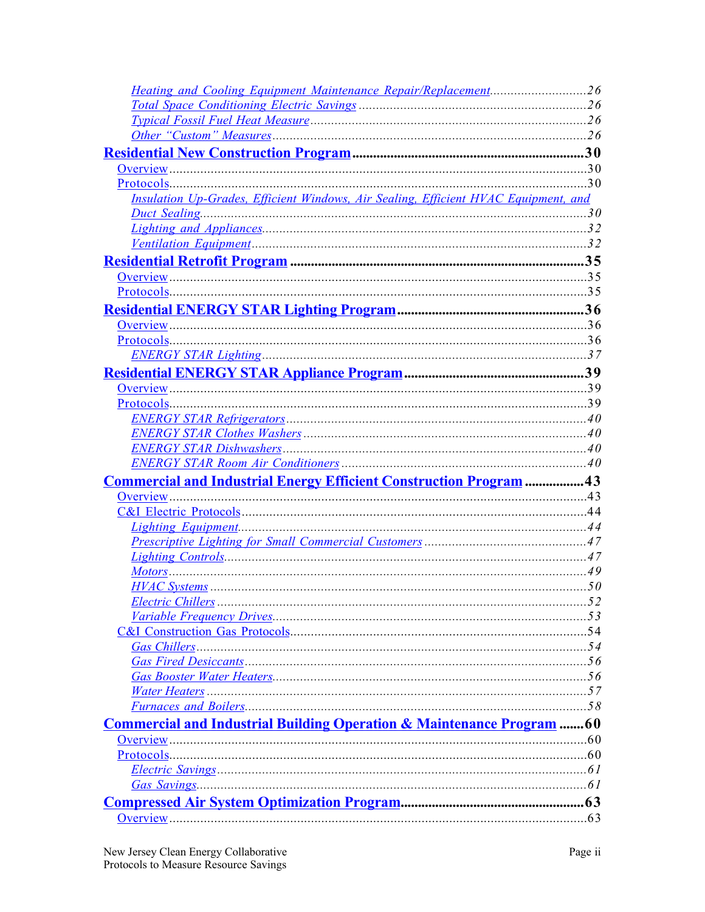*Heating and Cooling Equipment Maintenance Repair/Replacement*...........................26
*Total Space Conditioning Electric Savings*..................................................................26
*Typical Fossil Fuel Heat Measure*..................................................................................26
*Other "Custom" Measures*...............................................................................................26

**Residential New Construction Program**..........................................................30

Overview.........................................................................................................................30
Protocols.........................................................................................................................30
*Insulation Up-Grades, Efficient Windows, Air Sealing, Efficient HVAC Equipment, and Duct Sealing*...............................................................................................................30
*Lighting and Appliances*...............................................................................................32
*Ventilation Equipment*...................................................................................................32

**Residential Retrofit Program**.........................................................................35

Overview.........................................................................................................................35
Protocols.........................................................................................................................35

**Residential ENERGY STAR Lighting Program**...............................................36

Overview.........................................................................................................................36
Protocols.........................................................................................................................36
*ENERGY STAR Lighting*...............................................................................................37

**Residential ENERGY STAR Appliance Program**...........................................39

Overview.........................................................................................................................39
Protocols.........................................................................................................................39
*ENERGY STAR Refrigerators*........................................................................................40
*ENERGY STAR Clothes Washers*...................................................................................40
*ENERGY STAR Dishwashers*.........................................................................................40
*ENERGY STAR Room Air Conditioners*.......................................................................40

**Commercial and Industrial Energy Efficient Construction Program**...........43

Overview.........................................................................................................................43
C&I Electric Protocols....................................................................................................44
*Lighting Equipment*.......................................................................................................44
*Prescriptive Lighting for Small Commercial Customers*..............................................47
*Lighting Controls*..........................................................................................................47
*Motors*...........................................................................................................................49
*HVAC Systems*..............................................................................................................50
*Electric Chillers*............................................................................................................52
*Variable Frequency Drives*...........................................................................................53
C&I Construction Gas Protocols....................................................................................54
*Gas Chillers*...................................................................................................................54
*Gas Fired Desiccants*....................................................................................................56
*Gas Booster Water Heaters*...........................................................................................56
*Water Heaters*................................................................................................................57
*Furnaces and Boilers*....................................................................................................58

**Commercial and Industrial Building Operation & Maintenance Program**.......60

Overview.........................................................................................................................60
Protocols.........................................................................................................................60
*Electric Savings*............................................................................................................61
*Gas Savings*...................................................................................................................61

**Compressed Air System Optimization Program**...........................................63

Overview.........................................................................................................................63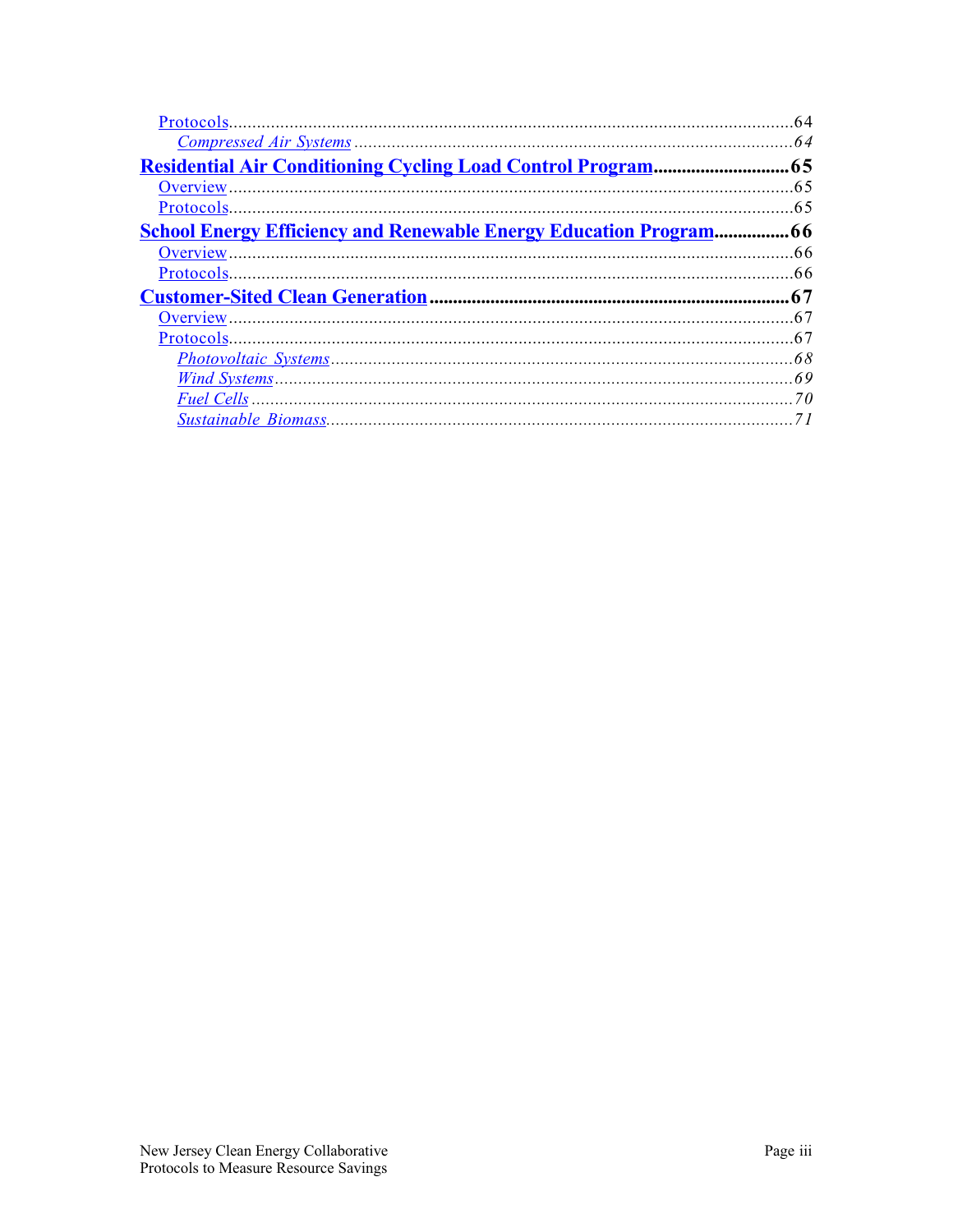Protocols....................................................................................................................64

*Compressed Air Systems* ...........................................................................................64

**Residential Air Conditioning Cycling Load Control Program............................65**

Overview.....................................................................................................................65

Protocols....................................................................................................................65

**School Energy Efficiency and Renewable Energy Education Program................66**

Overview.....................................................................................................................66

Protocols....................................................................................................................66

**Customer-Sited Clean Generation..........................................................................67**

Overview.....................................................................................................................67

Protocols....................................................................................................................67

*Photovoltaic Systems*..................................................................................................68

*Wind Systems*..............................................................................................................69

*Fuel Cells* ...................................................................................................................70

*Sustainable Biomass*...................................................................................................71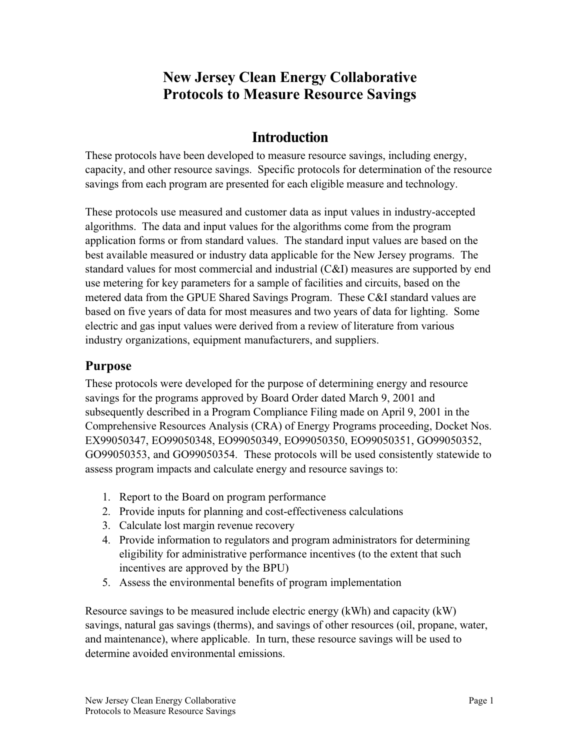# New Jersey Clean Energy Collaborative
# Protocols to Measure Resource Savings

## Introduction

These protocols have been developed to measure resource savings, including energy, capacity, and other resource savings. Specific protocols for determination of the resource savings from each program are presented for each eligible measure and technology.

These protocols use measured and customer data as input values in industry-accepted algorithms. The data and input values for the algorithms come from the program application forms or from standard values. The standard input values are based on the best available measured or industry data applicable for the New Jersey programs. The standard values for most commercial and industrial (C&I) measures are supported by end use metering for key parameters for a sample of facilities and circuits, based on the metered data from the GPUE Shared Savings Program. These C&I standard values are based on five years of data for most measures and two years of data for lighting. Some electric and gas input values were derived from a review of literature from various industry organizations, equipment manufacturers, and suppliers.

### Purpose

These protocols were developed for the purpose of determining energy and resource savings for the programs approved by Board Order dated March 9, 2001 and subsequently described in a Program Compliance Filing made on April 9, 2001 in the Comprehensive Resources Analysis (CRA) of Energy Programs proceeding, Docket Nos. EX99050347, EO99050348, EO99050349, EO99050350, EO99050351, GO99050352, GO99050353, and GO99050354. These protocols will be used consistently statewide to assess program impacts and calculate energy and resource savings to:

1. Report to the Board on program performance
2. Provide inputs for planning and cost-effectiveness calculations
3. Calculate lost margin revenue recovery
4. Provide information to regulators and program administrators for determining eligibility for administrative performance incentives (to the extent that such incentives are approved by the BPU)
5. Assess the environmental benefits of program implementation

Resource savings to be measured include electric energy (kWh) and capacity (kW) savings, natural gas savings (therms), and savings of other resources (oil, propane, water, and maintenance), where applicable. In turn, these resource savings will be used to determine avoided environmental emissions.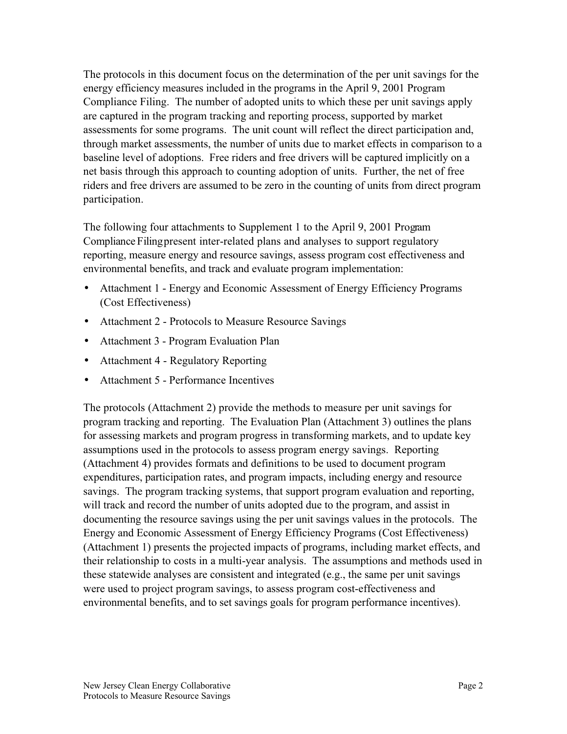The protocols in this document focus on the determination of the per unit savings for the energy efficiency measures included in the programs in the April 9, 2001 Program Compliance Filing. The number of adopted units to which these per unit savings apply are captured in the program tracking and reporting process, supported by market assessments for some programs. The unit count will reflect the direct participation and, through market assessments, the number of units due to market effects in comparison to a baseline level of adoptions. Free riders and free drivers will be captured implicitly on a net basis through this approach to counting adoption of units. Further, the net of free riders and free drivers are assumed to be zero in the counting of units from direct program participation.

The following four attachments to Supplement 1 to the April 9, 2001 Program Compliance Filing present inter-related plans and analyses to support regulatory reporting, measure energy and resource savings, assess program cost effectiveness and environmental benefits, and track and evaluate program implementation:

- Attachment 1 - Energy and Economic Assessment of Energy Efficiency Programs (Cost Effectiveness)
- Attachment 2 - Protocols to Measure Resource Savings
- Attachment 3 - Program Evaluation Plan
- Attachment 4 - Regulatory Reporting
- Attachment 5 - Performance Incentives

The protocols (Attachment 2) provide the methods to measure per unit savings for program tracking and reporting. The Evaluation Plan (Attachment 3) outlines the plans for assessing markets and program progress in transforming markets, and to update key assumptions used in the protocols to assess program energy savings. Reporting (Attachment 4) provides formats and definitions to be used to document program expenditures, participation rates, and program impacts, including energy and resource savings. The program tracking systems, that support program evaluation and reporting, will track and record the number of units adopted due to the program, and assist in documenting the resource savings using the per unit savings values in the protocols. The Energy and Economic Assessment of Energy Efficiency Programs (Cost Effectiveness) (Attachment 1) presents the projected impacts of programs, including market effects, and their relationship to costs in a multi-year analysis. The assumptions and methods used in these statewide analyses are consistent and integrated (e.g., the same per unit savings were used to project program savings, to assess program cost-effectiveness and environmental benefits, and to set savings goals for program performance incentives).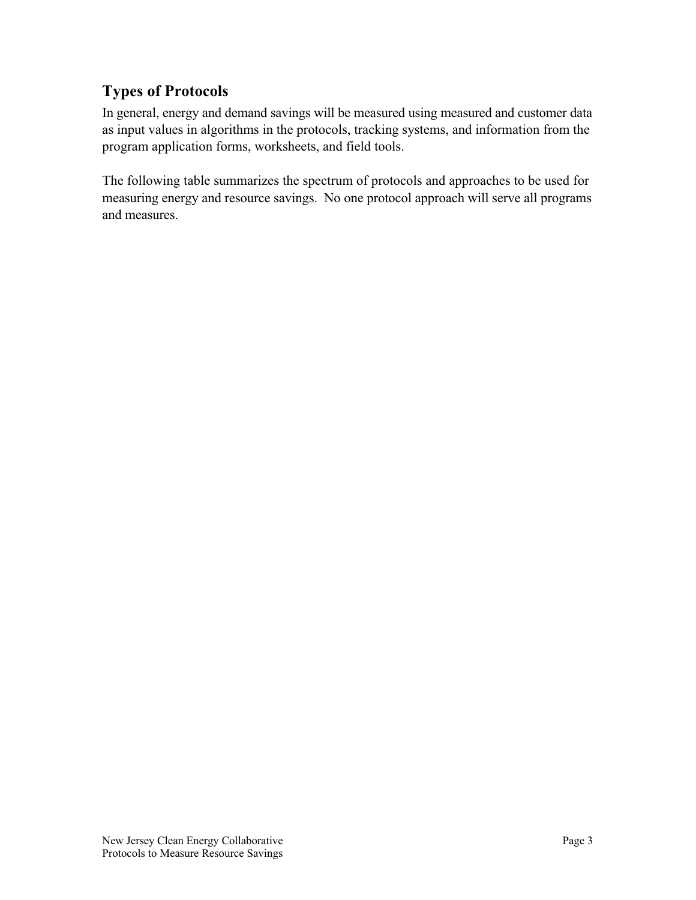## Types of Protocols

In general, energy and demand savings will be measured using measured and customer data as input values in algorithms in the protocols, tracking systems, and information from the program application forms, worksheets, and field tools.

The following table summarizes the spectrum of protocols and approaches to be used for measuring energy and resource savings. No one protocol approach will serve all programs and measures.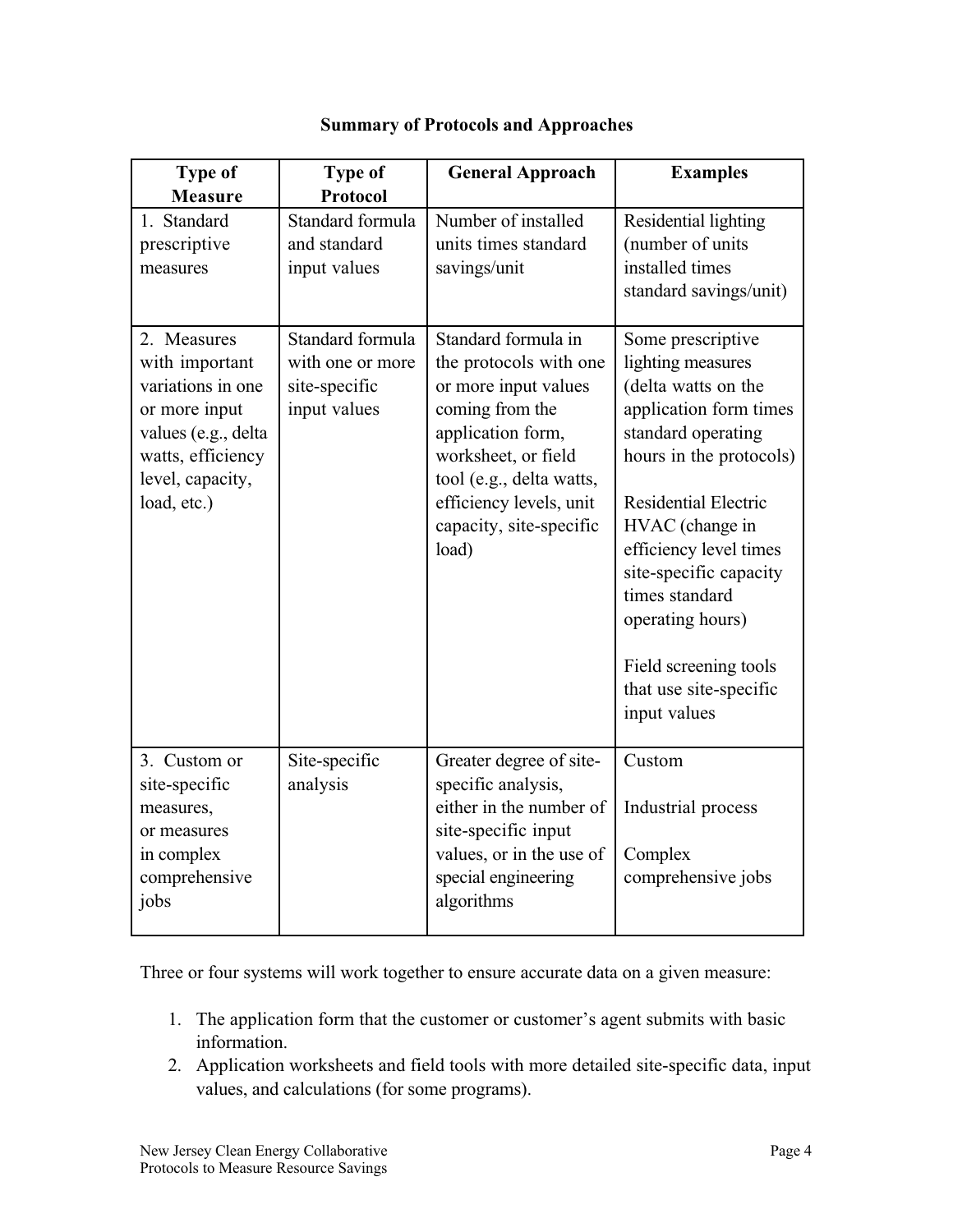**Summary of Protocols and Approaches**

| Type of Measure | Type of Protocol | General Approach | Examples |
|---|---|---|---|
| 1. Standard prescriptive measures | Standard formula and standard input values | Number of installed units times standard savings/unit | Residential lighting (number of units installed times standard savings/unit) |
| 2. Measures with important variations in one or more input values (e.g., delta watts, efficiency level, capacity, load, etc.) | Standard formula with one or more site-specific input values | Standard formula in the protocols with one or more input values coming from the application form, worksheet, or field tool (e.g., delta watts, efficiency levels, unit capacity, site-specific load) | Some prescriptive lighting measures (delta watts on the application form times standard operating hours in the protocols)<br><br>Residential Electric HVAC (change in efficiency level times site-specific capacity times standard operating hours)<br><br>Field screening tools that use site-specific input values |
| 3. Custom or site-specific measures, or measures in complex comprehensive jobs | Site-specific analysis | Greater degree of site-specific analysis, either in the number of site-specific input values, or in the use of special engineering algorithms | Custom<br><br>Industrial process<br><br>Complex comprehensive jobs |

Three or four systems will work together to ensure accurate data on a given measure:

1. The application form that the customer or customer's agent submits with basic information.
2. Application worksheets and field tools with more detailed site-specific data, input values, and calculations (for some programs).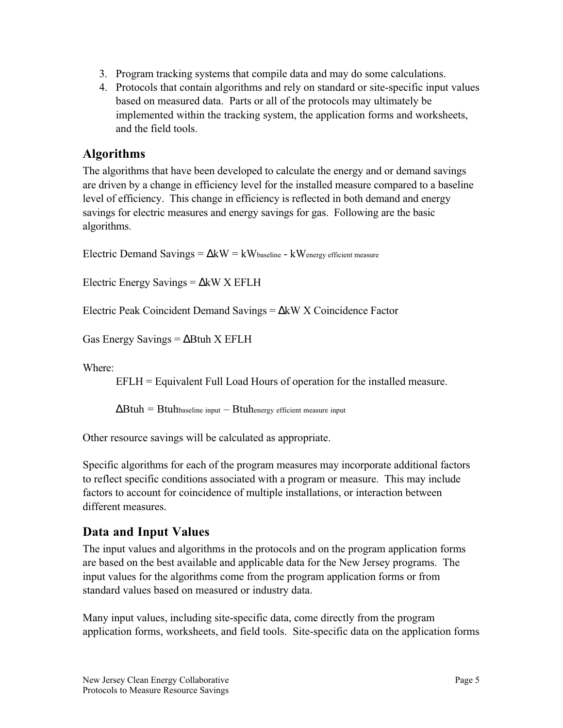3. Program tracking systems that compile data and may do some calculations.
4. Protocols that contain algorithms and rely on standard or site-specific input values based on measured data. Parts or all of the protocols may ultimately be implemented within the tracking system, the application forms and worksheets, and the field tools.

## Algorithms

The algorithms that have been developed to calculate the energy and or demand savings are driven by a change in efficiency level for the installed measure compared to a baseline level of efficiency. This change in efficiency is reflected in both demand and energy savings for electric measures and energy savings for gas. Following are the basic algorithms.

Electric Demand Savings = $\Delta kW = kW_{baseline} - kW_{energy\ efficient\ measure}$

Electric Energy Savings = $\Delta kW \times EFLH$

Electric Peak Coincident Demand Savings = $\Delta kW \times$ Coincidence Factor

Gas Energy Savings = $\Delta Btuh \times EFLH$

Where:

EFLH = Equivalent Full Load Hours of operation for the installed measure.

$\Delta Btuh = Btuh_{baseline\ input} - Btuh_{energy\ efficient\ measure\ input}$

Other resource savings will be calculated as appropriate.

Specific algorithms for each of the program measures may incorporate additional factors to reflect specific conditions associated with a program or measure. This may include factors to account for coincidence of multiple installations, or interaction between different measures.

## Data and Input Values

The input values and algorithms in the protocols and on the program application forms are based on the best available and applicable data for the New Jersey programs. The input values for the algorithms come from the program application forms or from standard values based on measured or industry data.

Many input values, including site-specific data, come directly from the program application forms, worksheets, and field tools. Site-specific data on the application forms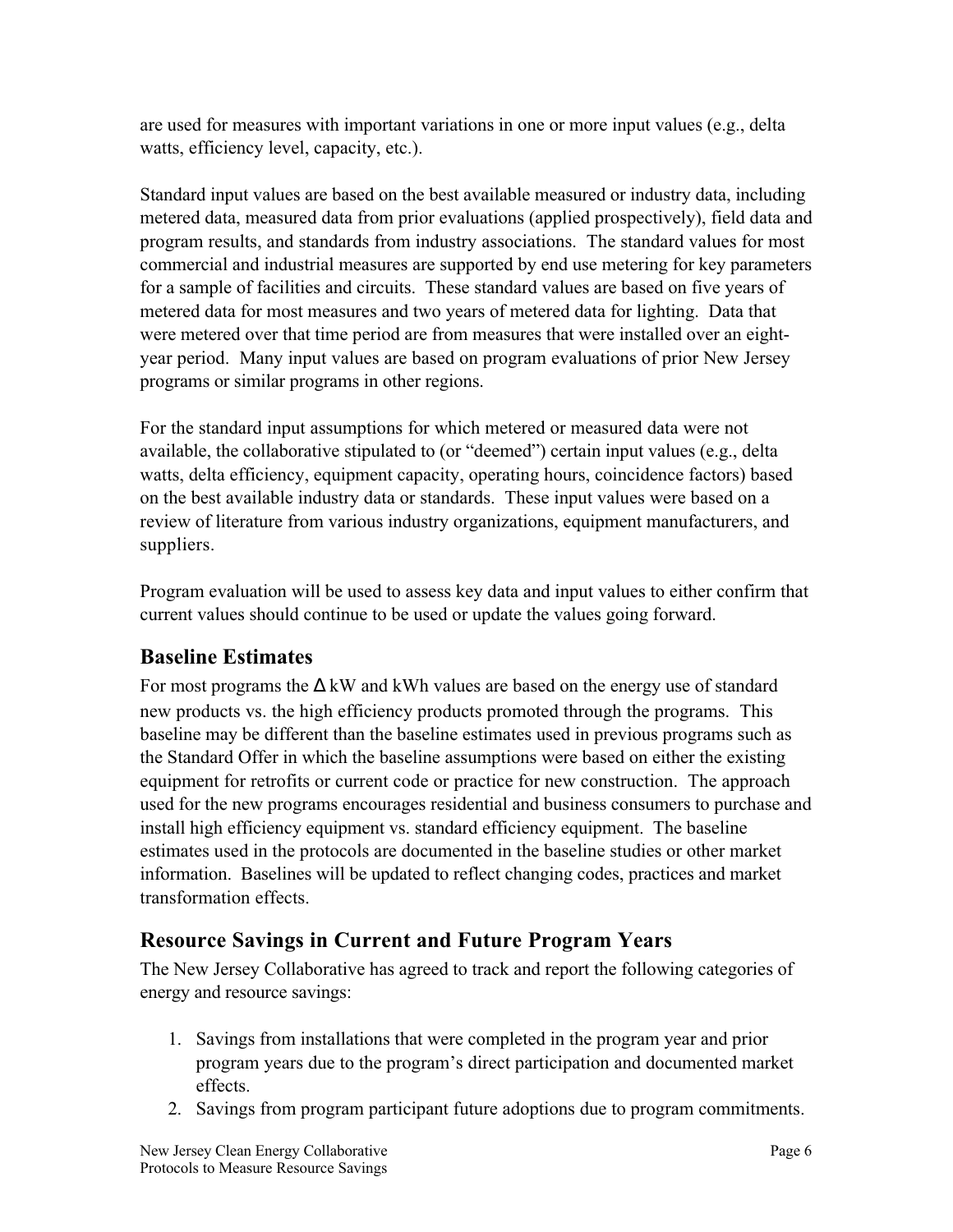are used for measures with important variations in one or more input values (e.g., delta watts, efficiency level, capacity, etc.).

Standard input values are based on the best available measured or industry data, including metered data, measured data from prior evaluations (applied prospectively), field data and program results, and standards from industry associations. The standard values for most commercial and industrial measures are supported by end use metering for key parameters for a sample of facilities and circuits. These standard values are based on five years of metered data for most measures and two years of metered data for lighting. Data that were metered over that time period are from measures that were installed over an eight-year period. Many input values are based on program evaluations of prior New Jersey programs or similar programs in other regions.

For the standard input assumptions for which metered or measured data were not available, the collaborative stipulated to (or "deemed") certain input values (e.g., delta watts, delta efficiency, equipment capacity, operating hours, coincidence factors) based on the best available industry data or standards. These input values were based on a review of literature from various industry organizations, equipment manufacturers, and suppliers.

Program evaluation will be used to assess key data and input values to either confirm that current values should continue to be used or update the values going forward.

## Baseline Estimates

For most programs the Δ kW and kWh values are based on the energy use of standard new products vs. the high efficiency products promoted through the programs. This baseline may be different than the baseline estimates used in previous programs such as the Standard Offer in which the baseline assumptions were based on either the existing equipment for retrofits or current code or practice for new construction. The approach used for the new programs encourages residential and business consumers to purchase and install high efficiency equipment vs. standard efficiency equipment. The baseline estimates used in the protocols are documented in the baseline studies or other market information. Baselines will be updated to reflect changing codes, practices and market transformation effects.

## Resource Savings in Current and Future Program Years

The New Jersey Collaborative has agreed to track and report the following categories of energy and resource savings:

1. Savings from installations that were completed in the program year and prior program years due to the program's direct participation and documented market effects.
2. Savings from program participant future adoptions due to program commitments.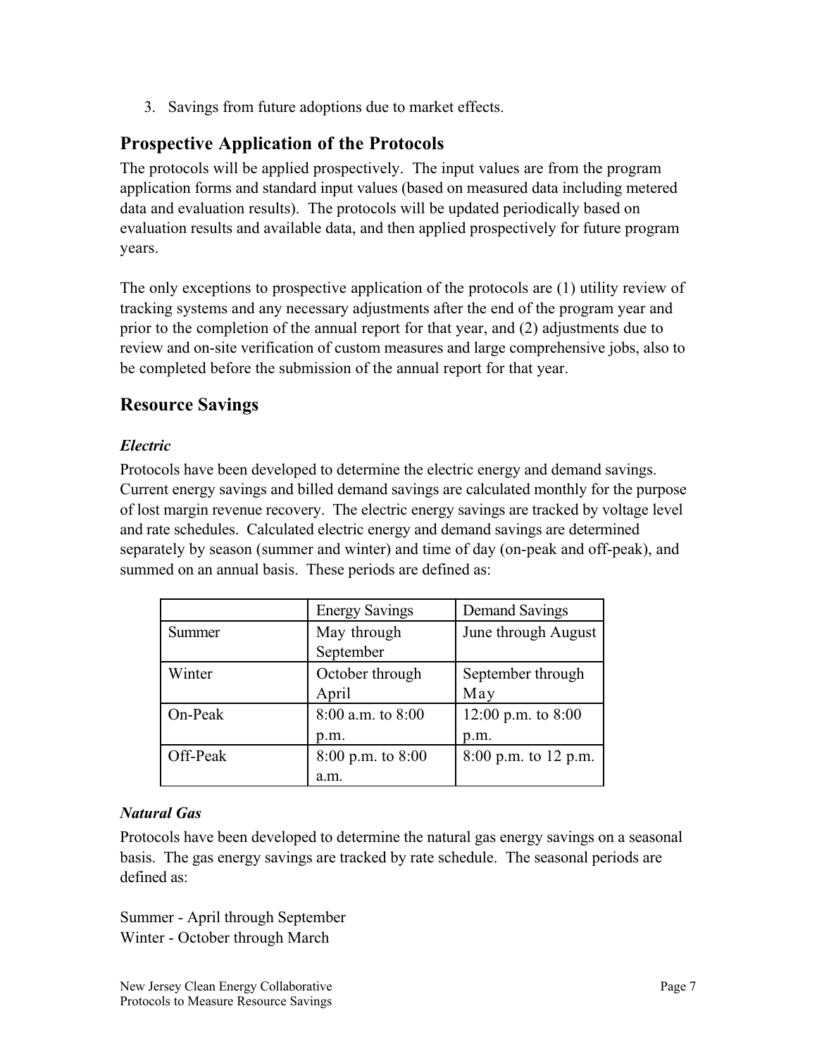3. Savings from future adoptions due to market effects.

## Prospective Application of the Protocols

The protocols will be applied prospectively. The input values are from the program application forms and standard input values (based on measured data including metered data and evaluation results). The protocols will be updated periodically based on evaluation results and available data, and then applied prospectively for future program years.

The only exceptions to prospective application of the protocols are (1) utility review of tracking systems and any necessary adjustments after the end of the program year and prior to the completion of the annual report for that year, and (2) adjustments due to review and on-site verification of custom measures and large comprehensive jobs, also to be completed before the submission of the annual report for that year.

## Resource Savings

### *Electric*

Protocols have been developed to determine the electric energy and demand savings. Current energy savings and billed demand savings are calculated monthly for the purpose of lost margin revenue recovery. The electric energy savings are tracked by voltage level and rate schedules. Calculated electric energy and demand savings are determined separately by season (summer and winter) and time of day (on-peak and off-peak), and summed on an annual basis. These periods are defined as:

| | Energy Savings | Demand Savings |
|---|---|---|
| Summer | May through September | June through August |
| Winter | October through April | September through May |
| On-Peak | 8:00 a.m. to 8:00 p.m. | 12:00 p.m. to 8:00 p.m. |
| Off-Peak | 8:00 p.m. to 8:00 a.m. | 8:00 p.m. to 12 p.m. |

### *Natural Gas*

Protocols have been developed to determine the natural gas energy savings on a seasonal basis. The gas energy savings are tracked by rate schedule. The seasonal periods are defined as:

Summer - April through September
Winter - October through March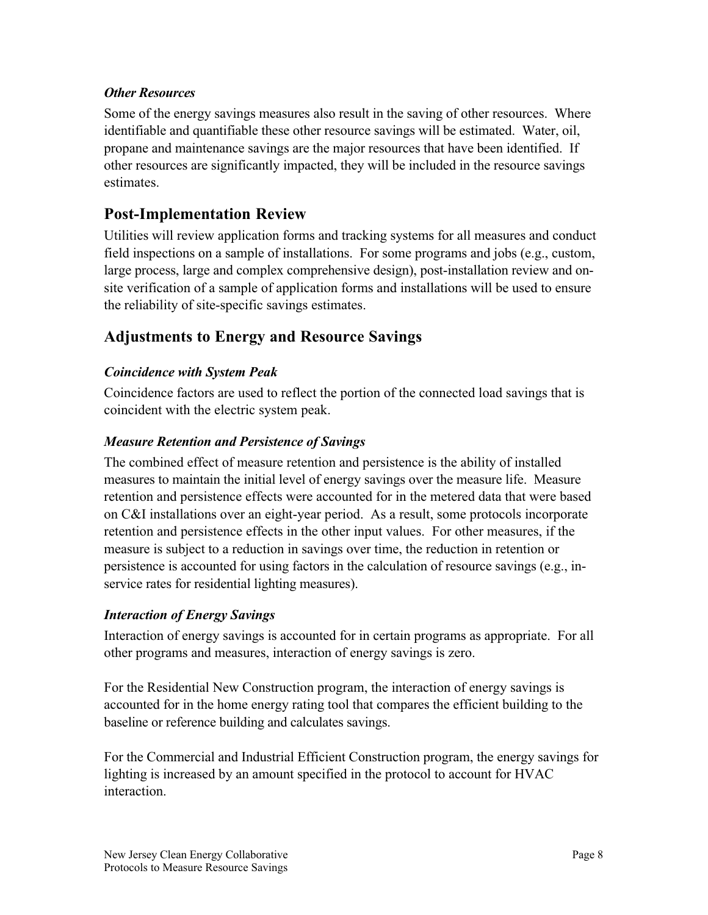### *Other Resources*

Some of the energy savings measures also result in the saving of other resources. Where identifiable and quantifiable these other resource savings will be estimated. Water, oil, propane and maintenance savings are the major resources that have been identified. If other resources are significantly impacted, they will be included in the resource savings estimates.

## Post-Implementation Review

Utilities will review application forms and tracking systems for all measures and conduct field inspections on a sample of installations. For some programs and jobs (e.g., custom, large process, large and complex comprehensive design), post-installation review and on-site verification of a sample of application forms and installations will be used to ensure the reliability of site-specific savings estimates.

## Adjustments to Energy and Resource Savings

### *Coincidence with System Peak*

Coincidence factors are used to reflect the portion of the connected load savings that is coincident with the electric system peak.

### *Measure Retention and Persistence of Savings*

The combined effect of measure retention and persistence is the ability of installed measures to maintain the initial level of energy savings over the measure life. Measure retention and persistence effects were accounted for in the metered data that were based on C&I installations over an eight-year period. As a result, some protocols incorporate retention and persistence effects in the other input values. For other measures, if the measure is subject to a reduction in savings over time, the reduction in retention or persistence is accounted for using factors in the calculation of resource savings (e.g., in-service rates for residential lighting measures).

### *Interaction of Energy Savings*

Interaction of energy savings is accounted for in certain programs as appropriate. For all other programs and measures, interaction of energy savings is zero.

For the Residential New Construction program, the interaction of energy savings is accounted for in the home energy rating tool that compares the efficient building to the baseline or reference building and calculates savings.

For the Commercial and Industrial Efficient Construction program, the energy savings for lighting is increased by an amount specified in the protocol to account for HVAC interaction.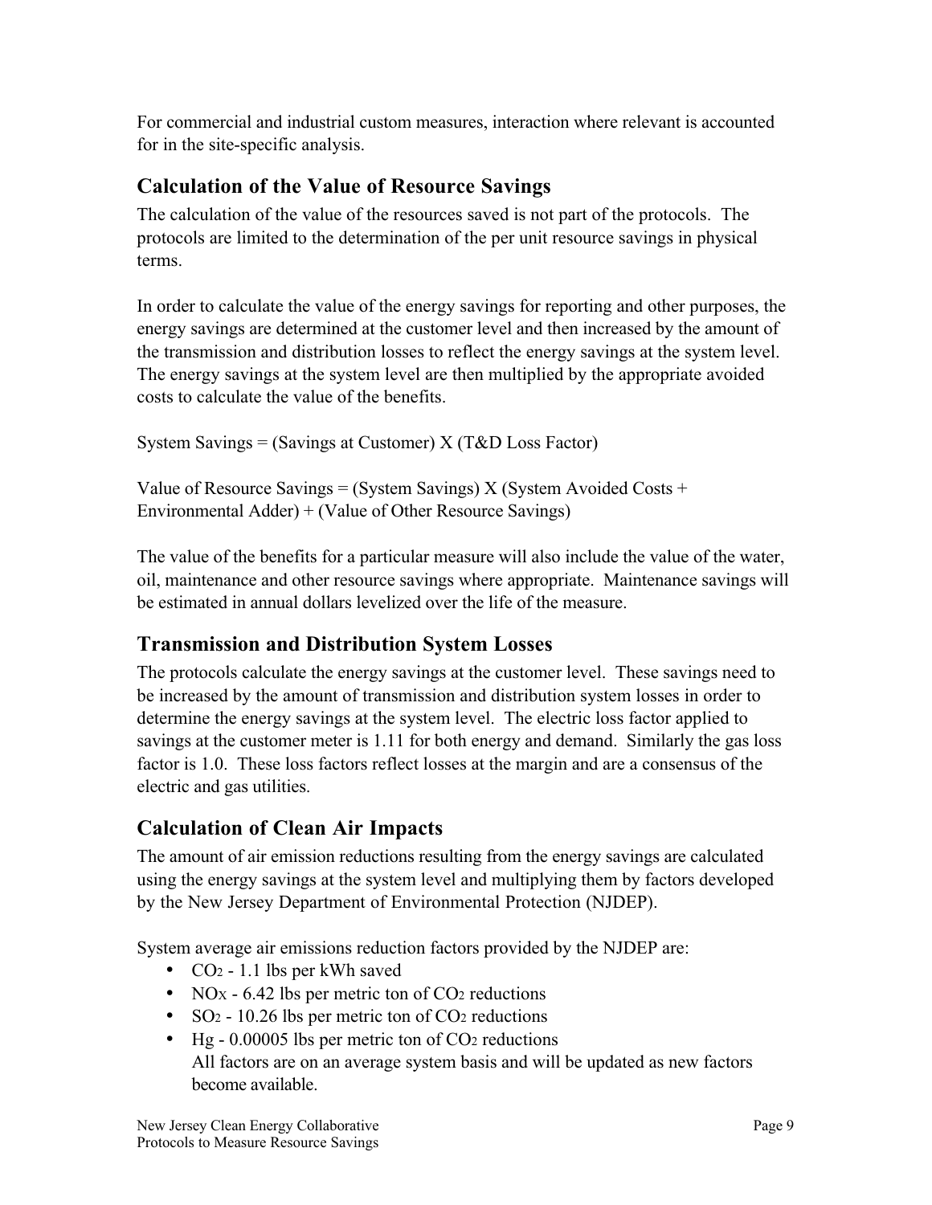For commercial and industrial custom measures, interaction where relevant is accounted for in the site-specific analysis.

## Calculation of the Value of Resource Savings

The calculation of the value of the resources saved is not part of the protocols. The protocols are limited to the determination of the per unit resource savings in physical terms.

In order to calculate the value of the energy savings for reporting and other purposes, the energy savings are determined at the customer level and then increased by the amount of the transmission and distribution losses to reflect the energy savings at the system level. The energy savings at the system level are then multiplied by the appropriate avoided costs to calculate the value of the benefits.

System Savings = (Savings at Customer) X (T&D Loss Factor)

Value of Resource Savings = (System Savings) X (System Avoided Costs + Environmental Adder) + (Value of Other Resource Savings)

The value of the benefits for a particular measure will also include the value of the water, oil, maintenance and other resource savings where appropriate. Maintenance savings will be estimated in annual dollars levelized over the life of the measure.

## Transmission and Distribution System Losses

The protocols calculate the energy savings at the customer level. These savings need to be increased by the amount of transmission and distribution system losses in order to determine the energy savings at the system level. The electric loss factor applied to savings at the customer meter is 1.11 for both energy and demand. Similarly the gas loss factor is 1.0. These loss factors reflect losses at the margin and are a consensus of the electric and gas utilities.

## Calculation of Clean Air Impacts

The amount of air emission reductions resulting from the energy savings are calculated using the energy savings at the system level and multiplying them by factors developed by the New Jersey Department of Environmental Protection (NJDEP).

System average air emissions reduction factors provided by the NJDEP are:

- $CO_2$ - 1.1 lbs per kWh saved
- $NO_X$ - 6.42 lbs per metric ton of $CO_2$ reductions
- $SO_2$ - 10.26 lbs per metric ton of $CO_2$ reductions
- Hg - 0.00005 lbs per metric ton of $CO_2$ reductions

  All factors are on an average system basis and will be updated as new factors become available.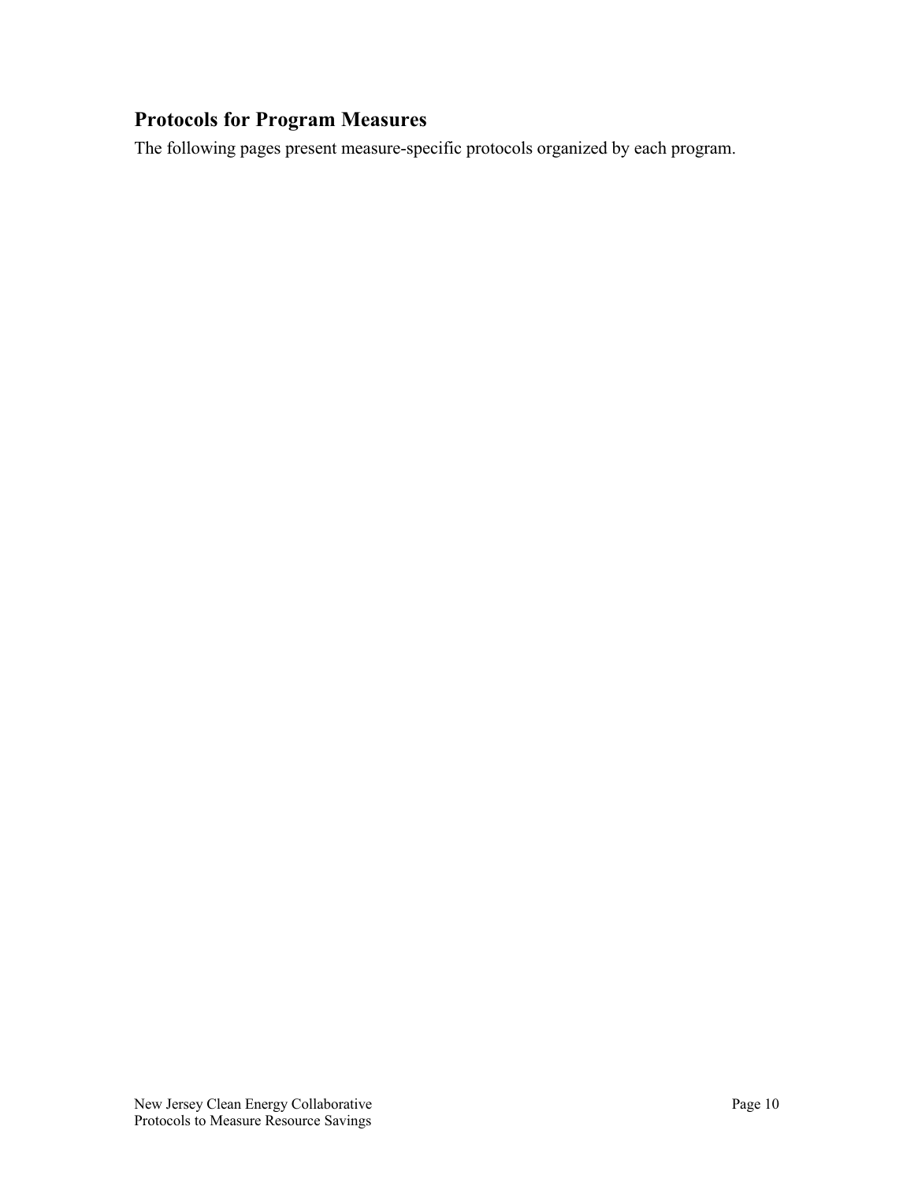## Protocols for Program Measures

The following pages present measure-specific protocols organized by each program.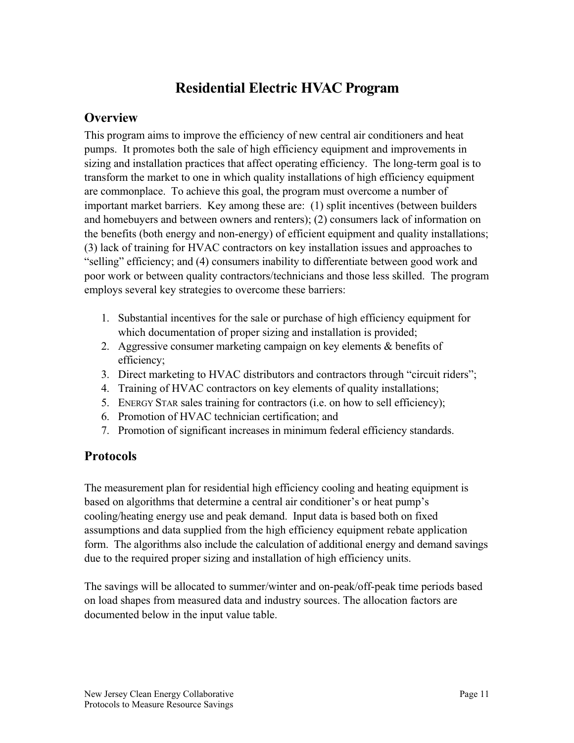# Residential Electric HVAC Program

## Overview

This program aims to improve the efficiency of new central air conditioners and heat pumps. It promotes both the sale of high efficiency equipment and improvements in sizing and installation practices that affect operating efficiency. The long-term goal is to transform the market to one in which quality installations of high efficiency equipment are commonplace. To achieve this goal, the program must overcome a number of important market barriers. Key among these are: (1) split incentives (between builders and homebuyers and between owners and renters); (2) consumers lack of information on the benefits (both energy and non-energy) of efficient equipment and quality installations; (3) lack of training for HVAC contractors on key installation issues and approaches to "selling" efficiency; and (4) consumers inability to differentiate between good work and poor work or between quality contractors/technicians and those less skilled. The program employs several key strategies to overcome these barriers:

1. Substantial incentives for the sale or purchase of high efficiency equipment for which documentation of proper sizing and installation is provided;
2. Aggressive consumer marketing campaign on key elements & benefits of efficiency;
3. Direct marketing to HVAC distributors and contractors through "circuit riders";
4. Training of HVAC contractors on key elements of quality installations;
5. ENERGY STAR sales training for contractors (i.e. on how to sell efficiency);
6. Promotion of HVAC technician certification; and
7. Promotion of significant increases in minimum federal efficiency standards.

## Protocols

The measurement plan for residential high efficiency cooling and heating equipment is based on algorithms that determine a central air conditioner's or heat pump's cooling/heating energy use and peak demand. Input data is based both on fixed assumptions and data supplied from the high efficiency equipment rebate application form. The algorithms also include the calculation of additional energy and demand savings due to the required proper sizing and installation of high efficiency units.

The savings will be allocated to summer/winter and on-peak/off-peak time periods based on load shapes from measured data and industry sources. The allocation factors are documented below in the input value table.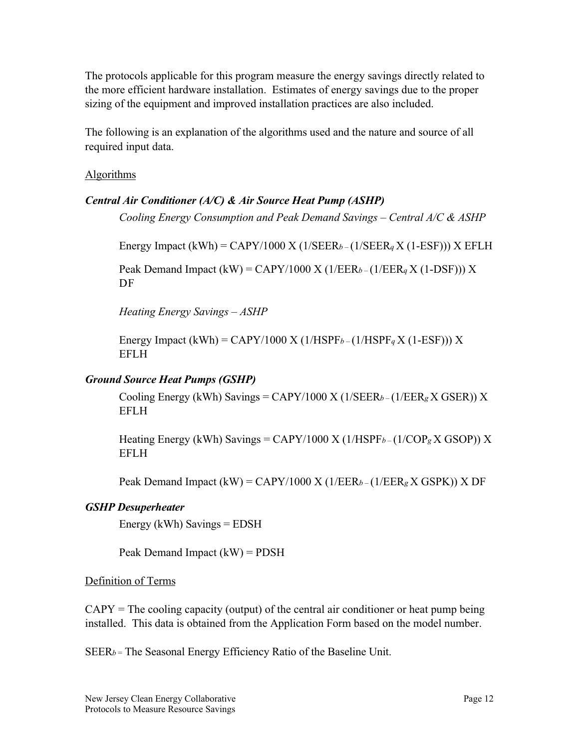The protocols applicable for this program measure the energy savings directly related to the more efficient hardware installation. Estimates of energy savings due to the proper sizing of the equipment and improved installation practices are also included.

The following is an explanation of the algorithms used and the nature and source of all required input data.

Algorithms

***Central Air Conditioner (A/C) & Air Source Heat Pump (ASHP)***

*Cooling Energy Consumption and Peak Demand Savings – Central A/C & ASHP*

Energy Impact (kWh) = CAPY/1000 X ($1/SEER_b$ – ($1/SEER_q$ X (1-ESF))) X EFLH

Peak Demand Impact (kW) = CAPY/1000 X ($1/EER_b$ – ($1/EER_q$ X (1-DSF))) X DF

*Heating Energy Savings – ASHP*

Energy Impact (kWh) = CAPY/1000 X ($1/HSPF_b$ – ($1/HSPF_q$ X (1-ESF))) X EFLH

***Ground Source Heat Pumps (GSHP)***

Cooling Energy (kWh) Savings = CAPY/1000 X ($1/SEER_b$ – ($1/EER_g$ X GSER)) X EFLH

Heating Energy (kWh) Savings = CAPY/1000 X ($1/HSPF_b$ – ($1/COP_g$ X GSOP)) X EFLH

Peak Demand Impact (kW) = CAPY/1000 X ($1/EER_b$ – ($1/EER_g$ X GSPK)) X DF

***GSHP Desuperheater***

Energy (kWh) Savings = EDSH

Peak Demand Impact (kW) = PDSH

Definition of Terms

CAPY = The cooling capacity (output) of the central air conditioner or heat pump being installed. This data is obtained from the Application Form based on the model number.

$SEER_b$ = The Seasonal Energy Efficiency Ratio of the Baseline Unit.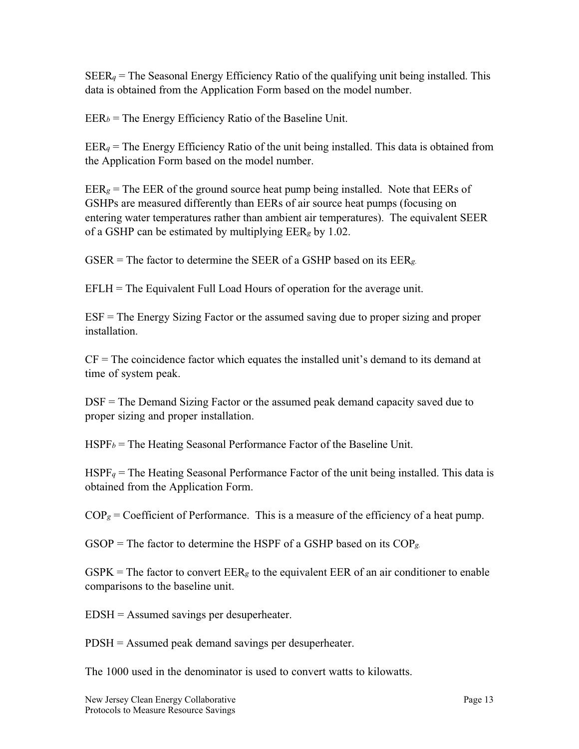$SEER_q$ = The Seasonal Energy Efficiency Ratio of the qualifying unit being installed. This data is obtained from the Application Form based on the model number.

$EER_b$ = The Energy Efficiency Ratio of the Baseline Unit.

$EER_q$ = The Energy Efficiency Ratio of the unit being installed. This data is obtained from the Application Form based on the model number.

$EER_g$ = The EER of the ground source heat pump being installed. Note that EERs of GSHPs are measured differently than EERs of air source heat pumps (focusing on entering water temperatures rather than ambient air temperatures). The equivalent SEER of a GSHP can be estimated by multiplying $EER_g$ by 1.02.

GSER = The factor to determine the SEER of a GSHP based on its $EER_g$.

EFLH = The Equivalent Full Load Hours of operation for the average unit.

ESF = The Energy Sizing Factor or the assumed saving due to proper sizing and proper installation.

CF = The coincidence factor which equates the installed unit's demand to its demand at time of system peak.

DSF = The Demand Sizing Factor or the assumed peak demand capacity saved due to proper sizing and proper installation.

$HSPF_b$ = The Heating Seasonal Performance Factor of the Baseline Unit.

$HSPF_q$ = The Heating Seasonal Performance Factor of the unit being installed. This data is obtained from the Application Form.

$COP_g$ = Coefficient of Performance. This is a measure of the efficiency of a heat pump.

GSOP = The factor to determine the HSPF of a GSHP based on its $COP_g$.

GSPK = The factor to convert $EER_g$ to the equivalent EER of an air conditioner to enable comparisons to the baseline unit.

EDSH = Assumed savings per desuperheater.

PDSH = Assumed peak demand savings per desuperheater.

The 1000 used in the denominator is used to convert watts to kilowatts.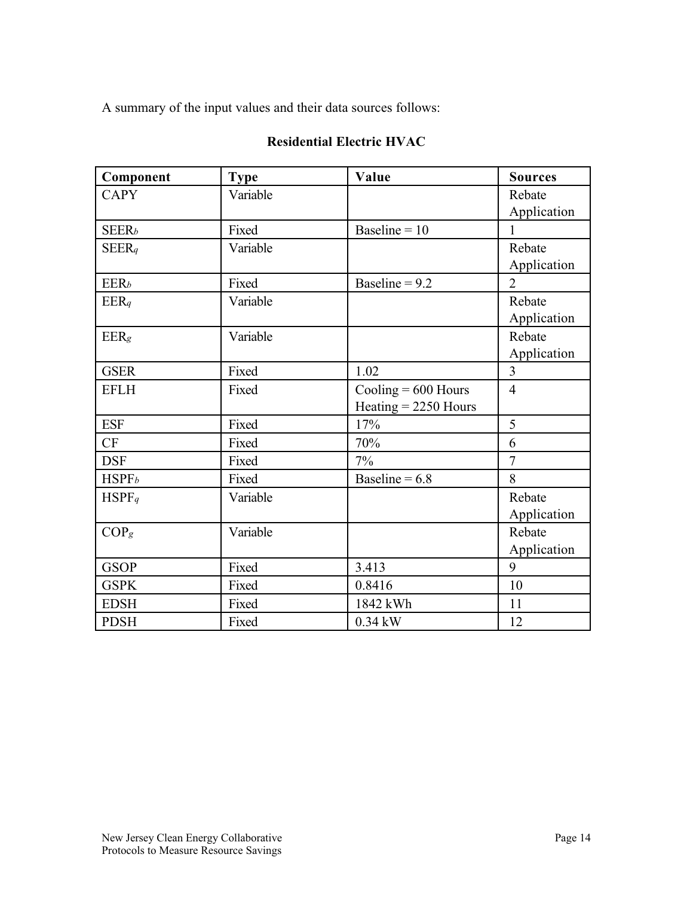A summary of the input values and their data sources follows:

**Residential Electric HVAC**

| Component | Type | Value | Sources |
|---|---|---|---|
| CAPY | Variable | | Rebate Application |
| $SEER_b$ | Fixed | Baseline = 10 | 1 |
| $SEER_q$ | Variable | | Rebate Application |
| $EER_b$ | Fixed | Baseline = 9.2 | 2 |
| $EER_q$ | Variable | | Rebate Application |
| $EER_g$ | Variable | | Rebate Application |
| GSER | Fixed | 1.02 | 3 |
| EFLH | Fixed | Cooling = 600 Hours<br>Heating = 2250 Hours | 4 |
| ESF | Fixed | 17% | 5 |
| CF | Fixed | 70% | 6 |
| DSF | Fixed | 7% | 7 |
| $HSPF_b$ | Fixed | Baseline = 6.8 | 8 |
| $HSPF_q$ | Variable | | Rebate Application |
| $COP_g$ | Variable | | Rebate Application |
| GSOP | Fixed | 3.413 | 9 |
| GSPK | Fixed | 0.8416 | 10 |
| EDSH | Fixed | 1842 kWh | 11 |
| PDSH | Fixed | 0.34 kW | 12 |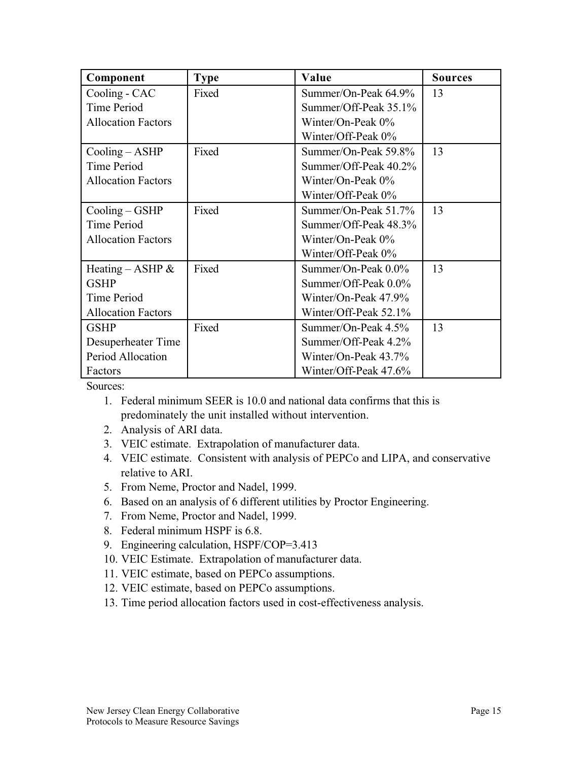| Component | Type | Value | Sources |
|---|---|---|---|
| Cooling - CAC Time Period Allocation Factors | Fixed | Summer/On-Peak 64.9%<br>Summer/Off-Peak 35.1%<br>Winter/On-Peak 0%<br>Winter/Off-Peak 0% | 13 |
| Cooling – ASHP Time Period Allocation Factors | Fixed | Summer/On-Peak 59.8%<br>Summer/Off-Peak 40.2%<br>Winter/On-Peak 0%<br>Winter/Off-Peak 0% | 13 |
| Cooling – GSHP Time Period Allocation Factors | Fixed | Summer/On-Peak 51.7%<br>Summer/Off-Peak 48.3%<br>Winter/On-Peak 0%<br>Winter/Off-Peak 0% | 13 |
| Heating – ASHP & GSHP Time Period Allocation Factors | Fixed | Summer/On-Peak 0.0%<br>Summer/Off-Peak 0.0%<br>Winter/On-Peak 47.9%<br>Winter/Off-Peak 52.1% | 13 |
| GSHP Desuperheater Time Period Allocation Factors | Fixed | Summer/On-Peak 4.5%<br>Summer/Off-Peak 4.2%<br>Winter/On-Peak 43.7%<br>Winter/Off-Peak 47.6% | 13 |

Sources:

1. Federal minimum SEER is 10.0 and national data confirms that this is predominately the unit installed without intervention.
2. Analysis of ARI data.
3. VEIC estimate. Extrapolation of manufacturer data.
4. VEIC estimate. Consistent with analysis of PEPCo and LIPA, and conservative relative to ARI.
5. From Neme, Proctor and Nadel, 1999.
6. Based on an analysis of 6 different utilities by Proctor Engineering.
7. From Neme, Proctor and Nadel, 1999.
8. Federal minimum HSPF is 6.8.
9. Engineering calculation, HSPF/COP=3.413
10. VEIC Estimate. Extrapolation of manufacturer data.
11. VEIC estimate, based on PEPCo assumptions.
12. VEIC estimate, based on PEPCo assumptions.
13. Time period allocation factors used in cost-effectiveness analysis.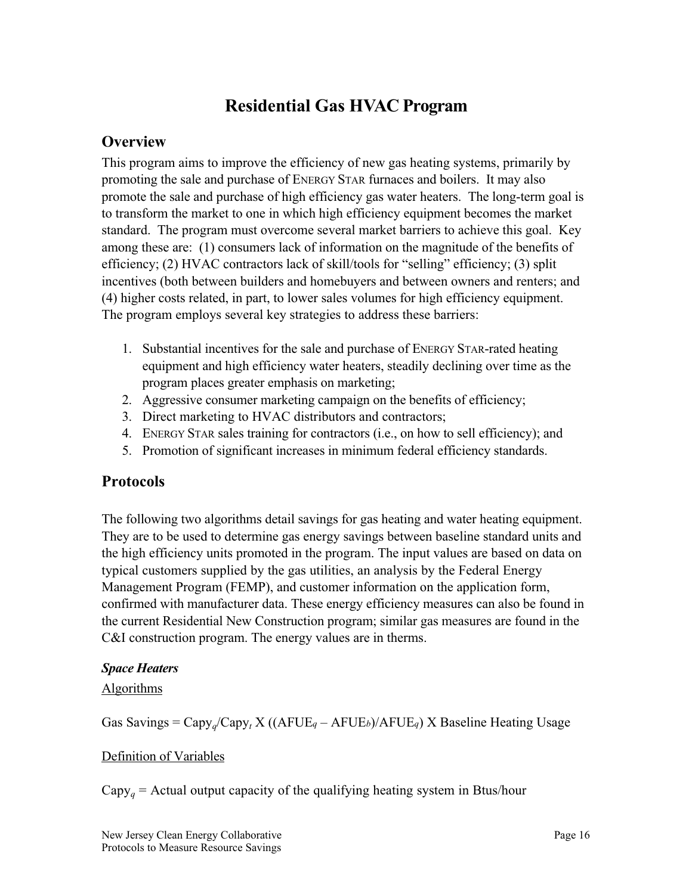# Residential Gas HVAC Program

## Overview

This program aims to improve the efficiency of new gas heating systems, primarily by promoting the sale and purchase of ENERGY STAR furnaces and boilers. It may also promote the sale and purchase of high efficiency gas water heaters. The long-term goal is to transform the market to one in which high efficiency equipment becomes the market standard. The program must overcome several market barriers to achieve this goal. Key among these are: (1) consumers lack of information on the magnitude of the benefits of efficiency; (2) HVAC contractors lack of skill/tools for "selling" efficiency; (3) split incentives (both between builders and homebuyers and between owners and renters; and (4) higher costs related, in part, to lower sales volumes for high efficiency equipment. The program employs several key strategies to address these barriers:

1. Substantial incentives for the sale and purchase of ENERGY STAR-rated heating equipment and high efficiency water heaters, steadily declining over time as the program places greater emphasis on marketing;
2. Aggressive consumer marketing campaign on the benefits of efficiency;
3. Direct marketing to HVAC distributors and contractors;
4. ENERGY STAR sales training for contractors (i.e., on how to sell efficiency); and
5. Promotion of significant increases in minimum federal efficiency standards.

## Protocols

The following two algorithms detail savings for gas heating and water heating equipment. They are to be used to determine gas energy savings between baseline standard units and the high efficiency units promoted in the program. The input values are based on data on typical customers supplied by the gas utilities, an analysis by the Federal Energy Management Program (FEMP), and customer information on the application form, confirmed with manufacturer data. These energy efficiency measures can also be found in the current Residential New Construction program; similar gas measures are found in the C&I construction program. The energy values are in therms.

### *Space Heaters*

Algorithms

Gas Savings = $Capy_q/Capy_t$ X $((AFUE_q – AFUE_b)/AFUE_q)$ X Baseline Heating Usage

Definition of Variables

$Capy_q$ = Actual output capacity of the qualifying heating system in Btus/hour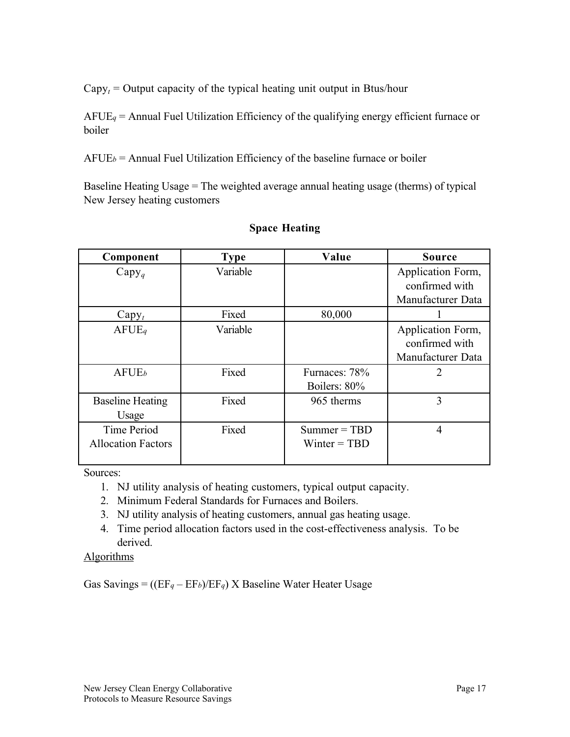$Capy_t$ = Output capacity of the typical heating unit output in Btus/hour

$AFUE_q$ = Annual Fuel Utilization Efficiency of the qualifying energy efficient furnace or boiler

$AFUE_b$ = Annual Fuel Utilization Efficiency of the baseline furnace or boiler

Baseline Heating Usage = The weighted average annual heating usage (therms) of typical New Jersey heating customers

**Space Heating**

| Component | Type | Value | Source |
|---|---|---|---|
| $Capy_q$ | Variable | | Application Form, confirmed with Manufacturer Data |
| $Capy_t$ | Fixed | 80,000 | 1 |
| $AFUE_q$ | Variable | | Application Form, confirmed with Manufacturer Data |
| $AFUE_b$ | Fixed | Furnaces: 78%<br>Boilers: 80% | 2 |
| Baseline Heating Usage | Fixed | 965 therms | 3 |
| Time Period Allocation Factors | Fixed | Summer = TBD<br>Winter = TBD | 4 |

Sources:

1. NJ utility analysis of heating customers, typical output capacity.
2. Minimum Federal Standards for Furnaces and Boilers.
3. NJ utility analysis of heating customers, annual gas heating usage.
4. Time period allocation factors used in the cost-effectiveness analysis. To be derived.

<u>Algorithms</u>

Gas Savings = $((EF_q - EF_b)/EF_q)$ X Baseline Water Heater Usage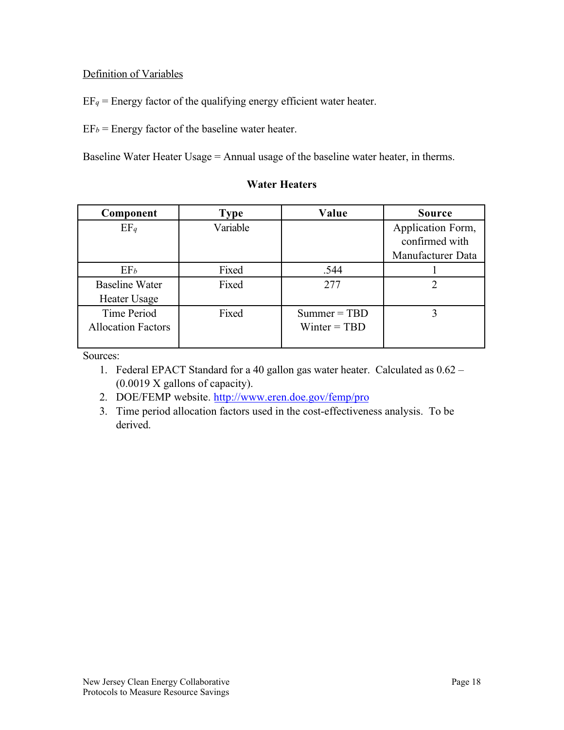Definition of Variables

$EF_q$ = Energy factor of the qualifying energy efficient water heater.

$EF_b$ = Energy factor of the baseline water heater.

Baseline Water Heater Usage = Annual usage of the baseline water heater, in therms.

**Water Heaters**

| Component | Type | Value | Source |
|---|---|---|---|
| $EF_q$ | Variable | | Application Form, confirmed with Manufacturer Data |
| $EF_b$ | Fixed | .544 | 1 |
| Baseline Water Heater Usage | Fixed | 277 | 2 |
| Time Period Allocation Factors | Fixed | Summer = TBD<br>Winter = TBD | 3 |

Sources:

1. Federal EPACT Standard for a 40 gallon gas water heater. Calculated as 0.62 – (0.0019 X gallons of capacity).
2. DOE/FEMP website. http://www.eren.doe.gov/femp/pro
3. Time period allocation factors used in the cost-effectiveness analysis. To be derived.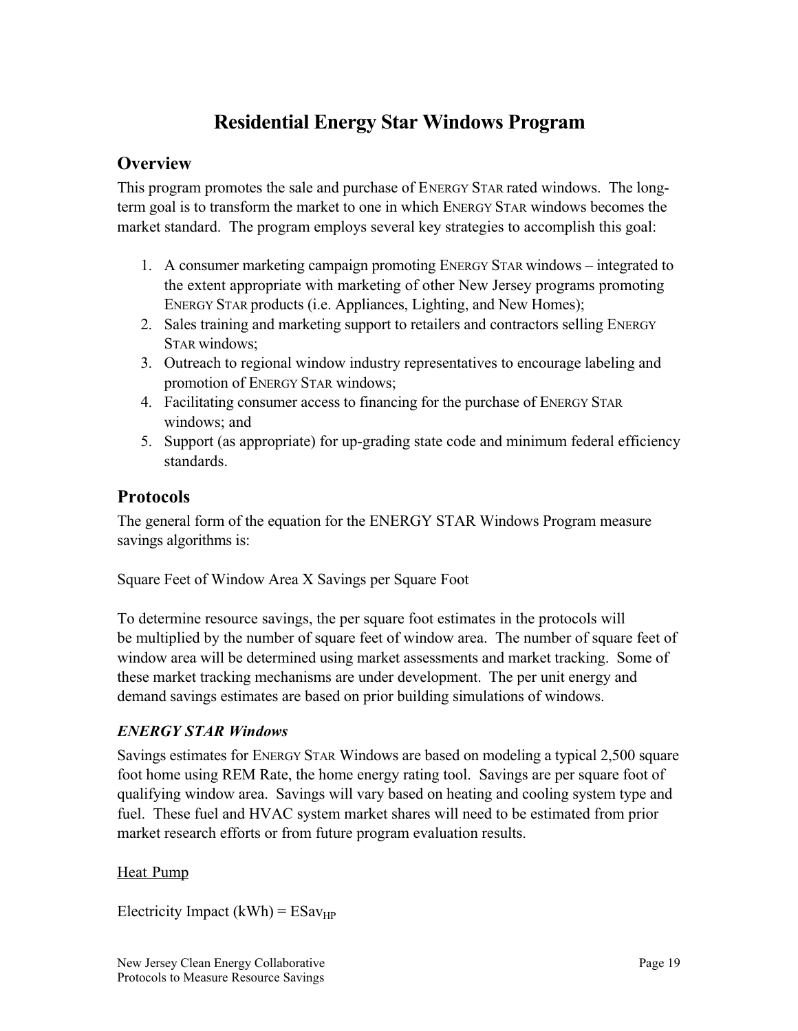# Residential Energy Star Windows Program

## Overview

This program promotes the sale and purchase of ENERGY STAR rated windows. The long-term goal is to transform the market to one in which ENERGY STAR windows becomes the market standard. The program employs several key strategies to accomplish this goal:

1. A consumer marketing campaign promoting ENERGY STAR windows – integrated to the extent appropriate with marketing of other New Jersey programs promoting ENERGY STAR products (i.e. Appliances, Lighting, and New Homes);
2. Sales training and marketing support to retailers and contractors selling ENERGY STAR windows;
3. Outreach to regional window industry representatives to encourage labeling and promotion of ENERGY STAR windows;
4. Facilitating consumer access to financing for the purchase of ENERGY STAR windows; and
5. Support (as appropriate) for up-grading state code and minimum federal efficiency standards.

## Protocols

The general form of the equation for the ENERGY STAR Windows Program measure savings algorithms is:

Square Feet of Window Area X Savings per Square Foot

To determine resource savings, the per square foot estimates in the protocols will be multiplied by the number of square feet of window area. The number of square feet of window area will be determined using market assessments and market tracking. Some of these market tracking mechanisms are under development. The per unit energy and demand savings estimates are based on prior building simulations of windows.

### *ENERGY STAR Windows*

Savings estimates for ENERGY STAR Windows are based on modeling a typical 2,500 square foot home using REM Rate, the home energy rating tool. Savings are per square foot of qualifying window area. Savings will vary based on heating and cooling system type and fuel. These fuel and HVAC system market shares will need to be estimated from prior market research efforts or from future program evaluation results.

<u>Heat Pump</u>

Electricity Impact (kWh) = $ESav_{HP}$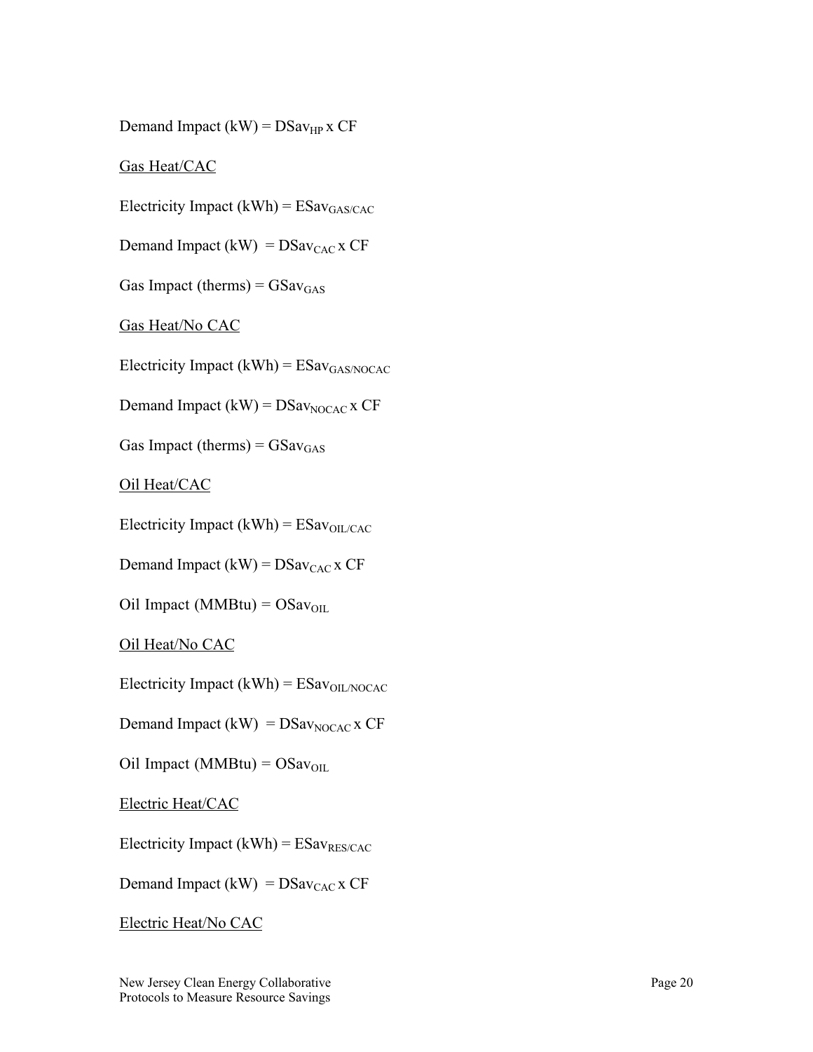Demand Impact (kW) = $DSav_{HP}$ x CF

Gas Heat/CAC

Electricity Impact (kWh) = $ESav_{GAS/CAC}$

Demand Impact (kW) = $DSav_{CAC}$ x CF

Gas Impact (therms) = $GSav_{GAS}$

Gas Heat/No CAC

Electricity Impact (kWh) = $ESav_{GAS/NOCAC}$

Demand Impact (kW) = $DSav_{NOCAC}$ x CF

Gas Impact (therms) = $GSav_{GAS}$

Oil Heat/CAC

Electricity Impact (kWh) = $ESav_{OIL/CAC}$

Demand Impact (kW) = $DSav_{CAC}$ x CF

Oil Impact (MMBtu) = $OSav_{OIL}$

Oil Heat/No CAC

Electricity Impact (kWh) = $ESav_{OIL/NOCAC}$

Demand Impact (kW) = $DSav_{NOCAC}$ x CF

Oil Impact (MMBtu) = $OSav_{OIL}$

Electric Heat/CAC

Electricity Impact (kWh) = $ESav_{RES/CAC}$

Demand Impact (kW) = $DSav_{CAC}$ x CF

Electric Heat/No CAC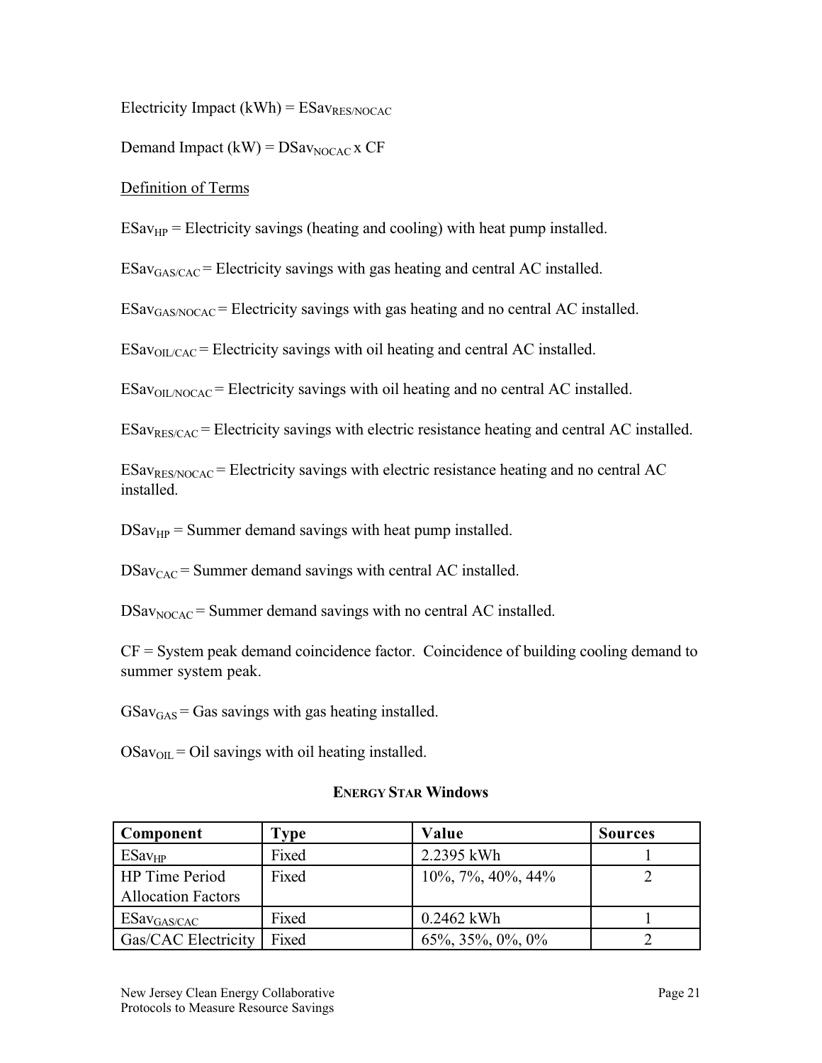Electricity Impact (kWh) = $ESav_{RES/NOCAC}$

Demand Impact (kW) = $DSav_{NOCAC}$ x CF

Definition of Terms

$ESav_{HP}$ = Electricity savings (heating and cooling) with heat pump installed.

$ESav_{GAS/CAC}$ = Electricity savings with gas heating and central AC installed.

$ESav_{GAS/NOCAC}$ = Electricity savings with gas heating and no central AC installed.

$ESav_{OIL/CAC}$ = Electricity savings with oil heating and central AC installed.

$ESav_{OIL/NOCAC}$ = Electricity savings with oil heating and no central AC installed.

$ESav_{RES/CAC}$ = Electricity savings with electric resistance heating and central AC installed.

$ESav_{RES/NOCAC}$ = Electricity savings with electric resistance heating and no central AC installed.

$DSav_{HP}$ = Summer demand savings with heat pump installed.

$DSav_{CAC}$ = Summer demand savings with central AC installed.

$DSav_{NOCAC}$ = Summer demand savings with no central AC installed.

CF = System peak demand coincidence factor. Coincidence of building cooling demand to summer system peak.

$GSav_{GAS}$ = Gas savings with gas heating installed.

$OSav_{OIL}$ = Oil savings with oil heating installed.

**ENERGY STAR Windows**

| Component | Type | Value | Sources |
|---|---|---|---|
| $ESav_{HP}$ | Fixed | 2.2395 kWh | 1 |
| HP Time Period Allocation Factors | Fixed | 10%, 7%, 40%, 44% | 2 |
| $ESav_{GAS/CAC}$ | Fixed | 0.2462 kWh | 1 |
| Gas/CAC Electricity | Fixed | 65%, 35%, 0%, 0% | 2 |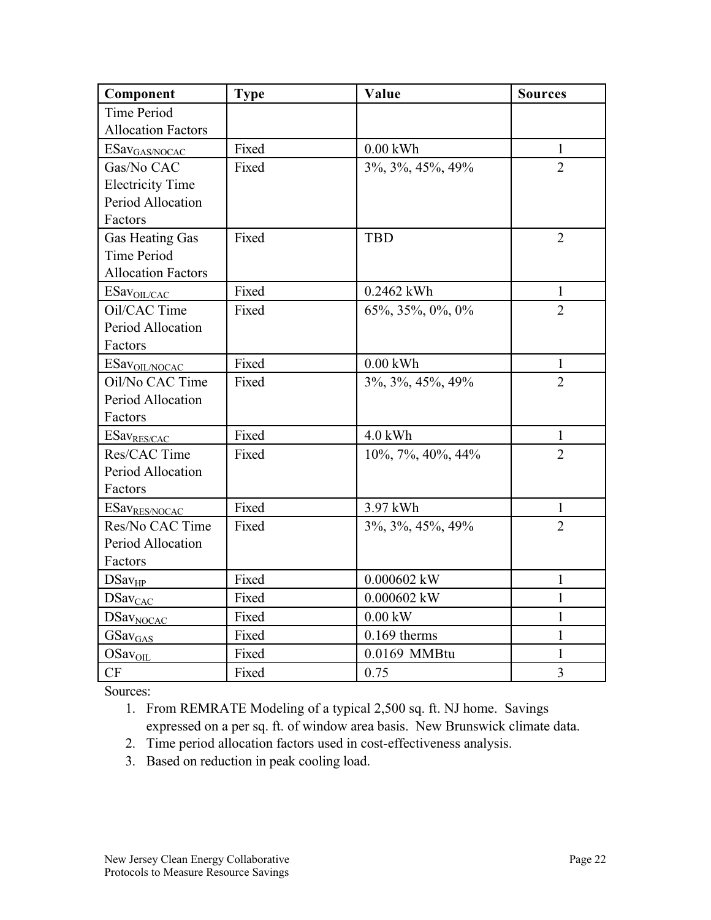| Component | Type | Value | Sources |
|---|---|---|---|
| Time Period Allocation Factors | | | |
| $ESav_{GAS/NOCAC}$ | Fixed | 0.00 kWh | 1 |
| Gas/No CAC Electricity Time Period Allocation Factors | Fixed | 3%, 3%, 45%, 49% | 2 |
| Gas Heating Gas Time Period Allocation Factors | Fixed | TBD | 2 |
| $ESav_{OIL/CAC}$ | Fixed | 0.2462 kWh | 1 |
| Oil/CAC Time Period Allocation Factors | Fixed | 65%, 35%, 0%, 0% | 2 |
| $ESav_{OIL/NOCAC}$ | Fixed | 0.00 kWh | 1 |
| Oil/No CAC Time Period Allocation Factors | Fixed | 3%, 3%, 45%, 49% | 2 |
| $ESav_{RES/CAC}$ | Fixed | 4.0 kWh | 1 |
| Res/CAC Time Period Allocation Factors | Fixed | 10%, 7%, 40%, 44% | 2 |
| $ESav_{RES/NOCAC}$ | Fixed | 3.97 kWh | 1 |
| Res/No CAC Time Period Allocation Factors | Fixed | 3%, 3%, 45%, 49% | 2 |
| $DSav_{HP}$ | Fixed | 0.000602 kW | 1 |
| $DSav_{CAC}$ | Fixed | 0.000602 kW | 1 |
| $DSav_{NOCAC}$ | Fixed | 0.00 kW | 1 |
| $GSav_{GAS}$ | Fixed | 0.169 therms | 1 |
| $OSav_{OIL}$ | Fixed | 0.0169 MMBtu | 1 |
| CF | Fixed | 0.75 | 3 |

Sources:

1. From REMRATE Modeling of a typical 2,500 sq. ft. NJ home. Savings expressed on a per sq. ft. of window area basis. New Brunswick climate data.
2. Time period allocation factors used in cost-effectiveness analysis.
3. Based on reduction in peak cooling load.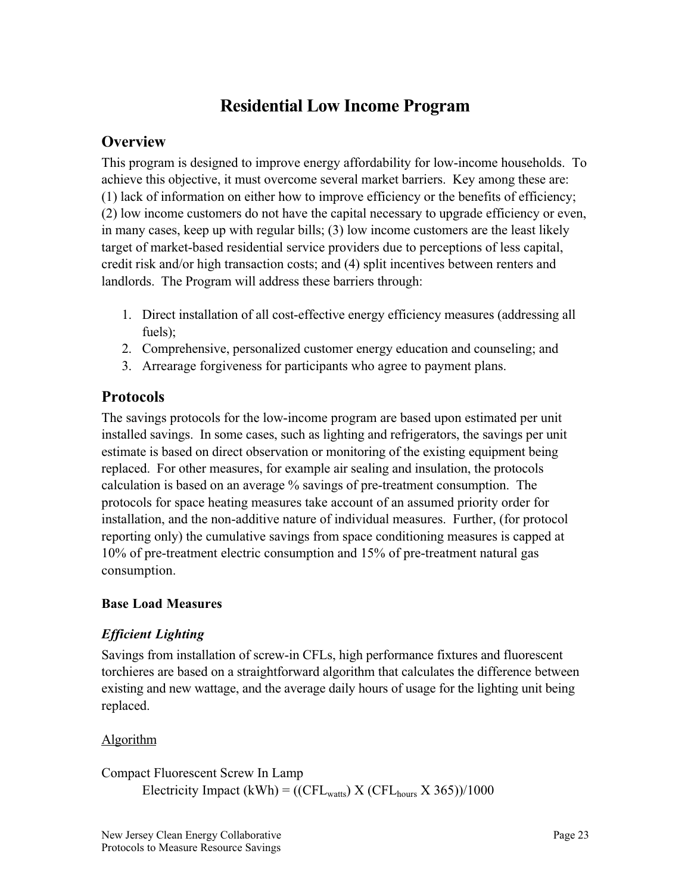# Residential Low Income Program

## Overview

This program is designed to improve energy affordability for low-income households. To achieve this objective, it must overcome several market barriers. Key among these are: (1) lack of information on either how to improve efficiency or the benefits of efficiency; (2) low income customers do not have the capital necessary to upgrade efficiency or even, in many cases, keep up with regular bills; (3) low income customers are the least likely target of market-based residential service providers due to perceptions of less capital, credit risk and/or high transaction costs; and (4) split incentives between renters and landlords. The Program will address these barriers through:

1. Direct installation of all cost-effective energy efficiency measures (addressing all fuels);
2. Comprehensive, personalized customer energy education and counseling; and
3. Arrearage forgiveness for participants who agree to payment plans.

## Protocols

The savings protocols for the low-income program are based upon estimated per unit installed savings. In some cases, such as lighting and refrigerators, the savings per unit estimate is based on direct observation or monitoring of the existing equipment being replaced. For other measures, for example air sealing and insulation, the protocols calculation is based on an average % savings of pre-treatment consumption. The protocols for space heating measures take account of an assumed priority order for installation, and the non-additive nature of individual measures. Further, (for protocol reporting only) the cumulative savings from space conditioning measures is capped at 10% of pre-treatment electric consumption and 15% of pre-treatment natural gas consumption.

**Base Load Measures**

### *Efficient Lighting*

Savings from installation of screw-in CFLs, high performance fixtures and fluorescent torchieres are based on a straightforward algorithm that calculates the difference between existing and new wattage, and the average daily hours of usage for the lighting unit being replaced.

Algorithm

Compact Fluorescent Screw In Lamp

Electricity Impact (kWh) = $((CFL_{watts}) \times (CFL_{hours} \times 365))/1000$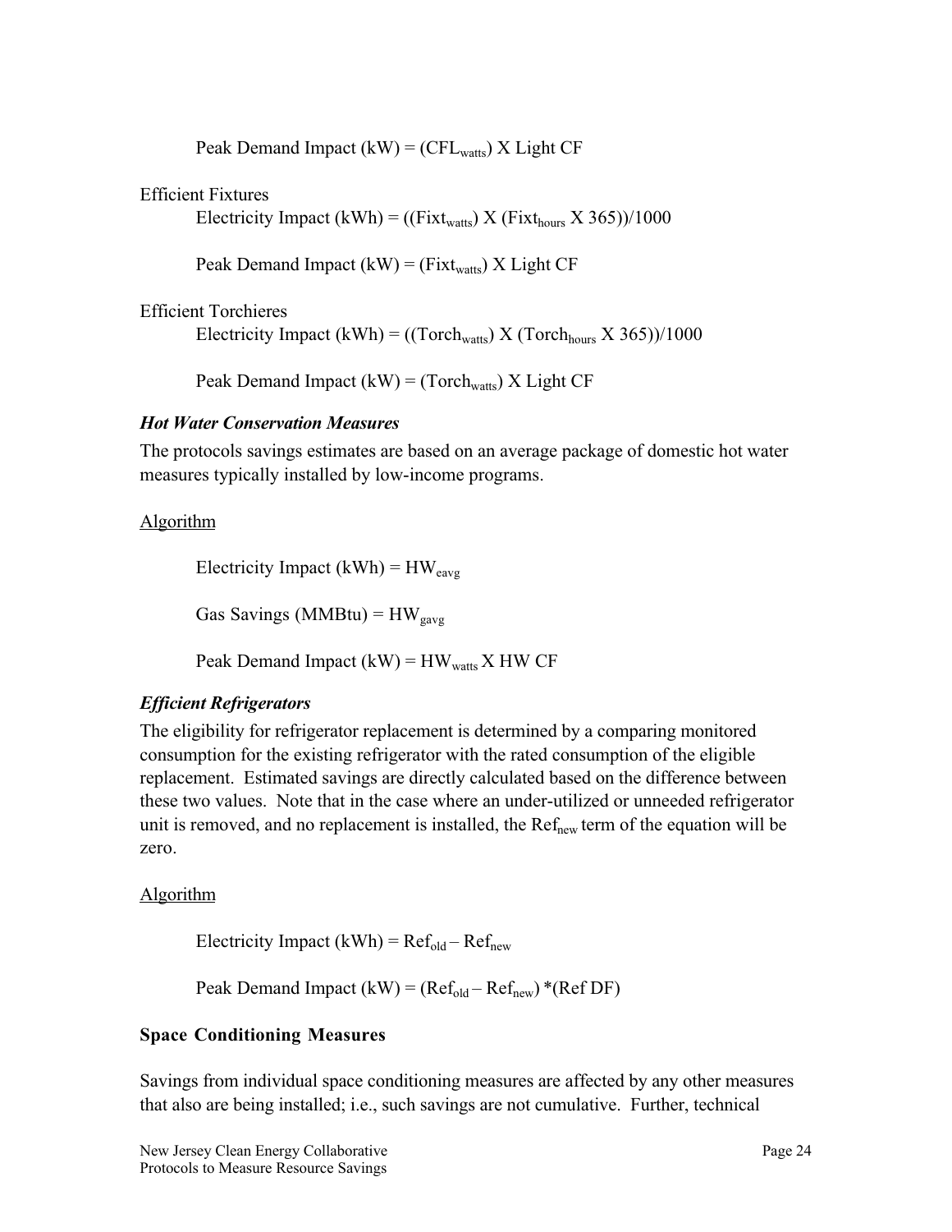Peak Demand Impact (kW) = $(CFL_{watts})$ X Light CF

Efficient Fixtures

Electricity Impact (kWh) = $((Fixt_{watts}) \text{ X } (Fixt_{hours} \text{ X } 365))/1000$

Peak Demand Impact (kW) = $(Fixt_{watts})$ X Light CF

Efficient Torchieres

Electricity Impact (kWh) = $((Torch_{watts}) \text{ X } (Torch_{hours} \text{ X } 365))/1000$

Peak Demand Impact (kW) = $(Torch_{watts})$ X Light CF

### *Hot Water Conservation Measures*

The protocols savings estimates are based on an average package of domestic hot water measures typically installed by low-income programs.

Algorithm

Electricity Impact (kWh) = $HW_{eavg}$

Gas Savings (MMBtu) = $HW_{gavg}$

Peak Demand Impact (kW) = $HW_{watts}$ X HW CF

### *Efficient Refrigerators*

The eligibility for refrigerator replacement is determined by a comparing monitored consumption for the existing refrigerator with the rated consumption of the eligible replacement. Estimated savings are directly calculated based on the difference between these two values. Note that in the case where an under-utilized or unneeded refrigerator unit is removed, and no replacement is installed, the $Ref_{new}$ term of the equation will be zero.

Algorithm

Electricity Impact (kWh) = $Ref_{old} - Ref_{new}$

Peak Demand Impact (kW) = $(Ref_{old} - Ref_{new})$ *(Ref DF)

### Space Conditioning Measures

Savings from individual space conditioning measures are affected by any other measures that also are being installed; i.e., such savings are not cumulative. Further, technical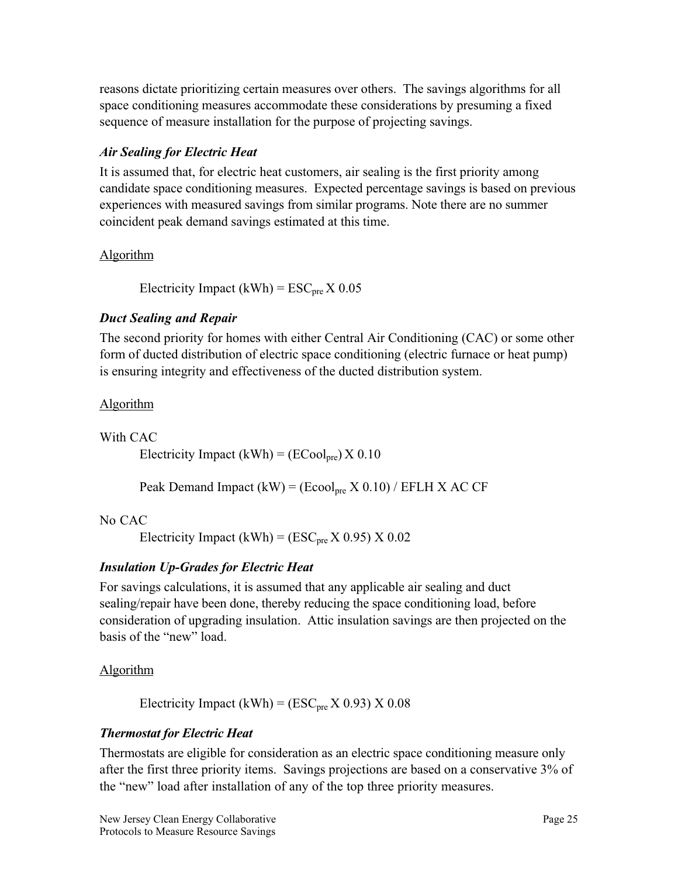reasons dictate prioritizing certain measures over others. The savings algorithms for all space conditioning measures accommodate these considerations by presuming a fixed sequence of measure installation for the purpose of projecting savings.

### *Air Sealing for Electric Heat*

It is assumed that, for electric heat customers, air sealing is the first priority among candidate space conditioning measures. Expected percentage savings is based on previous experiences with measured savings from similar programs. Note there are no summer coincident peak demand savings estimated at this time.

Algorithm

Electricity Impact (kWh) = $ESC_{pre}$ X 0.05

### *Duct Sealing and Repair*

The second priority for homes with either Central Air Conditioning (CAC) or some other form of ducted distribution of electric space conditioning (electric furnace or heat pump) is ensuring integrity and effectiveness of the ducted distribution system.

Algorithm

With CAC

Electricity Impact (kWh) = ($ECool_{pre}$) X 0.10

Peak Demand Impact (kW) = ($Ecool_{pre}$ X 0.10) / EFLH X AC CF

No CAC

Electricity Impact (kWh) = ($ESC_{pre}$ X 0.95) X 0.02

### *Insulation Up-Grades for Electric Heat*

For savings calculations, it is assumed that any applicable air sealing and duct sealing/repair have been done, thereby reducing the space conditioning load, before consideration of upgrading insulation. Attic insulation savings are then projected on the basis of the "new" load.

Algorithm

Electricity Impact (kWh) = ($ESC_{pre}$ X 0.93) X 0.08

### *Thermostat for Electric Heat*

Thermostats are eligible for consideration as an electric space conditioning measure only after the first three priority items. Savings projections are based on a conservative 3% of the "new" load after installation of any of the top three priority measures.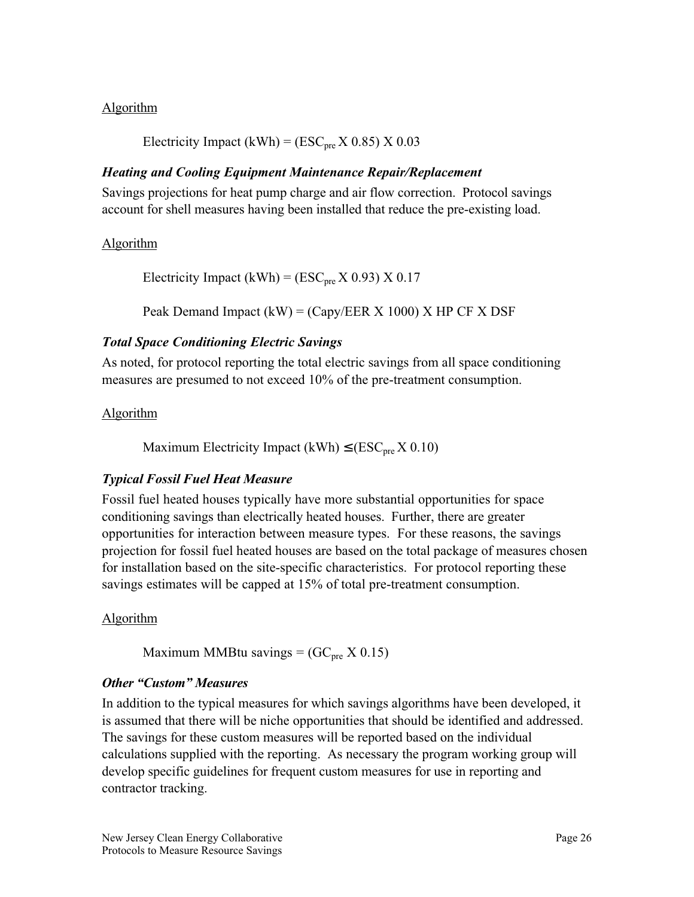Algorithm

$$\text{Electricity Impact (kWh)} = (ESC_{pre} \text{ X } 0.85) \text{ X } 0.03$$

### *Heating and Cooling Equipment Maintenance Repair/Replacement*

Savings projections for heat pump charge and air flow correction. Protocol savings account for shell measures having been installed that reduce the pre-existing load.

Algorithm

$$\text{Electricity Impact (kWh)} = (ESC_{pre} \text{ X } 0.93) \text{ X } 0.17$$

$$\text{Peak Demand Impact (kW)} = (\text{Capy/EER X } 1000) \text{ X HP CF X DSF}$$

### *Total Space Conditioning Electric Savings*

As noted, for protocol reporting the total electric savings from all space conditioning measures are presumed to not exceed 10% of the pre-treatment consumption.

Algorithm

$$\text{Maximum Electricity Impact (kWh)} \leq (ESC_{pre} \text{ X } 0.10)$$

### *Typical Fossil Fuel Heat Measure*

Fossil fuel heated houses typically have more substantial opportunities for space conditioning savings than electrically heated houses. Further, there are greater opportunities for interaction between measure types. For these reasons, the savings projection for fossil fuel heated houses are based on the total package of measures chosen for installation based on the site-specific characteristics. For protocol reporting these savings estimates will be capped at 15% of total pre-treatment consumption.

Algorithm

$$\text{Maximum MMBtu savings} = (GC_{pre} \text{ X } 0.15)$$

### *Other "Custom" Measures*

In addition to the typical measures for which savings algorithms have been developed, it is assumed that there will be niche opportunities that should be identified and addressed. The savings for these custom measures will be reported based on the individual calculations supplied with the reporting. As necessary the program working group will develop specific guidelines for frequent custom measures for use in reporting and contractor tracking.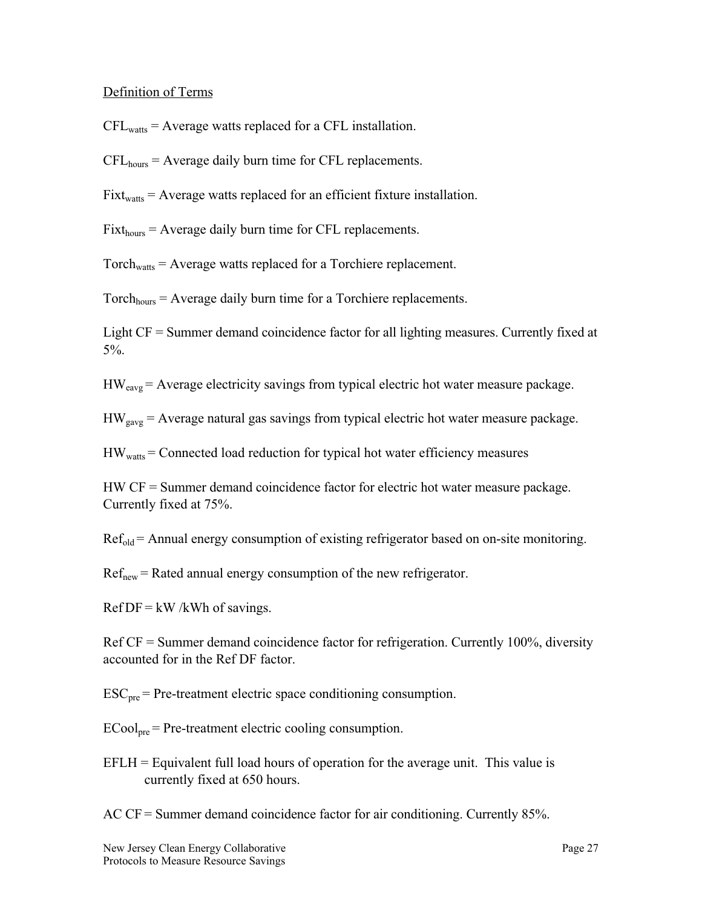Definition of Terms

$CFL_{watts}$ = Average watts replaced for a CFL installation.

$CFL_{hours}$ = Average daily burn time for CFL replacements.

$Fixt_{watts}$ = Average watts replaced for an efficient fixture installation.

$Fixt_{hours}$ = Average daily burn time for CFL replacements.

$Torch_{watts}$ = Average watts replaced for a Torchiere replacement.

$Torch_{hours}$ = Average daily burn time for a Torchiere replacements.

Light CF = Summer demand coincidence factor for all lighting measures. Currently fixed at 5%.

$HW_{eavg}$ = Average electricity savings from typical electric hot water measure package.

$HW_{gavg}$ = Average natural gas savings from typical electric hot water measure package.

$HW_{watts}$ = Connected load reduction for typical hot water efficiency measures

HW CF = Summer demand coincidence factor for electric hot water measure package. Currently fixed at 75%.

$Ref_{old}$ = Annual energy consumption of existing refrigerator based on on-site monitoring.

$Ref_{new}$ = Rated annual energy consumption of the new refrigerator.

Ref DF = kW /kWh of savings.

Ref CF = Summer demand coincidence factor for refrigeration. Currently 100%, diversity accounted for in the Ref DF factor.

$ESC_{pre}$ = Pre-treatment electric space conditioning consumption.

$ECool_{pre}$ = Pre-treatment electric cooling consumption.

EFLH = Equivalent full load hours of operation for the average unit. This value is currently fixed at 650 hours.

AC CF = Summer demand coincidence factor for air conditioning. Currently 85%.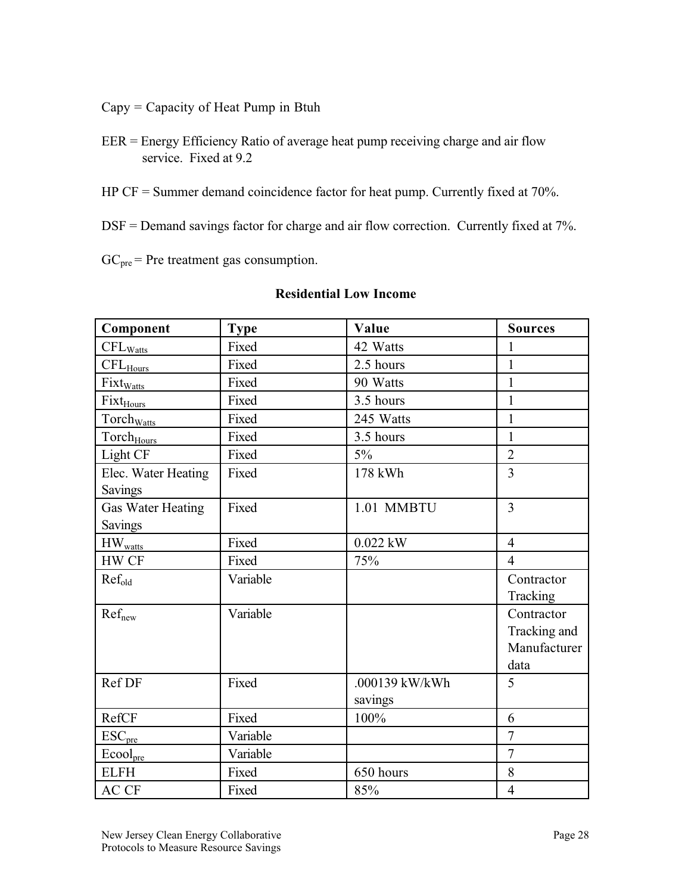Capy = Capacity of Heat Pump in Btuh

EER = Energy Efficiency Ratio of average heat pump receiving charge and air flow service. Fixed at 9.2

HP CF = Summer demand coincidence factor for heat pump. Currently fixed at 70%.

DSF = Demand savings factor for charge and air flow correction. Currently fixed at 7%.

$GC_{pre}$ = Pre treatment gas consumption.

**Residential Low Income**

| Component | Type | Value | Sources |
|---|---|---|---|
| $CFL_{Watts}$ | Fixed | 42 Watts | 1 |
| $CFL_{Hours}$ | Fixed | 2.5 hours | 1 |
| $Fixt_{Watts}$ | Fixed | 90 Watts | 1 |
| $Fixt_{Hours}$ | Fixed | 3.5 hours | 1 |
| $Torch_{Watts}$ | Fixed | 245 Watts | 1 |
| $Torch_{Hours}$ | Fixed | 3.5 hours | 1 |
| Light CF | Fixed | 5% | 2 |
| Elec. Water Heating Savings | Fixed | 178 kWh | 3 |
| Gas Water Heating Savings | Fixed | 1.01 MMBTU | 3 |
| $HW_{watts}$ | Fixed | 0.022 kW | 4 |
| HW CF | Fixed | 75% | 4 |
| $Ref_{old}$ | Variable | | Contractor Tracking |
| $Ref_{new}$ | Variable | | Contractor Tracking and Manufacturer data |
| Ref DF | Fixed | .000139 kW/kWh savings | 5 |
| RefCF | Fixed | 100% | 6 |
| $ESC_{pre}$ | Variable | | 7 |
| $Ecool_{pre}$ | Variable | | 7 |
| ELFH | Fixed | 650 hours | 8 |
| AC CF | Fixed | 85% | 4 |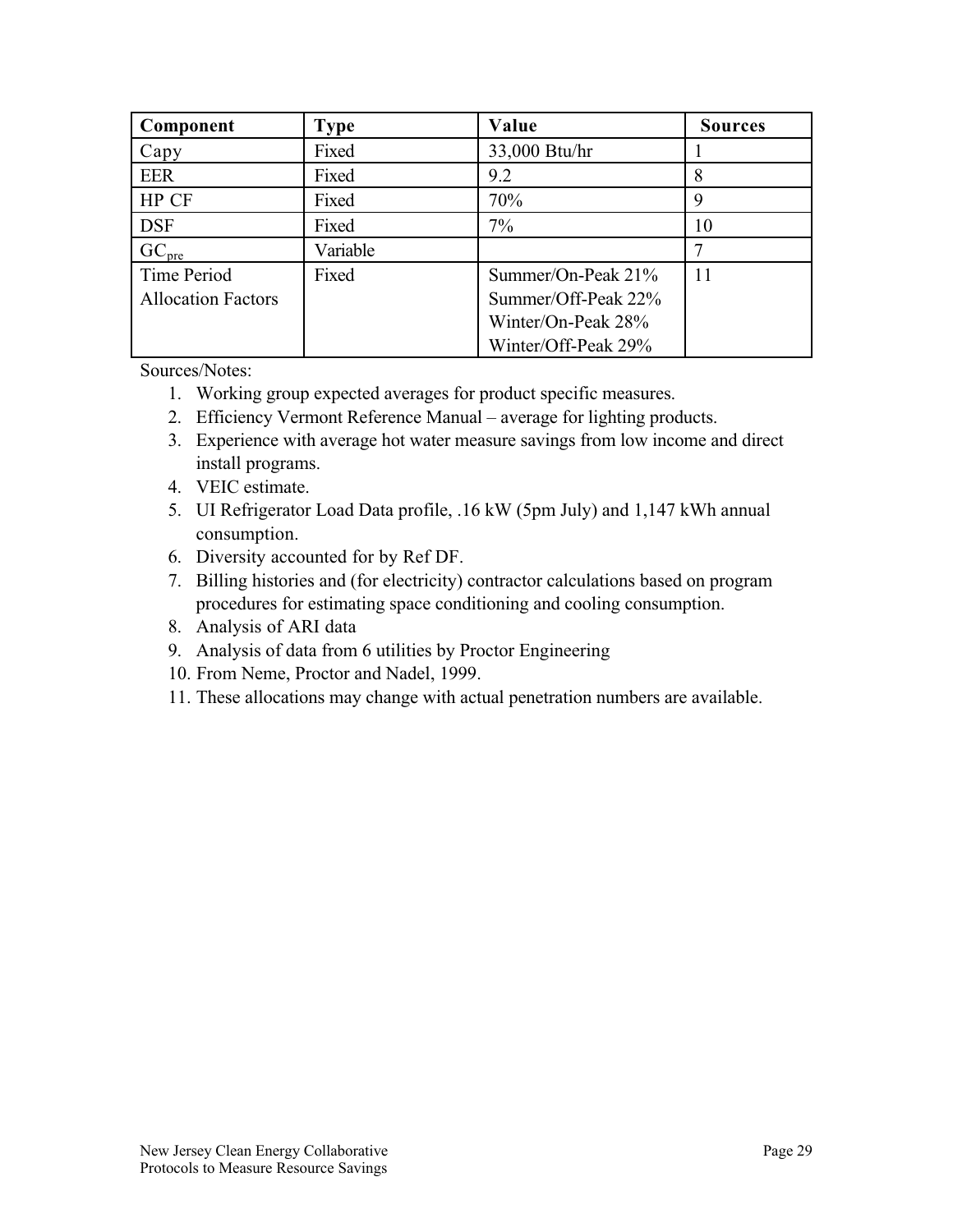| Component | Type | Value | Sources |
|---|---|---|---|
| Capy | Fixed | 33,000 Btu/hr | 1 |
| EER | Fixed | 9.2 | 8 |
| HP CF | Fixed | 70% | 9 |
| DSF | Fixed | 7% | 10 |
| $GC_{pre}$ | Variable | | 7 |
| Time Period Allocation Factors | Fixed | Summer/On-Peak 21%<br>Summer/Off-Peak 22%<br>Winter/On-Peak 28%<br>Winter/Off-Peak 29% | 11 |

Sources/Notes:

1. Working group expected averages for product specific measures.
2. Efficiency Vermont Reference Manual – average for lighting products.
3. Experience with average hot water measure savings from low income and direct install programs.
4. VEIC estimate.
5. UI Refrigerator Load Data profile, .16 kW (5pm July) and 1,147 kWh annual consumption.
6. Diversity accounted for by Ref DF.
7. Billing histories and (for electricity) contractor calculations based on program procedures for estimating space conditioning and cooling consumption.
8. Analysis of ARI data
9. Analysis of data from 6 utilities by Proctor Engineering
10. From Neme, Proctor and Nadel, 1999.
11. These allocations may change with actual penetration numbers are available.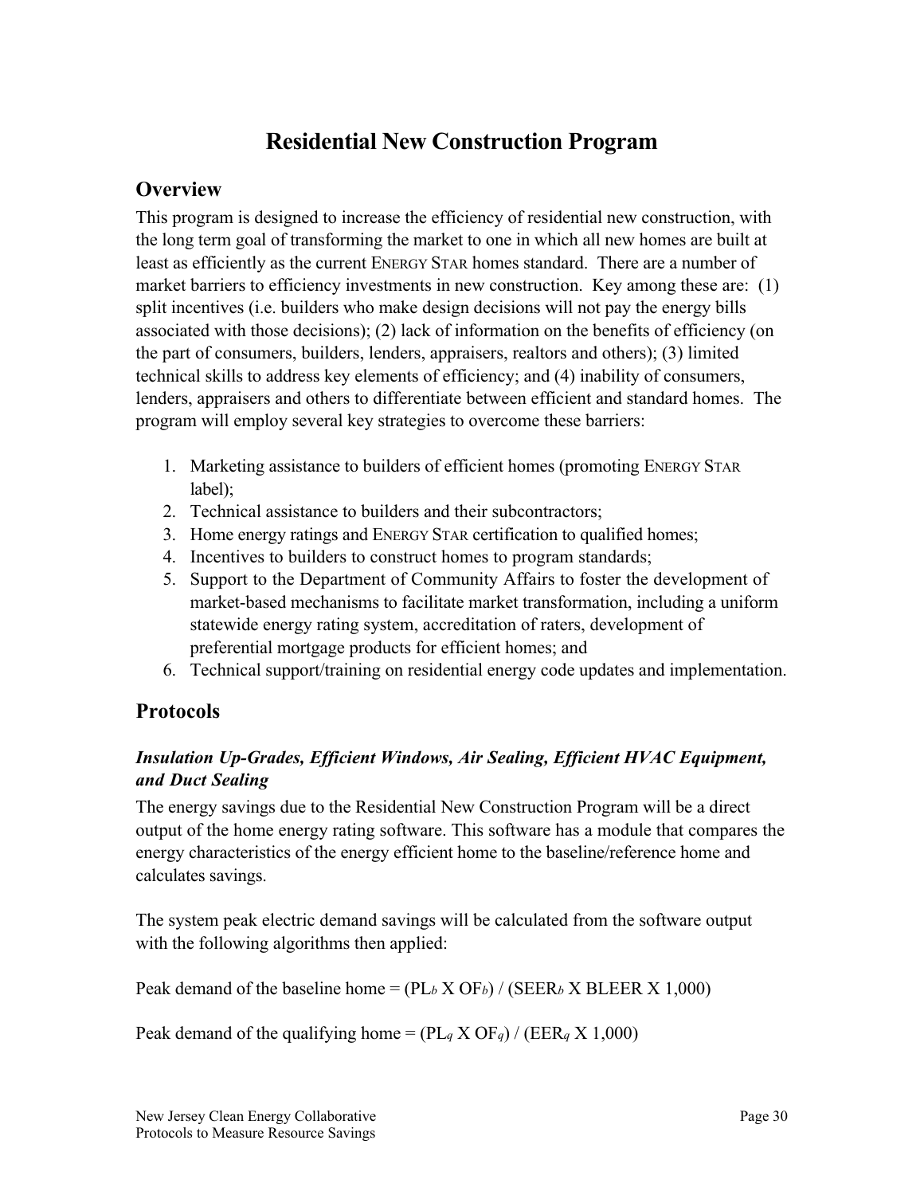# Residential New Construction Program

## Overview

This program is designed to increase the efficiency of residential new construction, with the long term goal of transforming the market to one in which all new homes are built at least as efficiently as the current ENERGY STAR homes standard. There are a number of market barriers to efficiency investments in new construction. Key among these are: (1) split incentives (i.e. builders who make design decisions will not pay the energy bills associated with those decisions); (2) lack of information on the benefits of efficiency (on the part of consumers, builders, lenders, appraisers, realtors and others); (3) limited technical skills to address key elements of efficiency; and (4) inability of consumers, lenders, appraisers and others to differentiate between efficient and standard homes. The program will employ several key strategies to overcome these barriers:

1. Marketing assistance to builders of efficient homes (promoting ENERGY STAR label);
2. Technical assistance to builders and their subcontractors;
3. Home energy ratings and ENERGY STAR certification to qualified homes;
4. Incentives to builders to construct homes to program standards;
5. Support to the Department of Community Affairs to foster the development of market-based mechanisms to facilitate market transformation, including a uniform statewide energy rating system, accreditation of raters, development of preferential mortgage products for efficient homes; and
6. Technical support/training on residential energy code updates and implementation.

## Protocols

### *Insulation Up-Grades, Efficient Windows, Air Sealing, Efficient HVAC Equipment, and Duct Sealing*

The energy savings due to the Residential New Construction Program will be a direct output of the home energy rating software. This software has a module that compares the energy characteristics of the energy efficient home to the baseline/reference home and calculates savings.

The system peak electric demand savings will be calculated from the software output with the following algorithms then applied:

Peak demand of the baseline home = $(PL_b \text{ X } OF_b) / (SEER_b \text{ X BLEER X } 1{,}000)$

Peak demand of the qualifying home = $(PL_q \text{ X } OF_q) / (EER_q \text{ X } 1{,}000)$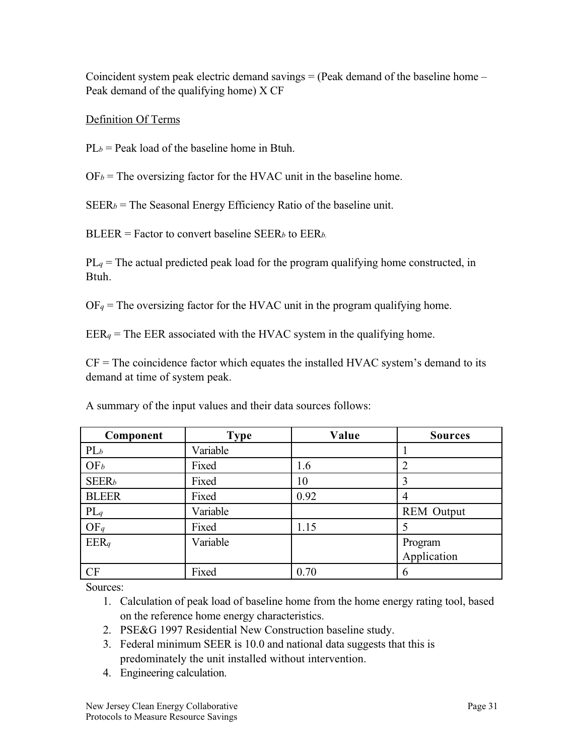Coincident system peak electric demand savings = (Peak demand of the baseline home – Peak demand of the qualifying home) X CF

Definition Of Terms

$PL_b$ = Peak load of the baseline home in Btuh.

$OF_b$ = The oversizing factor for the HVAC unit in the baseline home.

$SEER_b$ = The Seasonal Energy Efficiency Ratio of the baseline unit.

BLEER = Factor to convert baseline $SEER_b$ to $EER_b$.

$PL_q$ = The actual predicted peak load for the program qualifying home constructed, in Btuh.

$OF_q$ = The oversizing factor for the HVAC unit in the program qualifying home.

$EER_q$ = The EER associated with the HVAC system in the qualifying home.

CF = The coincidence factor which equates the installed HVAC system's demand to its demand at time of system peak.

A summary of the input values and their data sources follows:

| Component | Type | Value | Sources |
|---|---|---|---|
| $PL_b$ | Variable | | 1 |
| $OF_b$ | Fixed | 1.6 | 2 |
| $SEER_b$ | Fixed | 10 | 3 |
| BLEER | Fixed | 0.92 | 4 |
| $PL_q$ | Variable | | REM Output |
| $OF_q$ | Fixed | 1.15 | 5 |
| $EER_q$ | Variable | | Program Application |
| CF | Fixed | 0.70 | 6 |

Sources:

1. Calculation of peak load of baseline home from the home energy rating tool, based on the reference home energy characteristics.
2. PSE&G 1997 Residential New Construction baseline study.
3. Federal minimum SEER is 10.0 and national data suggests that this is predominately the unit installed without intervention.
4. Engineering calculation.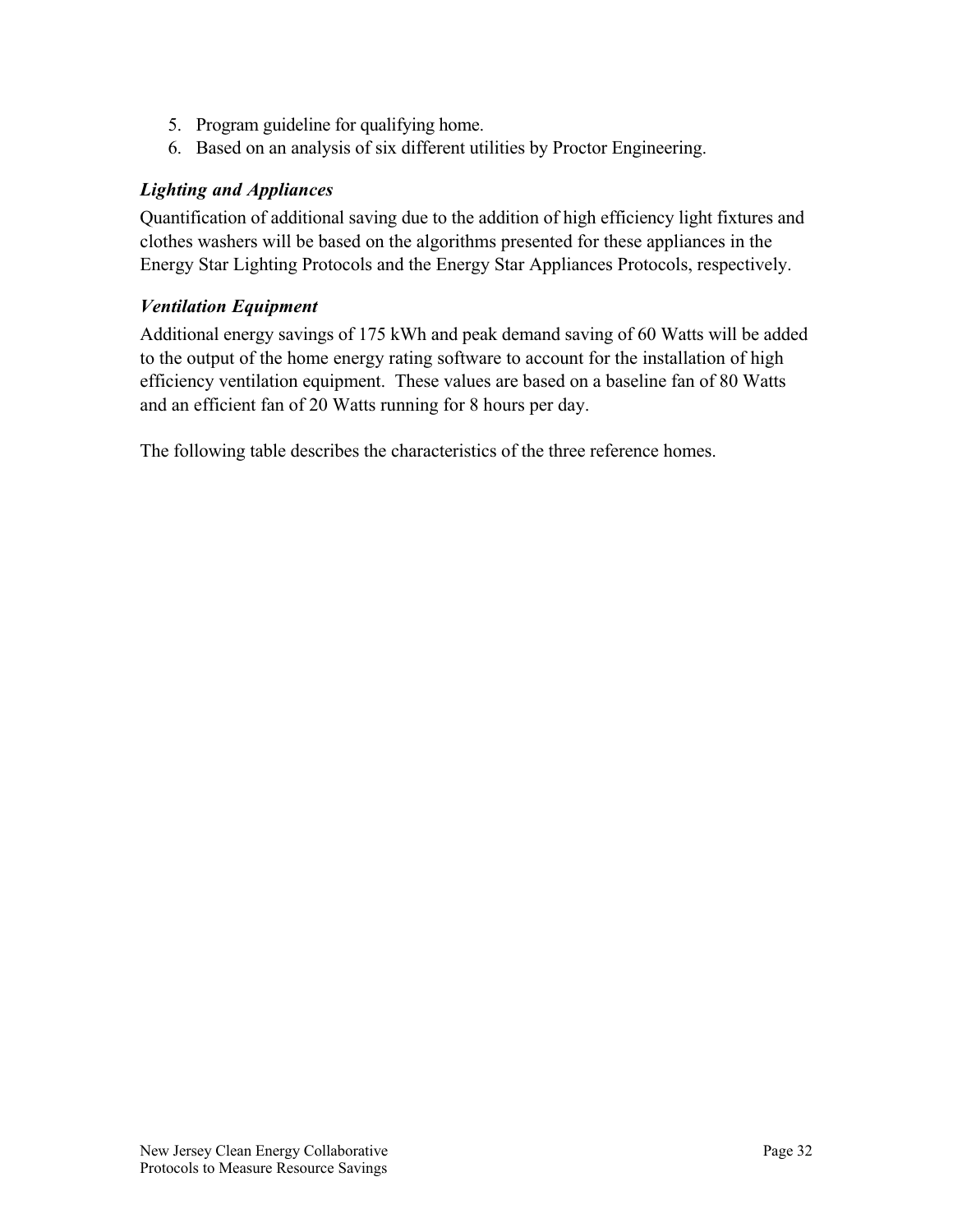5. Program guideline for qualifying home.
6. Based on an analysis of six different utilities by Proctor Engineering.

### *Lighting and Appliances*

Quantification of additional saving due to the addition of high efficiency light fixtures and clothes washers will be based on the algorithms presented for these appliances in the Energy Star Lighting Protocols and the Energy Star Appliances Protocols, respectively.

### *Ventilation Equipment*

Additional energy savings of 175 kWh and peak demand saving of 60 Watts will be added to the output of the home energy rating software to account for the installation of high efficiency ventilation equipment. These values are based on a baseline fan of 80 Watts and an efficient fan of 20 Watts running for 8 hours per day.

The following table describes the characteristics of the three reference homes.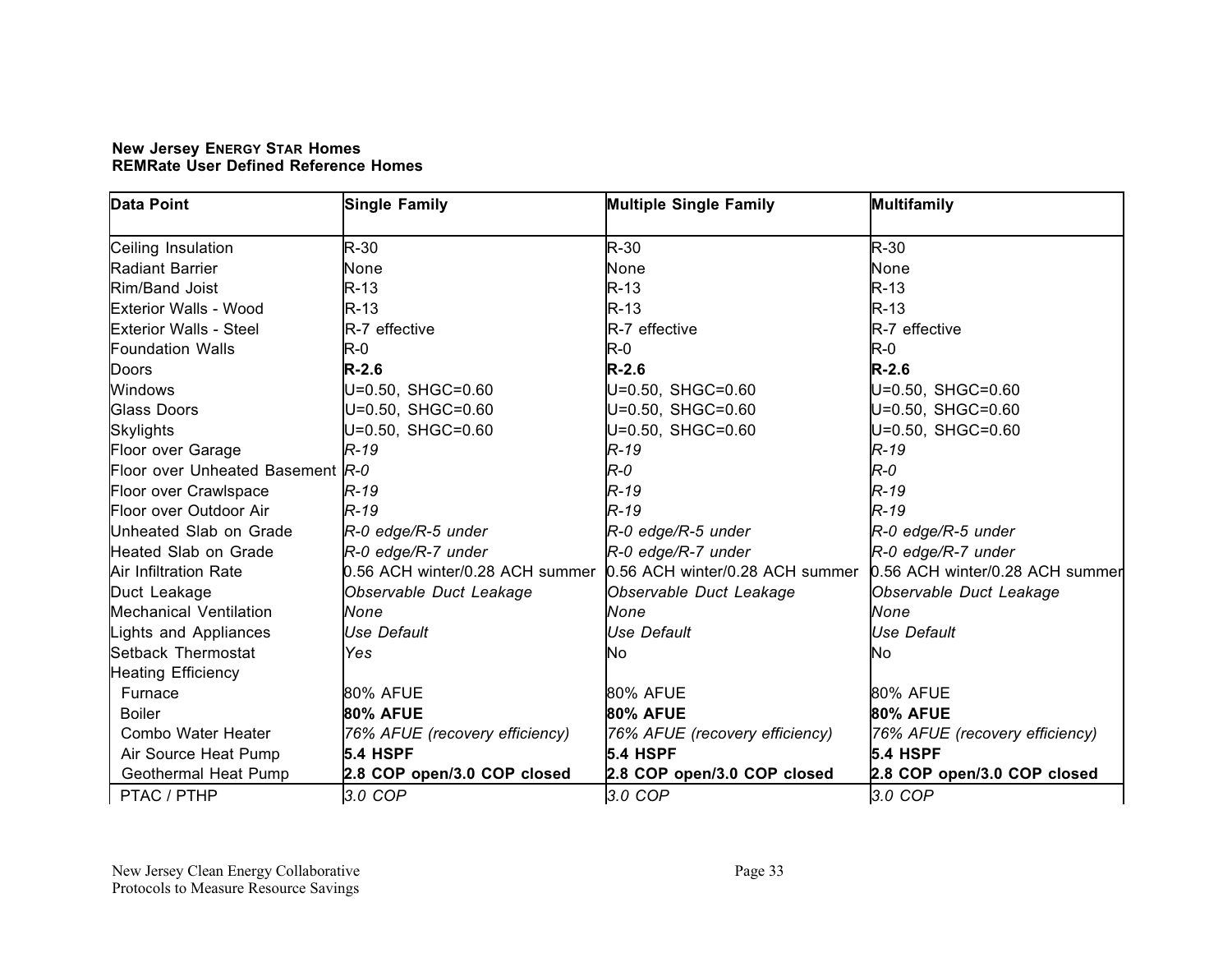**New Jersey ENERGY STAR Homes**
**REMRate User Defined Reference Homes**

| Data Point | Single Family | Multiple Single Family | Multifamily |
|---|---|---|---|
| Ceiling Insulation | R-30 | R-30 | R-30 |
| Radiant Barrier | None | None | None |
| Rim/Band Joist | R-13 | R-13 | R-13 |
| Exterior Walls - Wood | R-13 | R-13 | R-13 |
| Exterior Walls - Steel | R-7 effective | R-7 effective | R-7 effective |
| Foundation Walls | R-0 | R-0 | R-0 |
| Doors | **R-2.6** | **R-2.6** | **R-2.6** |
| Windows | U=0.50, SHGC=0.60 | U=0.50, SHGC=0.60 | U=0.50, SHGC=0.60 |
| Glass Doors | U=0.50, SHGC=0.60 | U=0.50, SHGC=0.60 | U=0.50, SHGC=0.60 |
| Skylights | U=0.50, SHGC=0.60 | U=0.50, SHGC=0.60 | U=0.50, SHGC=0.60 |
| Floor over Garage | *R-19* | *R-19* | *R-19* |
| Floor over Unheated Basement | *R-0* | *R-0* | *R-0* |
| Floor over Crawlspace | *R-19* | *R-19* | *R-19* |
| Floor over Outdoor Air | *R-19* | *R-19* | *R-19* |
| Unheated Slab on Grade | *R-0 edge/R-5 under* | *R-0 edge/R-5 under* | *R-0 edge/R-5 under* |
| Heated Slab on Grade | *R-0 edge/R-7 under* | *R-0 edge/R-7 under* | *R-0 edge/R-7 under* |
| Air Infiltration Rate | 0.56 ACH winter/0.28 ACH summer | 0.56 ACH winter/0.28 ACH summer | 0.56 ACH winter/0.28 ACH summer |
| Duct Leakage | *Observable Duct Leakage* | *Observable Duct Leakage* | *Observable Duct Leakage* |
| Mechanical Ventilation | *None* | *None* | *None* |
| Lights and Appliances | *Use Default* | *Use Default* | *Use Default* |
| Setback Thermostat | *Yes* | No | No |
| Heating Efficiency | | | |
| Furnace | 80% AFUE | 80% AFUE | 80% AFUE |
| Boiler | **80% AFUE** | **80% AFUE** | **80% AFUE** |
| Combo Water Heater | *76% AFUE (recovery efficiency)* | *76% AFUE (recovery efficiency)* | *76% AFUE (recovery efficiency)* |
| Air Source Heat Pump | **5.4 HSPF** | **5.4 HSPF** | **5.4 HSPF** |
| Geothermal Heat Pump | **2.8 COP open/3.0 COP closed** | **2.8 COP open/3.0 COP closed** | **2.8 COP open/3.0 COP closed** |
| PTAC / PTHP | *3.0 COP* | *3.0 COP* | *3.0 COP* |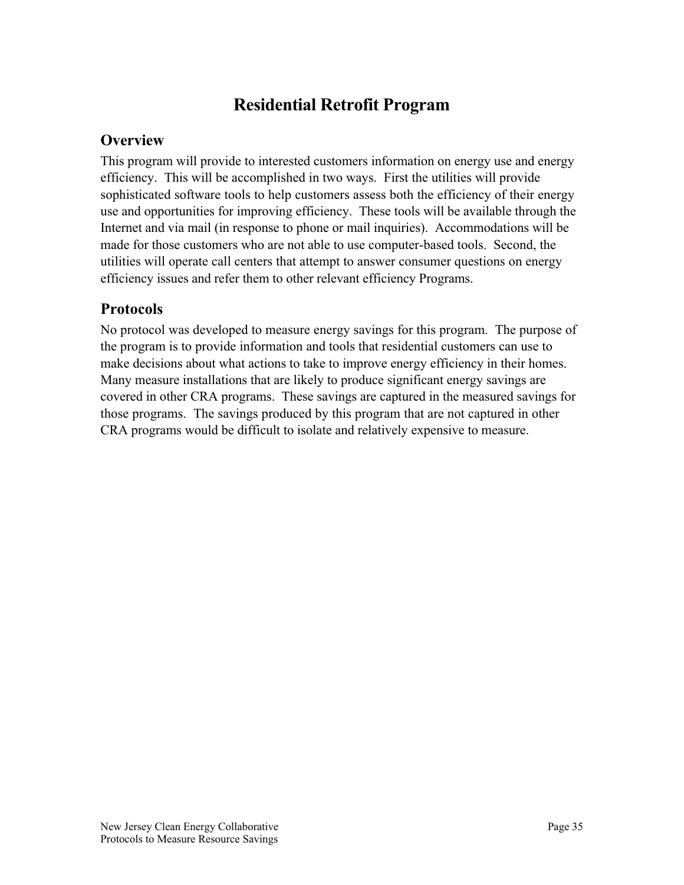# Residential Retrofit Program

## Overview

This program will provide to interested customers information on energy use and energy efficiency. This will be accomplished in two ways. First the utilities will provide sophisticated software tools to help customers assess both the efficiency of their energy use and opportunities for improving efficiency. These tools will be available through the Internet and via mail (in response to phone or mail inquiries). Accommodations will be made for those customers who are not able to use computer-based tools. Second, the utilities will operate call centers that attempt to answer consumer questions on energy efficiency issues and refer them to other relevant efficiency Programs.

## Protocols

No protocol was developed to measure energy savings for this program. The purpose of the program is to provide information and tools that residential customers can use to make decisions about what actions to take to improve energy efficiency in their homes. Many measure installations that are likely to produce significant energy savings are covered in other CRA programs. These savings are captured in the measured savings for those programs. The savings produced by this program that are not captured in other CRA programs would be difficult to isolate and relatively expensive to measure.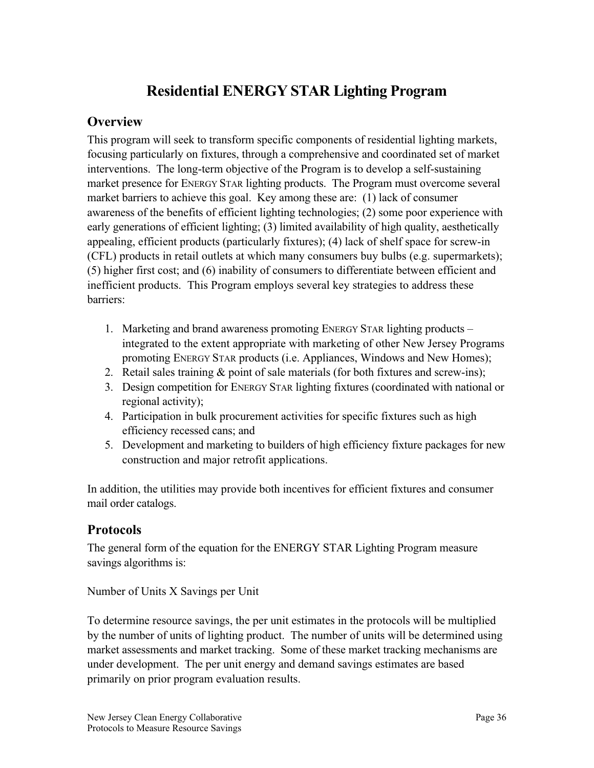# Residential ENERGY STAR Lighting Program

## Overview

This program will seek to transform specific components of residential lighting markets, focusing particularly on fixtures, through a comprehensive and coordinated set of market interventions. The long-term objective of the Program is to develop a self-sustaining market presence for ENERGY STAR lighting products. The Program must overcome several market barriers to achieve this goal. Key among these are: (1) lack of consumer awareness of the benefits of efficient lighting technologies; (2) some poor experience with early generations of efficient lighting; (3) limited availability of high quality, aesthetically appealing, efficient products (particularly fixtures); (4) lack of shelf space for screw-in (CFL) products in retail outlets at which many consumers buy bulbs (e.g. supermarkets); (5) higher first cost; and (6) inability of consumers to differentiate between efficient and inefficient products. This Program employs several key strategies to address these barriers:

1. Marketing and brand awareness promoting ENERGY STAR lighting products – integrated to the extent appropriate with marketing of other New Jersey Programs promoting ENERGY STAR products (i.e. Appliances, Windows and New Homes);
2. Retail sales training & point of sale materials (for both fixtures and screw-ins);
3. Design competition for ENERGY STAR lighting fixtures (coordinated with national or regional activity);
4. Participation in bulk procurement activities for specific fixtures such as high efficiency recessed cans; and
5. Development and marketing to builders of high efficiency fixture packages for new construction and major retrofit applications.

In addition, the utilities may provide both incentives for efficient fixtures and consumer mail order catalogs.

## Protocols

The general form of the equation for the ENERGY STAR Lighting Program measure savings algorithms is:

Number of Units X Savings per Unit

To determine resource savings, the per unit estimates in the protocols will be multiplied by the number of units of lighting product. The number of units will be determined using market assessments and market tracking. Some of these market tracking mechanisms are under development. The per unit energy and demand savings estimates are based primarily on prior program evaluation results.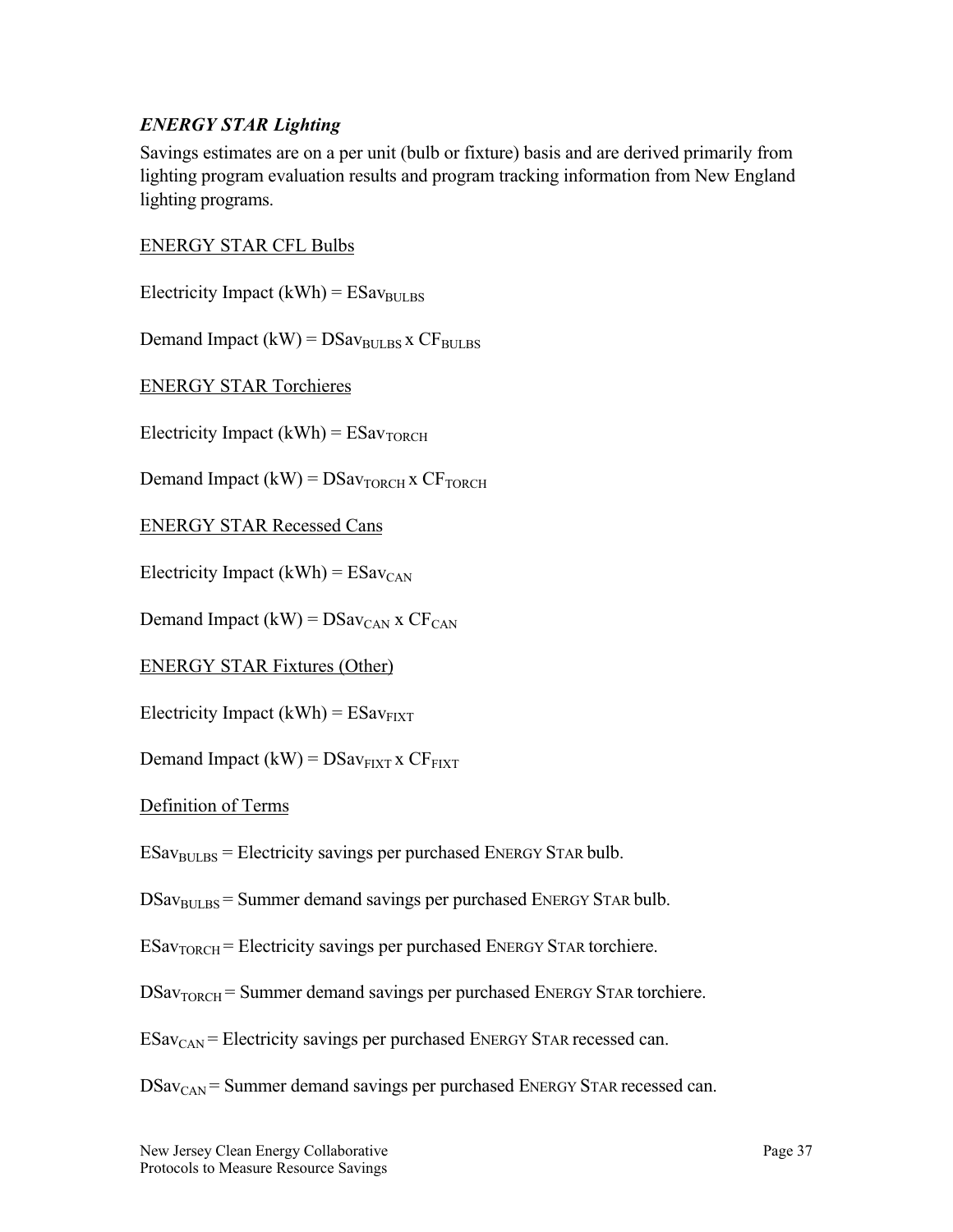### *ENERGY STAR Lighting*

Savings estimates are on a per unit (bulb or fixture) basis and are derived primarily from lighting program evaluation results and program tracking information from New England lighting programs.

ENERGY STAR CFL Bulbs

Electricity Impact (kWh) = $ESav_{BULBS}$

Demand Impact (kW) = $DSav_{BULBS}$ x $CF_{BULBS}$

ENERGY STAR Torchieres

Electricity Impact (kWh) = $ESav_{TORCH}$

Demand Impact (kW) = $DSav_{TORCH}$ x $CF_{TORCH}$

ENERGY STAR Recessed Cans

Electricity Impact (kWh) = $ESav_{CAN}$

Demand Impact (kW) = $DSav_{CAN}$ x $CF_{CAN}$

ENERGY STAR Fixtures (Other)

Electricity Impact (kWh) = $ESav_{FIXT}$

Demand Impact (kW) = $DSav_{FIXT}$ x $CF_{FIXT}$

Definition of Terms

$ESav_{BULBS}$ = Electricity savings per purchased ENERGY STAR bulb.

$DSav_{BULBS}$ = Summer demand savings per purchased ENERGY STAR bulb.

$ESav_{TORCH}$ = Electricity savings per purchased ENERGY STAR torchiere.

$DSav_{TORCH}$ = Summer demand savings per purchased ENERGY STAR torchiere.

$ESav_{CAN}$ = Electricity savings per purchased ENERGY STAR recessed can.

$DSav_{CAN}$ = Summer demand savings per purchased ENERGY STAR recessed can.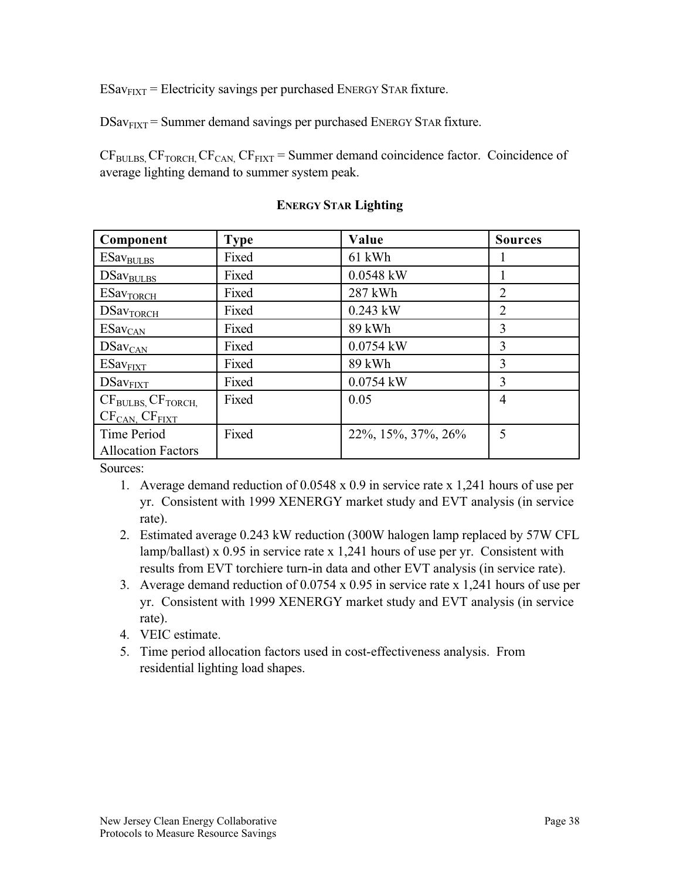$ESav_{FIXT}$ = Electricity savings per purchased ENERGY STAR fixture.

$DSav_{FIXT}$ = Summer demand savings per purchased ENERGY STAR fixture.

$CF_{BULBS}$, $CF_{TORCH}$, $CF_{CAN}$, $CF_{FIXT}$ = Summer demand coincidence factor. Coincidence of average lighting demand to summer system peak.

**ENERGY STAR Lighting**

| Component | Type | Value | Sources |
|---|---|---|---|
| $ESav_{BULBS}$ | Fixed | 61 kWh | 1 |
| $DSav_{BULBS}$ | Fixed | 0.0548 kW | 1 |
| $ESav_{TORCH}$ | Fixed | 287 kWh | 2 |
| $DSav_{TORCH}$ | Fixed | 0.243 kW | 2 |
| $ESav_{CAN}$ | Fixed | 89 kWh | 3 |
| $DSav_{CAN}$ | Fixed | 0.0754 kW | 3 |
| $ESav_{FIXT}$ | Fixed | 89 kWh | 3 |
| $DSav_{FIXT}$ | Fixed | 0.0754 kW | 3 |
| $CF_{BULBS}$, $CF_{TORCH}$, $CF_{CAN}$, $CF_{FIXT}$ | Fixed | 0.05 | 4 |
| Time Period Allocation Factors | Fixed | 22%, 15%, 37%, 26% | 5 |

Sources:

1. Average demand reduction of 0.0548 x 0.9 in service rate x 1,241 hours of use per yr. Consistent with 1999 XENERGY market study and EVT analysis (in service rate).
2. Estimated average 0.243 kW reduction (300W halogen lamp replaced by 57W CFL lamp/ballast) x 0.95 in service rate x 1,241 hours of use per yr. Consistent with results from EVT torchiere turn-in data and other EVT analysis (in service rate).
3. Average demand reduction of 0.0754 x 0.95 in service rate x 1,241 hours of use per yr. Consistent with 1999 XENERGY market study and EVT analysis (in service rate).
4. VEIC estimate.
5. Time period allocation factors used in cost-effectiveness analysis. From residential lighting load shapes.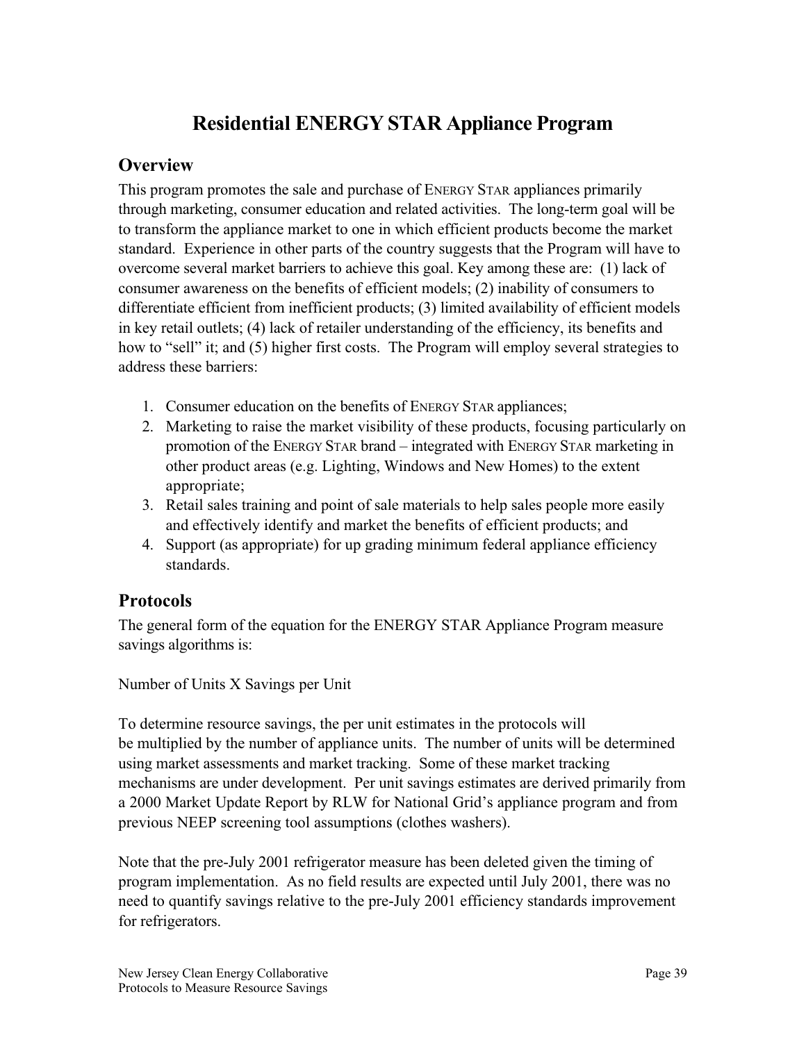# Residential ENERGY STAR Appliance Program

## Overview

This program promotes the sale and purchase of ENERGY STAR appliances primarily through marketing, consumer education and related activities. The long-term goal will be to transform the appliance market to one in which efficient products become the market standard. Experience in other parts of the country suggests that the Program will have to overcome several market barriers to achieve this goal. Key among these are: (1) lack of consumer awareness on the benefits of efficient models; (2) inability of consumers to differentiate efficient from inefficient products; (3) limited availability of efficient models in key retail outlets; (4) lack of retailer understanding of the efficiency, its benefits and how to "sell" it; and (5) higher first costs. The Program will employ several strategies to address these barriers:

1. Consumer education on the benefits of ENERGY STAR appliances;
2. Marketing to raise the market visibility of these products, focusing particularly on promotion of the ENERGY STAR brand – integrated with ENERGY STAR marketing in other product areas (e.g. Lighting, Windows and New Homes) to the extent appropriate;
3. Retail sales training and point of sale materials to help sales people more easily and effectively identify and market the benefits of efficient products; and
4. Support (as appropriate) for up grading minimum federal appliance efficiency standards.

## Protocols

The general form of the equation for the ENERGY STAR Appliance Program measure savings algorithms is:

Number of Units X Savings per Unit

To determine resource savings, the per unit estimates in the protocols will be multiplied by the number of appliance units. The number of units will be determined using market assessments and market tracking. Some of these market tracking mechanisms are under development. Per unit savings estimates are derived primarily from a 2000 Market Update Report by RLW for National Grid's appliance program and from previous NEEP screening tool assumptions (clothes washers).

Note that the pre-July 2001 refrigerator measure has been deleted given the timing of program implementation. As no field results are expected until July 2001, there was no need to quantify savings relative to the pre-July 2001 efficiency standards improvement for refrigerators.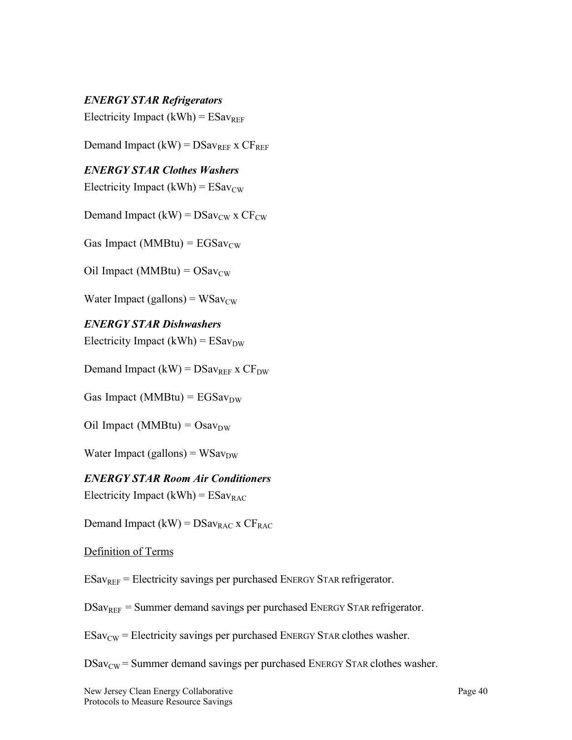***ENERGY STAR Refrigerators***

Electricity Impact (kWh) = $ESav_{REF}$

Demand Impact (kW) = $DSav_{REF}$ x $CF_{REF}$

***ENERGY STAR Clothes Washers***

Electricity Impact (kWh) = $ESav_{CW}$

Demand Impact (kW) = $DSav_{CW}$ x $CF_{CW}$

Gas Impact (MMBtu) = $EGSav_{CW}$

Oil Impact (MMBtu) = $OSav_{CW}$

Water Impact (gallons) = $WSav_{CW}$

***ENERGY STAR Dishwashers***

Electricity Impact (kWh) = $ESav_{DW}$

Demand Impact (kW) = $DSav_{REF}$ x $CF_{DW}$

Gas Impact (MMBtu) = $EGSav_{DW}$

Oil Impact (MMBtu) = $Osav_{DW}$

Water Impact (gallons) = $WSav_{DW}$

***ENERGY STAR Room Air Conditioners***

Electricity Impact (kWh) = $ESav_{RAC}$

Demand Impact (kW) = $DSav_{RAC}$ x $CF_{RAC}$

Definition of Terms

$ESav_{REF}$ = Electricity savings per purchased ENERGY STAR refrigerator.

$DSav_{REF}$ = Summer demand savings per purchased ENERGY STAR refrigerator.

$ESav_{CW}$ = Electricity savings per purchased ENERGY STAR clothes washer.

$DSav_{CW}$ = Summer demand savings per purchased ENERGY STAR clothes washer.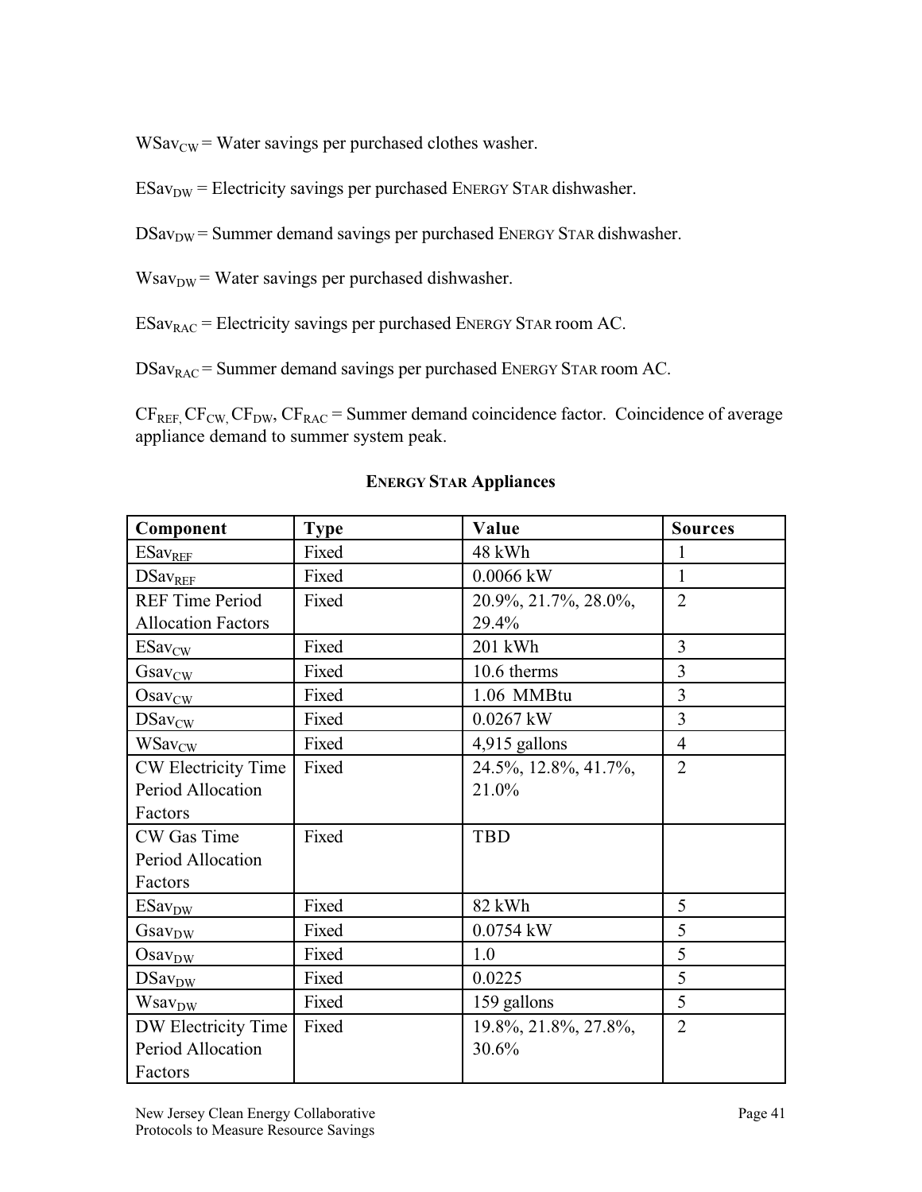$WSav_{CW}$ = Water savings per purchased clothes washer.

$ESav_{DW}$ = Electricity savings per purchased ENERGY STAR dishwasher.

$DSav_{DW}$ = Summer demand savings per purchased ENERGY STAR dishwasher.

$Wsav_{DW}$ = Water savings per purchased dishwasher.

$ESav_{RAC}$ = Electricity savings per purchased ENERGY STAR room AC.

$DSav_{RAC}$ = Summer demand savings per purchased ENERGY STAR room AC.

$CF_{REF}$, $CF_{CW}$, $CF_{DW}$, $CF_{RAC}$ = Summer demand coincidence factor. Coincidence of average appliance demand to summer system peak.

**ENERGY STAR Appliances**

| Component | Type | Value | Sources |
|---|---|---|---|
| $ESav_{REF}$ | Fixed | 48 kWh | 1 |
| $DSav_{REF}$ | Fixed | 0.0066 kW | 1 |
| REF Time Period Allocation Factors | Fixed | 20.9%, 21.7%, 28.0%, 29.4% | 2 |
| $ESav_{CW}$ | Fixed | 201 kWh | 3 |
| $Gsav_{CW}$ | Fixed | 10.6 therms | 3 |
| $Osav_{CW}$ | Fixed | 1.06 MMBtu | 3 |
| $DSav_{CW}$ | Fixed | 0.0267 kW | 3 |
| $WSav_{CW}$ | Fixed | 4,915 gallons | 4 |
| CW Electricity Time Period Allocation Factors | Fixed | 24.5%, 12.8%, 41.7%, 21.0% | 2 |
| CW Gas Time Period Allocation Factors | Fixed | TBD | |
| $ESav_{DW}$ | Fixed | 82 kWh | 5 |
| $Gsav_{DW}$ | Fixed | 0.0754 kW | 5 |
| $Osav_{DW}$ | Fixed | 1.0 | 5 |
| $DSav_{DW}$ | Fixed | 0.0225 | 5 |
| $Wsav_{DW}$ | Fixed | 159 gallons | 5 |
| DW Electricity Time Period Allocation Factors | Fixed | 19.8%, 21.8%, 27.8%, 30.6% | 2 |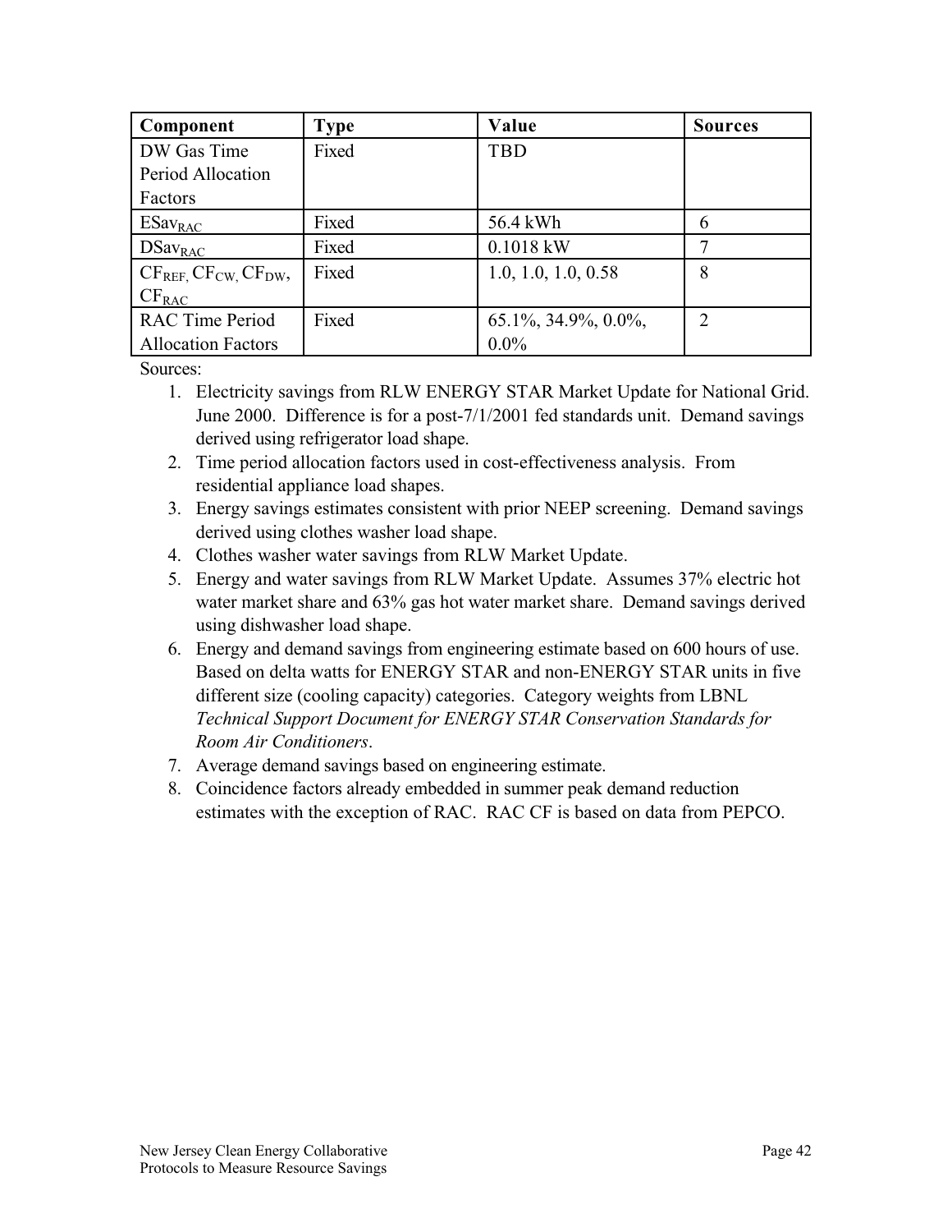| Component | Type | Value | Sources |
|---|---|---|---|
| DW Gas Time Period Allocation Factors | Fixed | TBD | |
| $ESav_{RAC}$ | Fixed | 56.4 kWh | 6 |
| $DSav_{RAC}$ | Fixed | 0.1018 kW | 7 |
| $CF_{REF}$, $CF_{CW}$, $CF_{DW}$, $CF_{RAC}$ | Fixed | 1.0, 1.0, 1.0, 0.58 | 8 |
| RAC Time Period Allocation Factors | Fixed | 65.1%, 34.9%, 0.0%, 0.0% | 2 |

Sources:

1. Electricity savings from RLW ENERGY STAR Market Update for National Grid. June 2000. Difference is for a post-7/1/2001 fed standards unit. Demand savings derived using refrigerator load shape.
2. Time period allocation factors used in cost-effectiveness analysis. From residential appliance load shapes.
3. Energy savings estimates consistent with prior NEEP screening. Demand savings derived using clothes washer load shape.
4. Clothes washer water savings from RLW Market Update.
5. Energy and water savings from RLW Market Update. Assumes 37% electric hot water market share and 63% gas hot water market share. Demand savings derived using dishwasher load shape.
6. Energy and demand savings from engineering estimate based on 600 hours of use. Based on delta watts for ENERGY STAR and non-ENERGY STAR units in five different size (cooling capacity) categories. Category weights from LBNL *Technical Support Document for ENERGY STAR Conservation Standards for Room Air Conditioners*.
7. Average demand savings based on engineering estimate.
8. Coincidence factors already embedded in summer peak demand reduction estimates with the exception of RAC. RAC CF is based on data from PEPCO.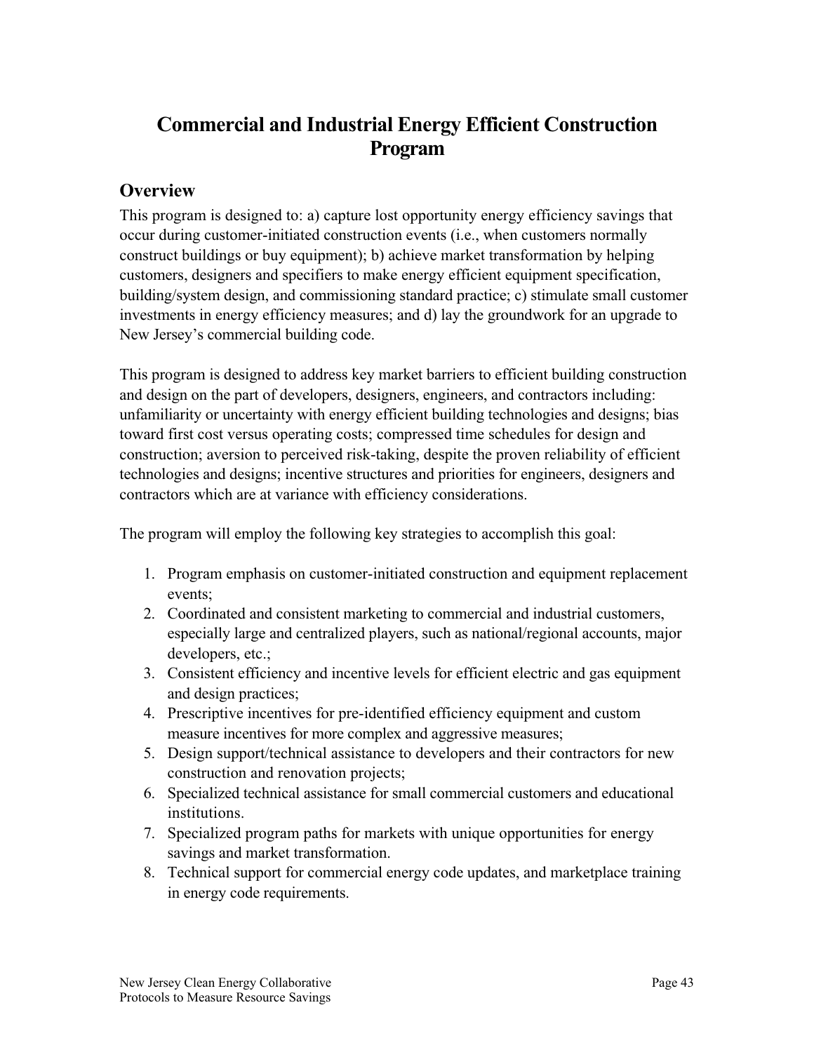# Commercial and Industrial Energy Efficient Construction Program

## Overview

This program is designed to: a) capture lost opportunity energy efficiency savings that occur during customer-initiated construction events (i.e., when customers normally construct buildings or buy equipment); b) achieve market transformation by helping customers, designers and specifiers to make energy efficient equipment specification, building/system design, and commissioning standard practice; c) stimulate small customer investments in energy efficiency measures; and d) lay the groundwork for an upgrade to New Jersey's commercial building code.

This program is designed to address key market barriers to efficient building construction and design on the part of developers, designers, engineers, and contractors including: unfamiliarity or uncertainty with energy efficient building technologies and designs; bias toward first cost versus operating costs; compressed time schedules for design and construction; aversion to perceived risk-taking, despite the proven reliability of efficient technologies and designs; incentive structures and priorities for engineers, designers and contractors which are at variance with efficiency considerations.

The program will employ the following key strategies to accomplish this goal:

1. Program emphasis on customer-initiated construction and equipment replacement events;
2. Coordinated and consistent marketing to commercial and industrial customers, especially large and centralized players, such as national/regional accounts, major developers, etc.;
3. Consistent efficiency and incentive levels for efficient electric and gas equipment and design practices;
4. Prescriptive incentives for pre-identified efficiency equipment and custom measure incentives for more complex and aggressive measures;
5. Design support/technical assistance to developers and their contractors for new construction and renovation projects;
6. Specialized technical assistance for small commercial customers and educational institutions.
7. Specialized program paths for markets with unique opportunities for energy savings and market transformation.
8. Technical support for commercial energy code updates, and marketplace training in energy code requirements.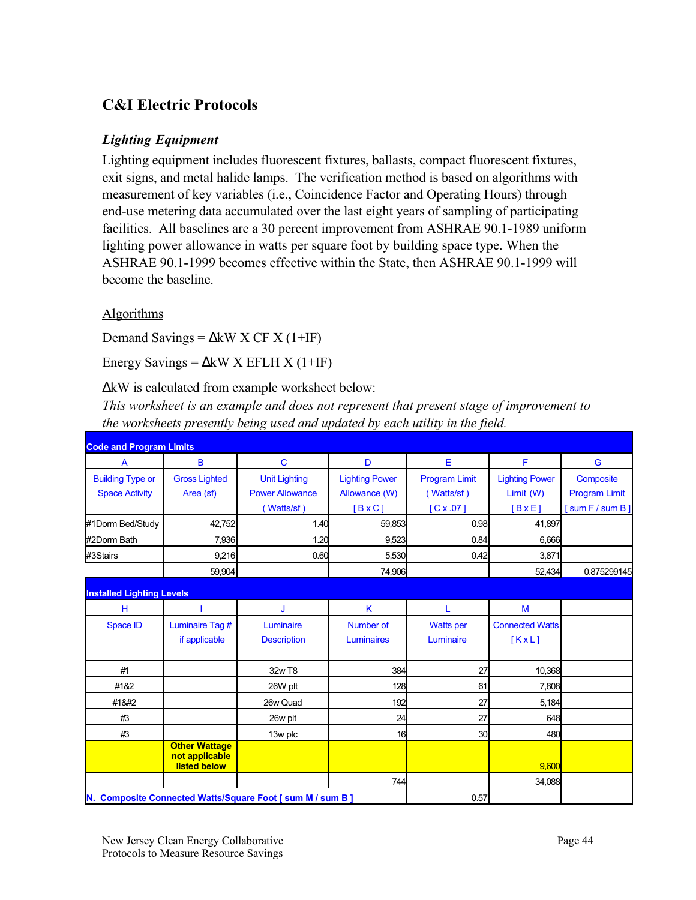## C&I Electric Protocols

### *Lighting Equipment*

Lighting equipment includes fluorescent fixtures, ballasts, compact fluorescent fixtures, exit signs, and metal halide lamps. The verification method is based on algorithms with measurement of key variables (i.e., Coincidence Factor and Operating Hours) through end-use metering data accumulated over the last eight years of sampling of participating facilities. All baselines are a 30 percent improvement from ASHRAE 90.1-1989 uniform lighting power allowance in watts per square foot by building space type. When the ASHRAE 90.1-1999 becomes effective within the State, then ASHRAE 90.1-1999 will become the baseline.

Algorithms

Demand Savings = ΔkW X CF X (1+IF)

Energy Savings = ΔkW X EFLH X (1+IF)

ΔkW is calculated from example worksheet below:

*This worksheet is an example and does not represent that present stage of improvement to the worksheets presently being used and updated by each utility in the field.*

| **Code and Program Limits** | | | | | | |
|---|---|---|---|---|---|---|
| A | B | C | D | E | F | G |
| Building Type or Space Activity | Gross Lighted Area (sf) | Unit Lighting Power Allowance ( Watts/sf ) | Lighting Power Allowance (W) [ B x C ] | Program Limit ( Watts/sf ) [ C x .07 ] | Lighting Power Limit (W) [ B x E ] | Composite Program Limit [ sum F / sum B ] |
| #1Dorm Bed/Study | 42,752 | 1.40 | 59,853 | 0.98 | 41,897 | |
| #2Dorm Bath | 7,936 | 1.20 | 9,523 | 0.84 | 6,666 | |
| #3Stairs | 9,216 | 0.60 | 5,530 | 0.42 | 3,871 | |
| | 59,904 | | 74,906 | | 52,434 | 0.875299145 |

| **Installed Lighting Levels** | | | | | | |
|---|---|---|---|---|---|---|
| H | I | J | K | L | M | |
| Space ID | Luminaire Tag # if applicable | Luminaire Description | Number of Luminaires | Watts per Luminaire | Connected Watts [ K x L ] | |
| #1 | | 32w T8 | 384 | 27 | 10,368 | |
| #1&2 | | 26W plt | 128 | 61 | 7,808 | |
| #1&#2 | | 26w Quad | 192 | 27 | 5,184 | |
| #3 | | 26w plt | 24 | 27 | 648 | |
| #3 | | 13w plc | 16 | 30 | 480 | |
| | **Other Wattage not applicable listed below** | | | | 9,600 | |
| | | | 744 | | 34,088 | |
| **N. Composite Connected Watts/Square Foot [ sum M / sum B ]** | | | | 0.57 | | |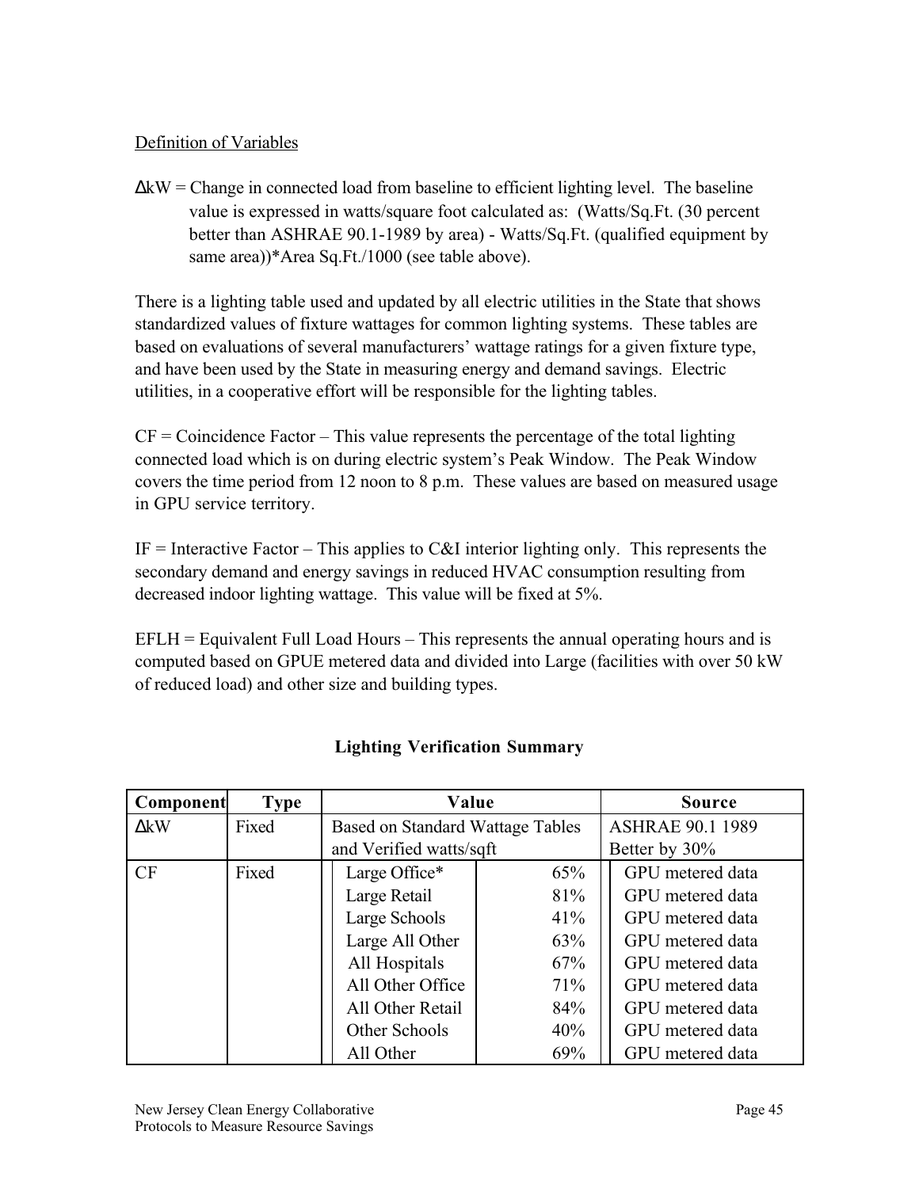Definition of Variables

$\Delta$kW = Change in connected load from baseline to efficient lighting level. The baseline value is expressed in watts/square foot calculated as: (Watts/Sq.Ft. (30 percent better than ASHRAE 90.1-1989 by area) - Watts/Sq.Ft. (qualified equipment by same area))*Area Sq.Ft./1000 (see table above).

There is a lighting table used and updated by all electric utilities in the State that shows standardized values of fixture wattages for common lighting systems. These tables are based on evaluations of several manufacturers' wattage ratings for a given fixture type, and have been used by the State in measuring energy and demand savings. Electric utilities, in a cooperative effort will be responsible for the lighting tables.

CF = Coincidence Factor – This value represents the percentage of the total lighting connected load which is on during electric system's Peak Window. The Peak Window covers the time period from 12 noon to 8 p.m. These values are based on measured usage in GPU service territory.

IF = Interactive Factor – This applies to C&I interior lighting only. This represents the secondary demand and energy savings in reduced HVAC consumption resulting from decreased indoor lighting wattage. This value will be fixed at 5%.

EFLH = Equivalent Full Load Hours – This represents the annual operating hours and is computed based on GPUE metered data and divided into Large (facilities with over 50 kW of reduced load) and other size and building types.

**Lighting Verification Summary**

| Component | Type | Value | | Source |
|---|---|---|---|---|
| $\Delta$kW | Fixed | Based on Standard Wattage Tables and Verified watts/sqft | | ASHRAE 90.1 1989 Better by 30% |
| CF | Fixed | Large Office* | 65% | GPU metered data |
| | | Large Retail | 81% | GPU metered data |
| | | Large Schools | 41% | GPU metered data |
| | | Large All Other | 63% | GPU metered data |
| | | All Hospitals | 67% | GPU metered data |
| | | All Other Office | 71% | GPU metered data |
| | | All Other Retail | 84% | GPU metered data |
| | | Other Schools | 40% | GPU metered data |
| | | All Other | 69% | GPU metered data |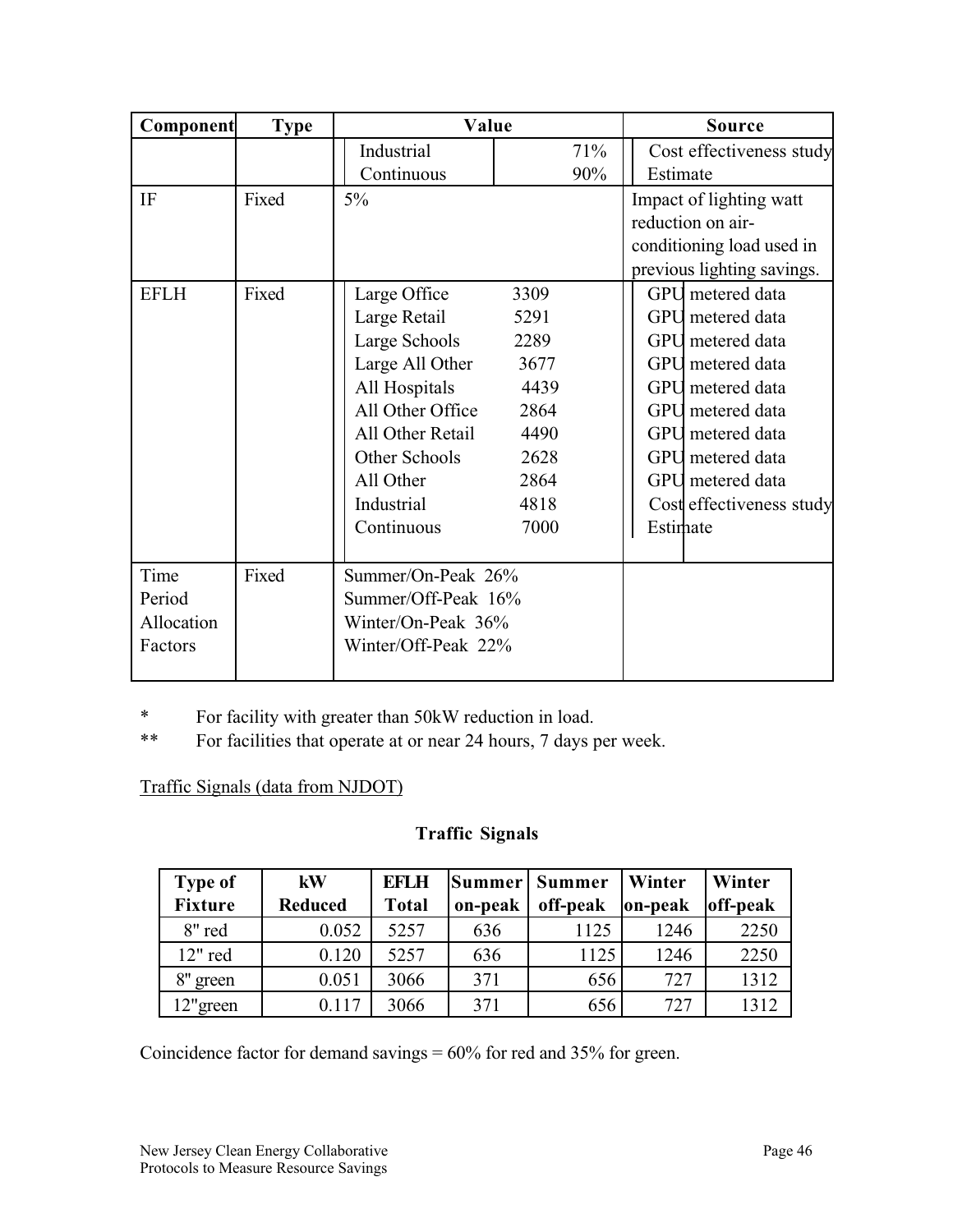| Component | Type | Value | | Source |
| --- | --- | --- | --- | --- |
| | | Industrial | 71% | Cost effectiveness study |
| | | Continuous | 90% | Estimate |
| IF | Fixed | 5% | | Impact of lighting watt reduction on air-conditioning load used in previous lighting savings. |
| EFLH | Fixed | Large Office | 3309 | GPU metered data |
| | | Large Retail | 5291 | GPU metered data |
| | | Large Schools | 2289 | GPU metered data |
| | | Large All Other | 3677 | GPU metered data |
| | | All Hospitals | 4439 | GPU metered data |
| | | All Other Office | 2864 | GPU metered data |
| | | All Other Retail | 4490 | GPU metered data |
| | | Other Schools | 2628 | GPU metered data |
| | | All Other | 2864 | GPU metered data |
| | | Industrial | 4818 | Cost effectiveness study |
| | | Continuous | 7000 | Estimate |
| Time Period Allocation Factors | Fixed | Summer/On-Peak 26%<br>Summer/Off-Peak 16%<br>Winter/On-Peak 36%<br>Winter/Off-Peak 22% | | |

\* For facility with greater than 50kW reduction in load.

\*\* For facilities that operate at or near 24 hours, 7 days per week.

<u>Traffic Signals (data from NJDOT)</u>

**Traffic Signals**

| Type of Fixture | kW Reduced | EFLH Total | Summer on-peak | Summer off-peak | Winter on-peak | Winter off-peak |
| --- | --- | --- | --- | --- | --- | --- |
| 8" red | 0.052 | 5257 | 636 | 1125 | 1246 | 2250 |
| 12" red | 0.120 | 5257 | 636 | 1125 | 1246 | 2250 |
| 8" green | 0.051 | 3066 | 371 | 656 | 727 | 1312 |
| 12"green | 0.117 | 3066 | 371 | 656 | 727 | 1312 |

Coincidence factor for demand savings = 60% for red and 35% for green.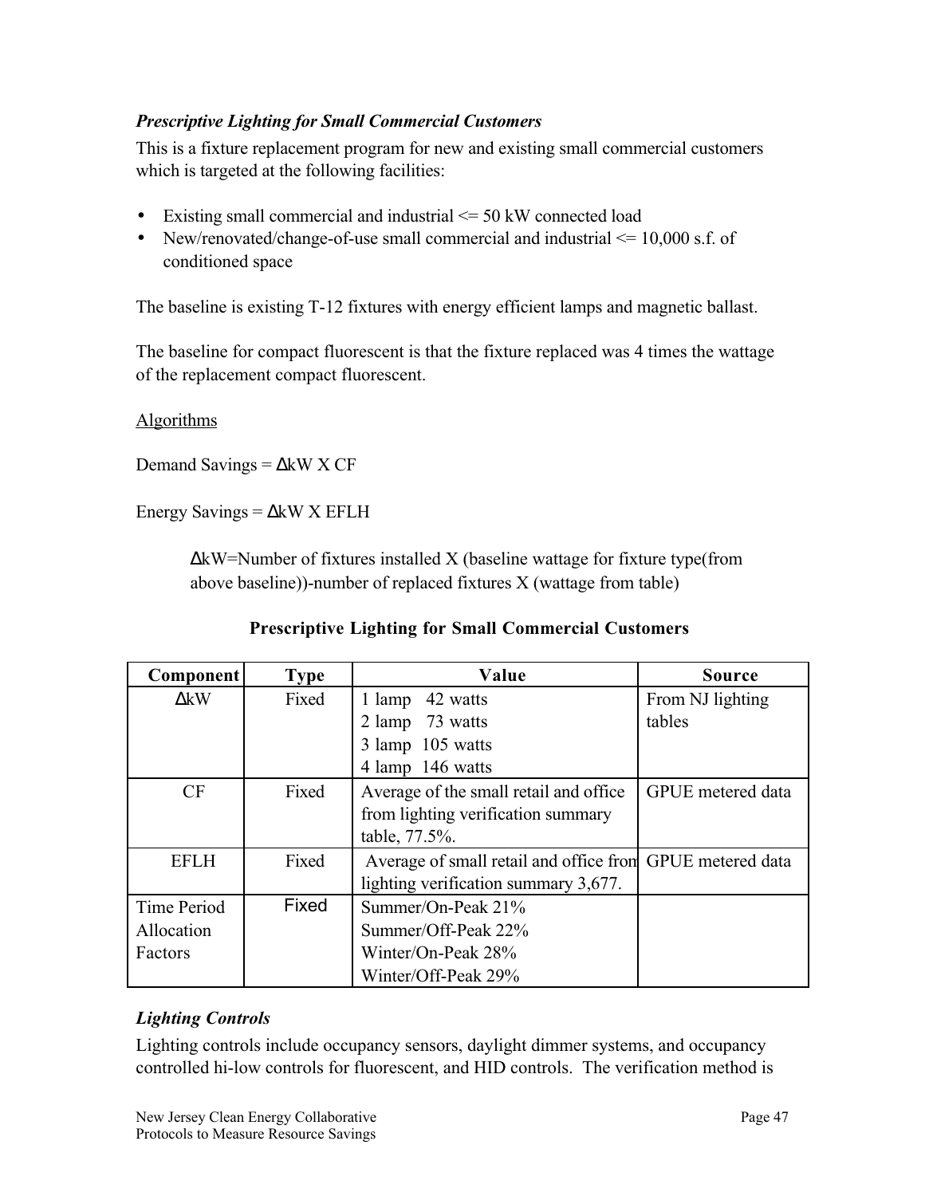### *Prescriptive Lighting for Small Commercial Customers*

This is a fixture replacement program for new and existing small commercial customers which is targeted at the following facilities:

- Existing small commercial and industrial <= 50 kW connected load
- New/renovated/change-of-use small commercial and industrial <= 10,000 s.f. of conditioned space

The baseline is existing T-12 fixtures with energy efficient lamps and magnetic ballast.

The baseline for compact fluorescent is that the fixture replaced was 4 times the wattage of the replacement compact fluorescent.

Algorithms

Demand Savings = ΔkW X CF

Energy Savings = ΔkW X EFLH

> ΔkW=Number of fixtures installed X (baseline wattage for fixture type(from above baseline))-number of replaced fixtures X (wattage from table)

**Prescriptive Lighting for Small Commercial Customers**

| Component | Type | Value | Source |
|---|---|---|---|
| ΔkW | Fixed | 1 lamp 42 watts<br>2 lamp 73 watts<br>3 lamp 105 watts<br>4 lamp 146 watts | From NJ lighting tables |
| CF | Fixed | Average of the small retail and office from lighting verification summary table, 77.5%. | GPUE metered data |
| EFLH | Fixed | Average of small retail and office from lighting verification summary 3,677. | GPUE metered data |
| Time Period Allocation Factors | Fixed | Summer/On-Peak 21%<br>Summer/Off-Peak 22%<br>Winter/On-Peak 28%<br>Winter/Off-Peak 29% | |

### *Lighting Controls*

Lighting controls include occupancy sensors, daylight dimmer systems, and occupancy controlled hi-low controls for fluorescent, and HID controls. The verification method is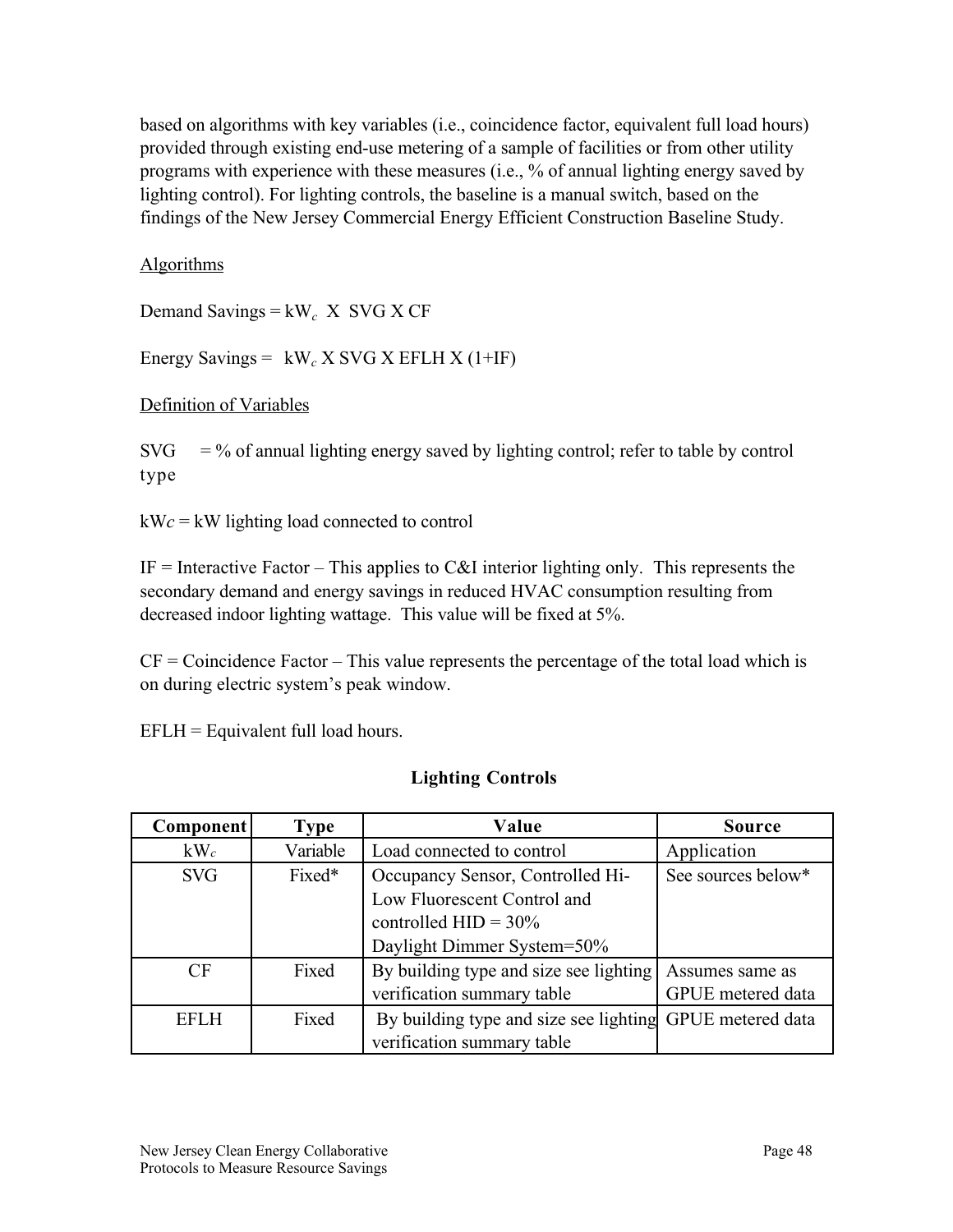based on algorithms with key variables (i.e., coincidence factor, equivalent full load hours) provided through existing end-use metering of a sample of facilities or from other utility programs with experience with these measures (i.e., % of annual lighting energy saved by lighting control). For lighting controls, the baseline is a manual switch, based on the findings of the New Jersey Commercial Energy Efficient Construction Baseline Study.

<u>Algorithms</u>

Demand Savings = $kW_c$ X SVG X CF

Energy Savings = $kW_c$ X SVG X EFLH X (1+IF)

<u>Definition of Variables</u>

SVG = % of annual lighting energy saved by lighting control; refer to table by control type

$kW_c$ = kW lighting load connected to control

IF = Interactive Factor – This applies to C&I interior lighting only. This represents the secondary demand and energy savings in reduced HVAC consumption resulting from decreased indoor lighting wattage. This value will be fixed at 5%.

CF = Coincidence Factor – This value represents the percentage of the total load which is on during electric system's peak window.

EFLH = Equivalent full load hours.

**Lighting Controls**

| Component | Type | Value | Source |
|---|---|---|---|
| $kW_c$ | Variable | Load connected to control | Application |
| SVG | Fixed* | Occupancy Sensor, Controlled Hi-Low Fluorescent Control and controlled HID = 30%<br>Daylight Dimmer System=50% | See sources below* |
| CF | Fixed | By building type and size see lighting verification summary table | Assumes same as GPUE metered data |
| EFLH | Fixed | By building type and size see lighting verification summary table | GPUE metered data |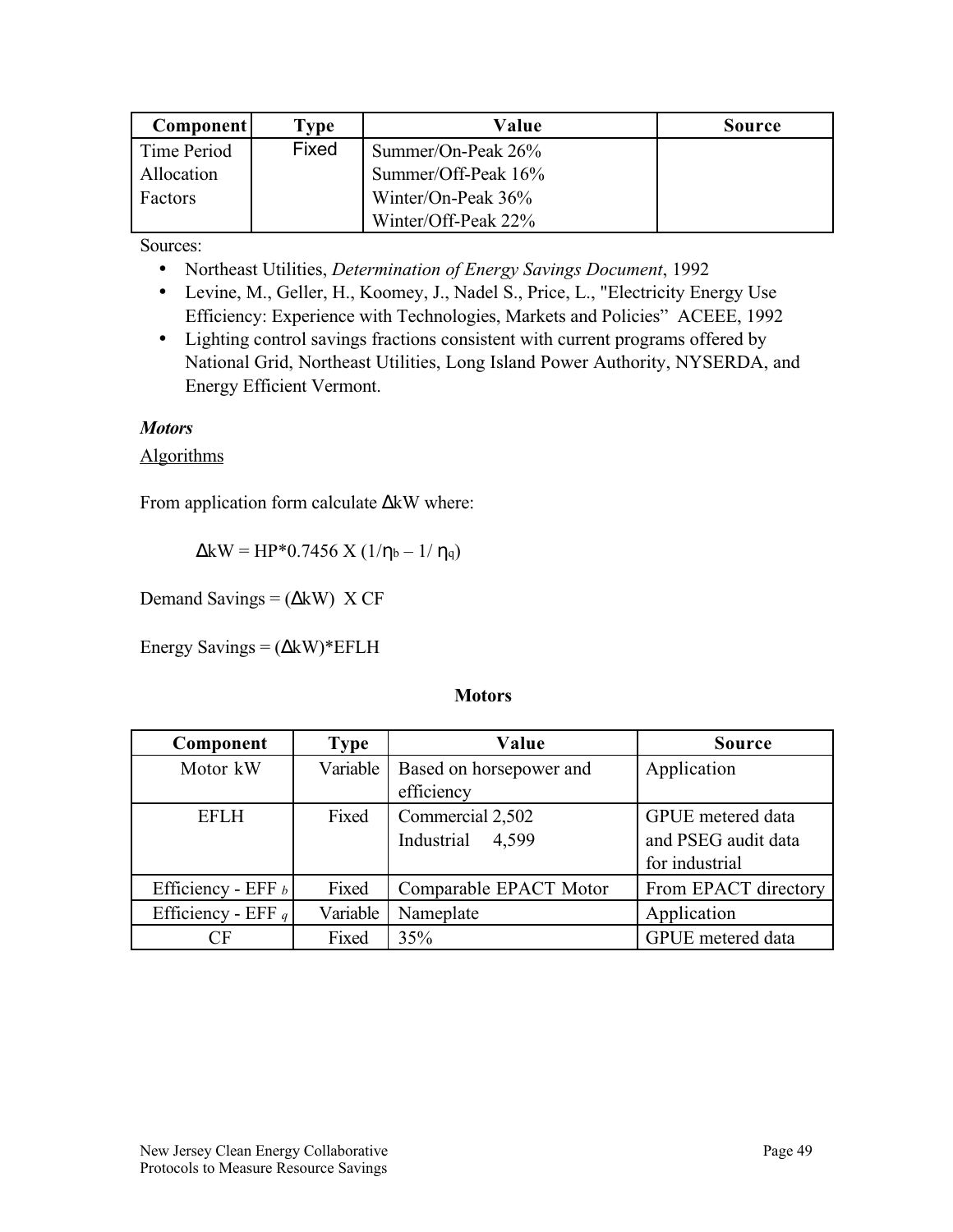| Component | Type | Value | Source |
| --- | --- | --- | --- |
| Time Period Allocation Factors | Fixed | Summer/On-Peak 26%<br>Summer/Off-Peak 16%<br>Winter/On-Peak 36%<br>Winter/Off-Peak 22% | |

Sources:

- Northeast Utilities, *Determination of Energy Savings Document*, 1992
- Levine, M., Geller, H., Koomey, J., Nadel S., Price, L., "Electricity Energy Use Efficiency: Experience with Technologies, Markets and Policies" ACEEE, 1992
- Lighting control savings fractions consistent with current programs offered by National Grid, Northeast Utilities, Long Island Power Authority, NYSERDA, and Energy Efficient Vermont.

***Motors***

Algorithms

From application form calculate ΔkW where:

$$\Delta kW = HP*0.7456 \times (1/\eta_b - 1/\eta_q)$$

Demand Savings = (ΔkW) X CF

Energy Savings = (ΔkW)*EFLH

**Motors**

| Component | Type | Value | Source |
| --- | --- | --- | --- |
| Motor kW | Variable | Based on horsepower and efficiency | Application |
| EFLH | Fixed | Commercial 2,502<br>Industrial 4,599 | GPUE metered data and PSEG audit data for industrial |
| Efficiency - EFF $_b$ | Fixed | Comparable EPACT Motor | From EPACT directory |
| Efficiency - EFF $_q$ | Variable | Nameplate | Application |
| CF | Fixed | 35% | GPUE metered data |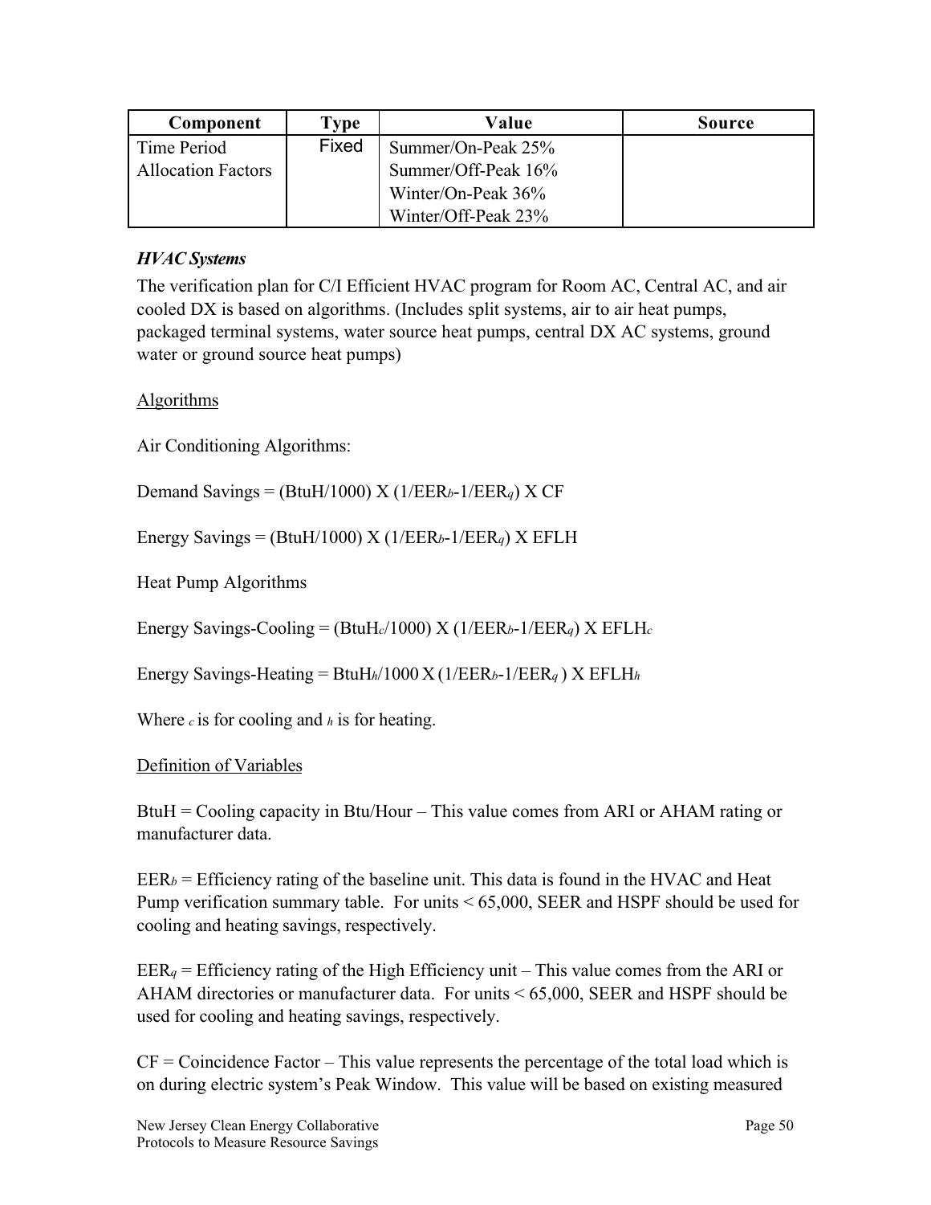| Component | Type | Value | Source |
|---|---|---|---|
| Time Period Allocation Factors | Fixed | Summer/On-Peak 25%<br>Summer/Off-Peak 16%<br>Winter/On-Peak 36%<br>Winter/Off-Peak 23% | |

***HVAC Systems***

The verification plan for C/I Efficient HVAC program for Room AC, Central AC, and air cooled DX is based on algorithms. (Includes split systems, air to air heat pumps, packaged terminal systems, water source heat pumps, central DX AC systems, ground water or ground source heat pumps)

Algorithms

Air Conditioning Algorithms:

Demand Savings = (BtuH/1000) X ($1/EER_b$-$1/EER_q$) X CF

Energy Savings = (BtuH/1000) X ($1/EER_b$-$1/EER_q$) X EFLH

Heat Pump Algorithms

Energy Savings-Cooling = ($BtuH_c$/1000) X ($1/EER_b$-$1/EER_q$) X $EFLH_c$

Energy Savings-Heating = $BtuH_h$/1000 X ($1/EER_b$-$1/EER_q$ ) X $EFLH_h$

Where $_c$ is for cooling and $_h$ is for heating.

Definition of Variables

BtuH = Cooling capacity in Btu/Hour – This value comes from ARI or AHAM rating or manufacturer data.

$EER_b$ = Efficiency rating of the baseline unit. This data is found in the HVAC and Heat Pump verification summary table. For units < 65,000, SEER and HSPF should be used for cooling and heating savings, respectively.

$EER_q$ = Efficiency rating of the High Efficiency unit – This value comes from the ARI or AHAM directories or manufacturer data. For units < 65,000, SEER and HSPF should be used for cooling and heating savings, respectively.

CF = Coincidence Factor – This value represents the percentage of the total load which is on during electric system's Peak Window. This value will be based on existing measured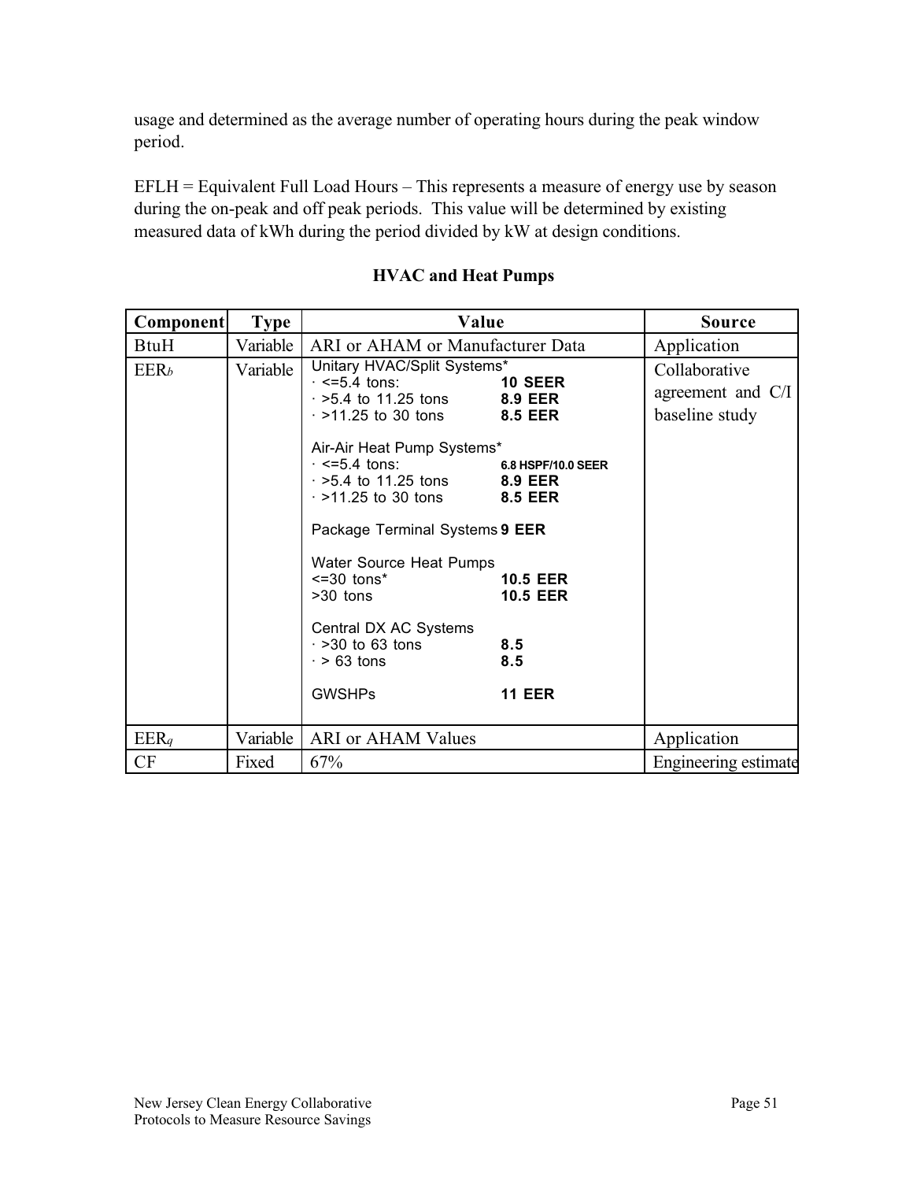usage and determined as the average number of operating hours during the peak window period.

EFLH = Equivalent Full Load Hours – This represents a measure of energy use by season during the on-peak and off peak periods. This value will be determined by existing measured data of kWh during the period divided by kW at design conditions.

**HVAC and Heat Pumps**

| Component | Type | Value | Source |
|---|---|---|---|
| BtuH | Variable | ARI or AHAM or Manufacturer Data | Application |
| $EER_b$ | Variable | Unitary HVAC/Split Systems*<br>· <=5.4 tons: **10 SEER**<br>· >5.4 to 11.25 tons **8.9 EER**<br>· >11.25 to 30 tons **8.5 EER**<br><br>Air-Air Heat Pump Systems*<br>· <=5.4 tons: **6.8 HSPF/10.0 SEER**<br>· >5.4 to 11.25 tons **8.9 EER**<br>· >11.25 to 30 tons **8.5 EER**<br><br>Package Terminal Systems **9 EER**<br><br>Water Source Heat Pumps<br><=30 tons* **10.5 EER**<br>>30 tons **10.5 EER**<br><br>Central DX AC Systems<br>· >30 to 63 tons **8.5**<br>· > 63 tons **8.5**<br><br>GWSHPs **11 EER** | Collaborative agreement and C/I baseline study |
| $EER_q$ | Variable | ARI or AHAM Values | Application |
| CF | Fixed | 67% | Engineering estimate |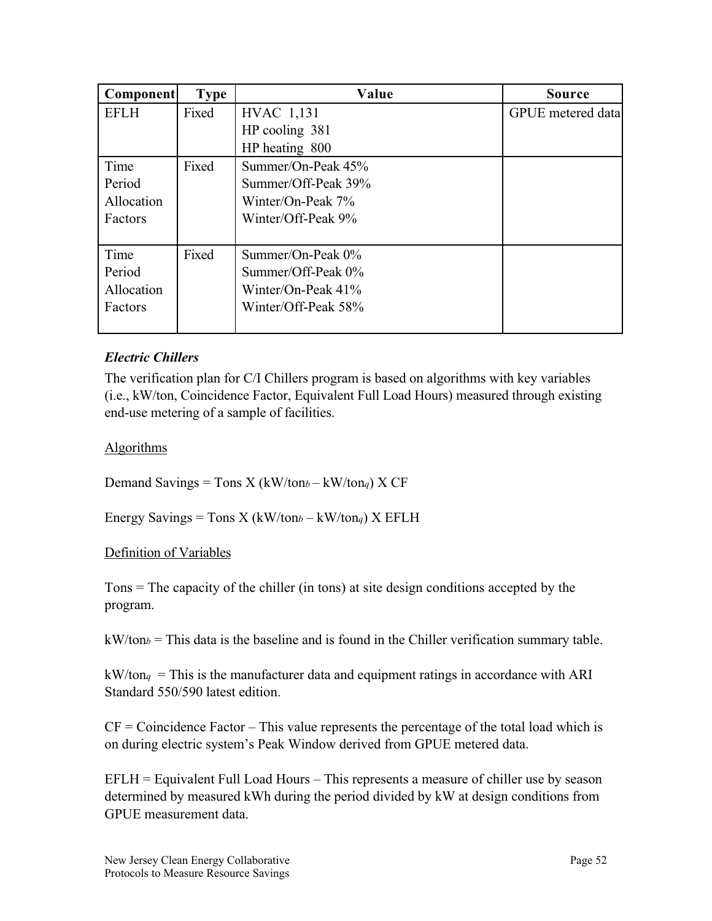| Component | Type | Value | Source |
|---|---|---|---|
| EFLH | Fixed | HVAC 1,131<br>HP cooling 381<br>HP heating 800 | GPUE metered data |
| Time Period Allocation Factors | Fixed | Summer/On-Peak 45%<br>Summer/Off-Peak 39%<br>Winter/On-Peak 7%<br>Winter/Off-Peak 9% | |
| Time Period Allocation Factors | Fixed | Summer/On-Peak 0%<br>Summer/Off-Peak 0%<br>Winter/On-Peak 41%<br>Winter/Off-Peak 58% | |

***Electric Chillers***

The verification plan for C/I Chillers program is based on algorithms with key variables (i.e., kW/ton, Coincidence Factor, Equivalent Full Load Hours) measured through existing end-use metering of a sample of facilities.

Algorithms

Demand Savings = Tons X ($kW/ton_b$ – $kW/ton_q$) X CF

Energy Savings = Tons X ($kW/ton_b$ – $kW/ton_q$) X EFLH

Definition of Variables

Tons = The capacity of the chiller (in tons) at site design conditions accepted by the program.

$kW/ton_b$ = This data is the baseline and is found in the Chiller verification summary table.

$kW/ton_q$ = This is the manufacturer data and equipment ratings in accordance with ARI Standard 550/590 latest edition.

CF = Coincidence Factor – This value represents the percentage of the total load which is on during electric system's Peak Window derived from GPUE metered data.

EFLH = Equivalent Full Load Hours – This represents a measure of chiller use by season determined by measured kWh during the period divided by kW at design conditions from GPUE measurement data.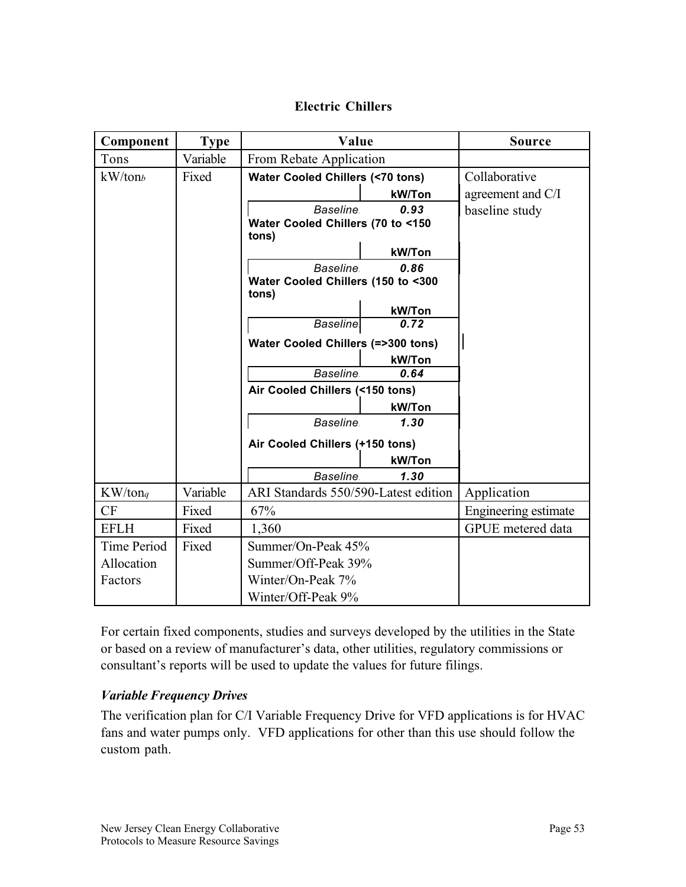## Electric Chillers

| Component | Type | Value | Source |
|---|---|---|---|
| Tons | Variable | From Rebate Application | |
| $kW/ton_b$ | Fixed | **Water Cooled Chillers (<70 tons)**<br>**kW/Ton**<br>*Baseline* ***0.93***<br>**Water Cooled Chillers (70 to <150 tons)**<br>**kW/Ton**<br>*Baseline* ***0.86***<br>**Water Cooled Chillers (150 to <300 tons)**<br>**kW/Ton**<br>*Baseline* ***0.72***<br>**Water Cooled Chillers (=>300 tons)**<br>**kW/Ton**<br>*Baseline* ***0.64***<br>**Air Cooled Chillers (<150 tons)**<br>**kW/Ton**<br>*Baseline* ***1.30***<br>**Air Cooled Chillers (+150 tons)**<br>**kW/Ton**<br>*Baseline* ***1.30*** | Collaborative agreement and C/I baseline study |
| $KW/ton_q$ | Variable | ARI Standards 550/590-Latest edition | Application |
| CF | Fixed | 67% | Engineering estimate |
| EFLH | Fixed | 1,360 | GPUE metered data |
| Time Period Allocation Factors | Fixed | Summer/On-Peak 45%<br>Summer/Off-Peak 39%<br>Winter/On-Peak 7%<br>Winter/Off-Peak 9% | |

For certain fixed components, studies and surveys developed by the utilities in the State or based on a review of manufacturer's data, other utilities, regulatory commissions or consultant's reports will be used to update the values for future filings.

### *Variable Frequency Drives*

The verification plan for C/I Variable Frequency Drive for VFD applications is for HVAC fans and water pumps only. VFD applications for other than this use should follow the custom path.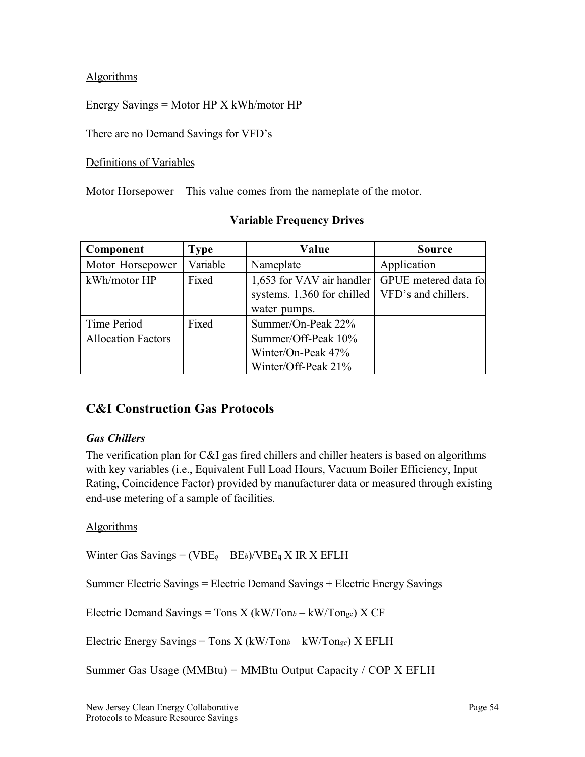Algorithms

Energy Savings = Motor HP X kWh/motor HP

There are no Demand Savings for VFD's

Definitions of Variables

Motor Horsepower – This value comes from the nameplate of the motor.

**Variable Frequency Drives**

| Component | Type | Value | Source |
|---|---|---|---|
| Motor Horsepower | Variable | Nameplate | Application |
| kWh/motor HP | Fixed | 1,653 for VAV air handler systems. 1,360 for chilled water pumps. | GPUE metered data for VFD's and chillers. |
| Time Period Allocation Factors | Fixed | Summer/On-Peak 22%<br>Summer/Off-Peak 10%<br>Winter/On-Peak 47%<br>Winter/Off-Peak 21% | |

## C&I Construction Gas Protocols

### *Gas Chillers*

The verification plan for C&I gas fired chillers and chiller heaters is based on algorithms with key variables (i.e., Equivalent Full Load Hours, Vacuum Boiler Efficiency, Input Rating, Coincidence Factor) provided by manufacturer data or measured through existing end-use metering of a sample of facilities.

Algorithms

Winter Gas Savings = $(VBE_q – BE_b)/VBE_q$ X IR X EFLH

Summer Electric Savings = Electric Demand Savings + Electric Energy Savings

Electric Demand Savings = Tons X $(kW/Ton_b – kW/Ton_{gc})$ X CF

Electric Energy Savings = Tons X $(kW/Ton_b – kW/Ton_{gc})$ X EFLH

Summer Gas Usage (MMBtu) = MMBtu Output Capacity / COP X EFLH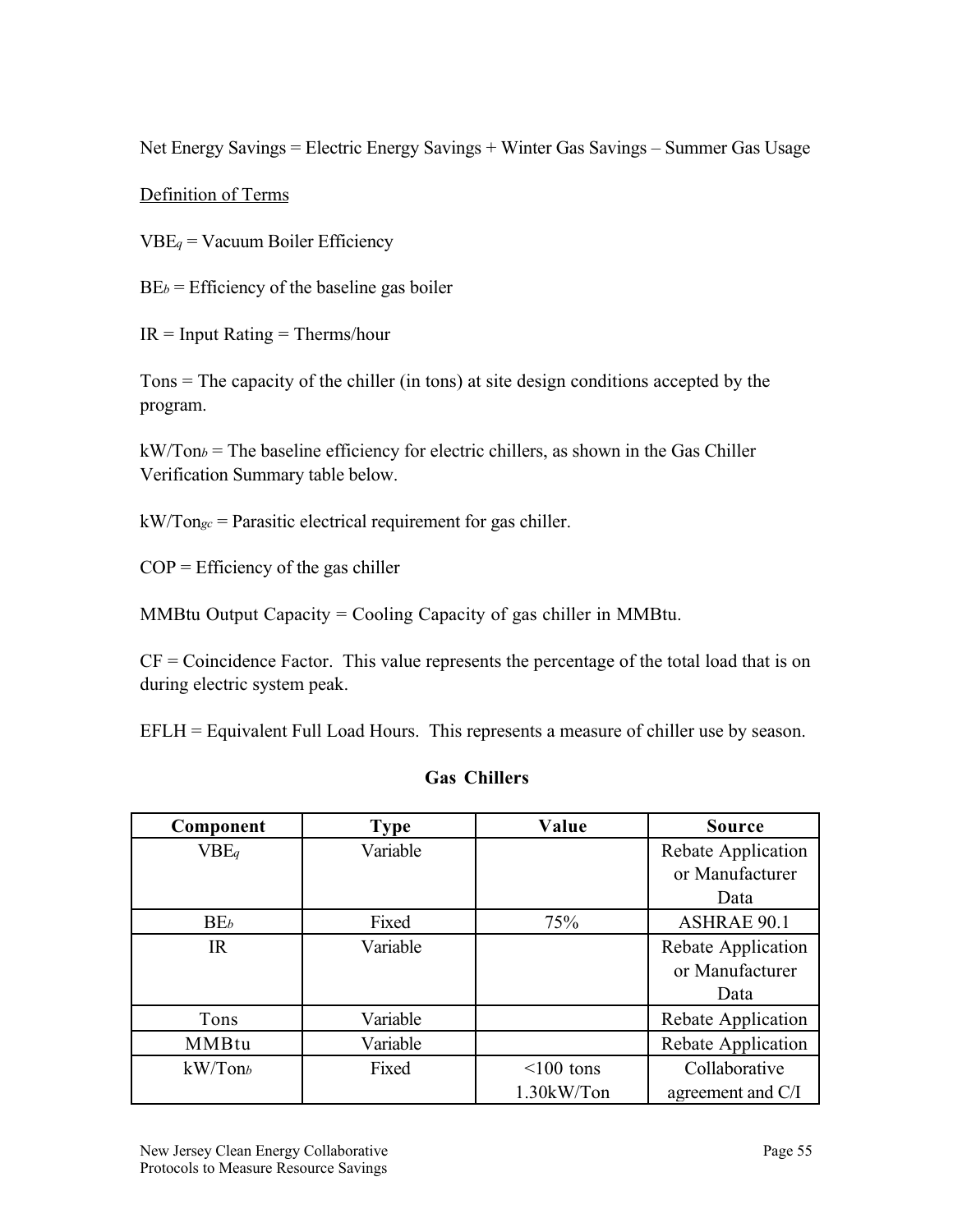Net Energy Savings = Electric Energy Savings + Winter Gas Savings – Summer Gas Usage

Definition of Terms

$VBE_q$ = Vacuum Boiler Efficiency

$BE_b$ = Efficiency of the baseline gas boiler

IR = Input Rating = Therms/hour

Tons = The capacity of the chiller (in tons) at site design conditions accepted by the program.

$kW/Ton_b$ = The baseline efficiency for electric chillers, as shown in the Gas Chiller Verification Summary table below.

$kW/Ton_{gc}$ = Parasitic electrical requirement for gas chiller.

COP = Efficiency of the gas chiller

MMBtu Output Capacity = Cooling Capacity of gas chiller in MMBtu.

CF = Coincidence Factor. This value represents the percentage of the total load that is on during electric system peak.

EFLH = Equivalent Full Load Hours. This represents a measure of chiller use by season.

**Gas Chillers**

| Component | Type | Value | Source |
|---|---|---|---|
| $VBE_q$ | Variable | | Rebate Application or Manufacturer Data |
| $BE_b$ | Fixed | 75% | ASHRAE 90.1 |
| IR | Variable | | Rebate Application or Manufacturer Data |
| Tons | Variable | | Rebate Application |
| MMBtu | Variable | | Rebate Application |
| $kW/Ton_b$ | Fixed | <100 tons 1.30kW/Ton | Collaborative agreement and C/I |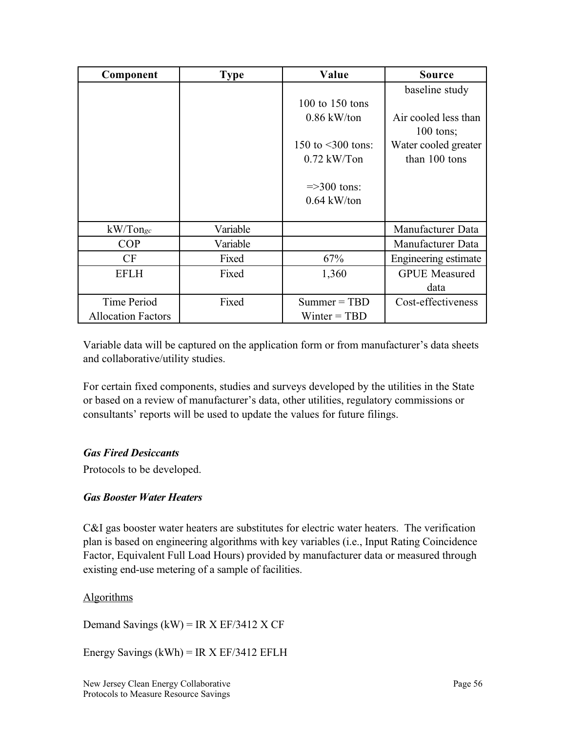| Component | Type | Value | Source |
|---|---|---|---|
| | | 100 to 150 tons 0.86 kW/ton<br><br>150 to <300 tons: 0.72 kW/Ton<br><br>=>300 tons: 0.64 kW/ton | baseline study<br><br>Air cooled less than 100 tons; Water cooled greater than 100 tons |
| $kW/Ton_{gc}$ | Variable | | Manufacturer Data |
| COP | Variable | | Manufacturer Data |
| CF | Fixed | 67% | Engineering estimate |
| EFLH | Fixed | 1,360 | GPUE Measured data |
| Time Period Allocation Factors | Fixed | Summer = TBD<br>Winter = TBD | Cost-effectiveness |

Variable data will be captured on the application form or from manufacturer's data sheets and collaborative/utility studies.

For certain fixed components, studies and surveys developed by the utilities in the State or based on a review of manufacturer's data, other utilities, regulatory commissions or consultants' reports will be used to update the values for future filings.

### *Gas Fired Desiccants*

Protocols to be developed.

### *Gas Booster Water Heaters*

C&I gas booster water heaters are substitutes for electric water heaters. The verification plan is based on engineering algorithms with key variables (i.e., Input Rating Coincidence Factor, Equivalent Full Load Hours) provided by manufacturer data or measured through existing end-use metering of a sample of facilities.

<u>Algorithms</u>

Demand Savings (kW) = IR X EF/3412 X CF

Energy Savings (kWh) = IR X EF/3412 EFLH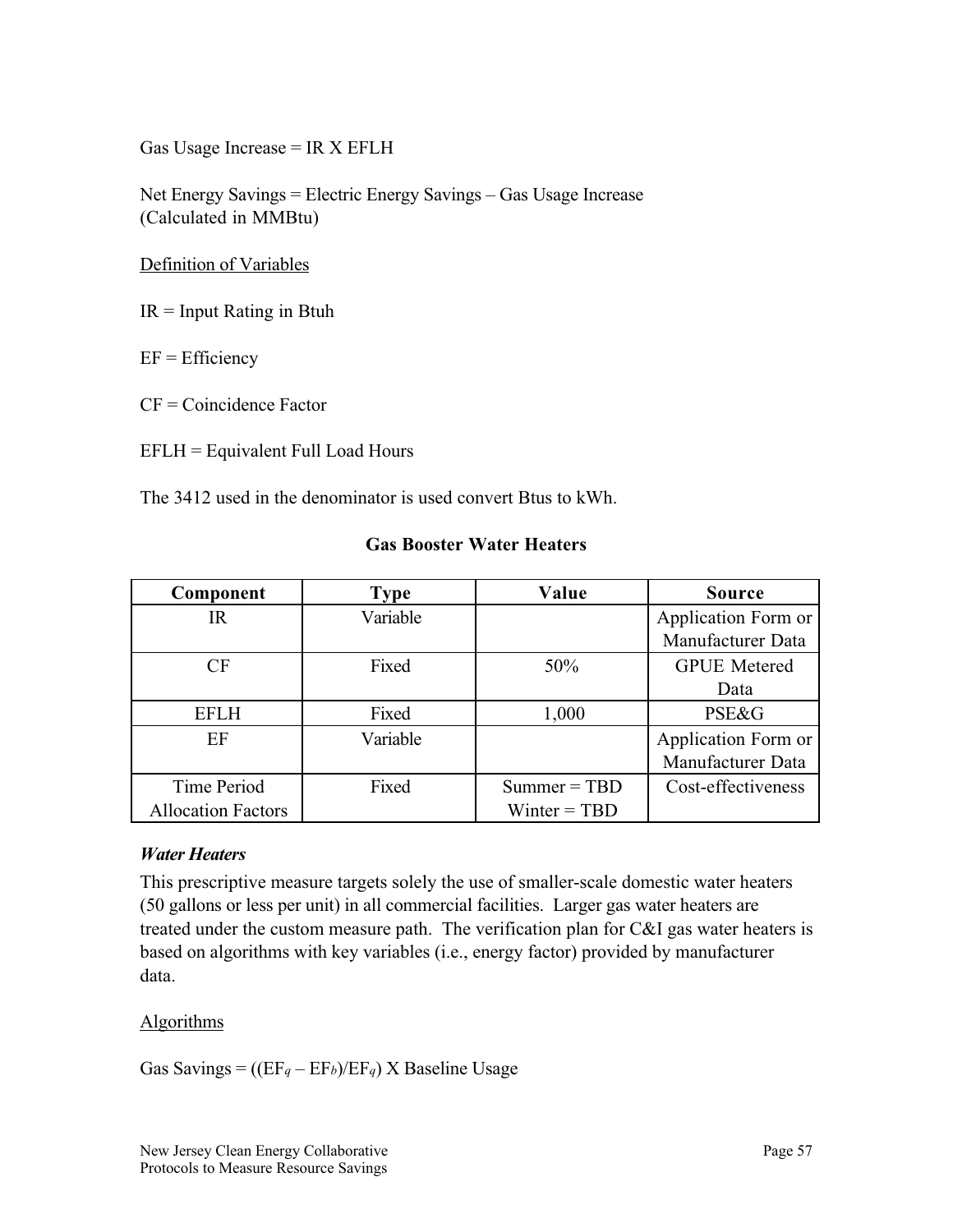Gas Usage Increase = IR X EFLH

Net Energy Savings = Electric Energy Savings – Gas Usage Increase
(Calculated in MMBtu)

Definition of Variables

IR = Input Rating in Btuh

EF = Efficiency

CF = Coincidence Factor

EFLH = Equivalent Full Load Hours

The 3412 used in the denominator is used convert Btus to kWh.

**Gas Booster Water Heaters**

| Component | Type | Value | Source |
|---|---|---|---|
| IR | Variable | | Application Form or Manufacturer Data |
| CF | Fixed | 50% | GPUE Metered Data |
| EFLH | Fixed | 1,000 | PSE&G |
| EF | Variable | | Application Form or Manufacturer Data |
| Time Period Allocation Factors | Fixed | Summer = TBD<br>Winter = TBD | Cost-effectiveness |

***Water Heaters***

This prescriptive measure targets solely the use of smaller-scale domestic water heaters (50 gallons or less per unit) in all commercial facilities. Larger gas water heaters are treated under the custom measure path. The verification plan for C&I gas water heaters is based on algorithms with key variables (i.e., energy factor) provided by manufacturer data.

Algorithms

Gas Savings = $((EF_q – EF_b)/EF_q)$ X Baseline Usage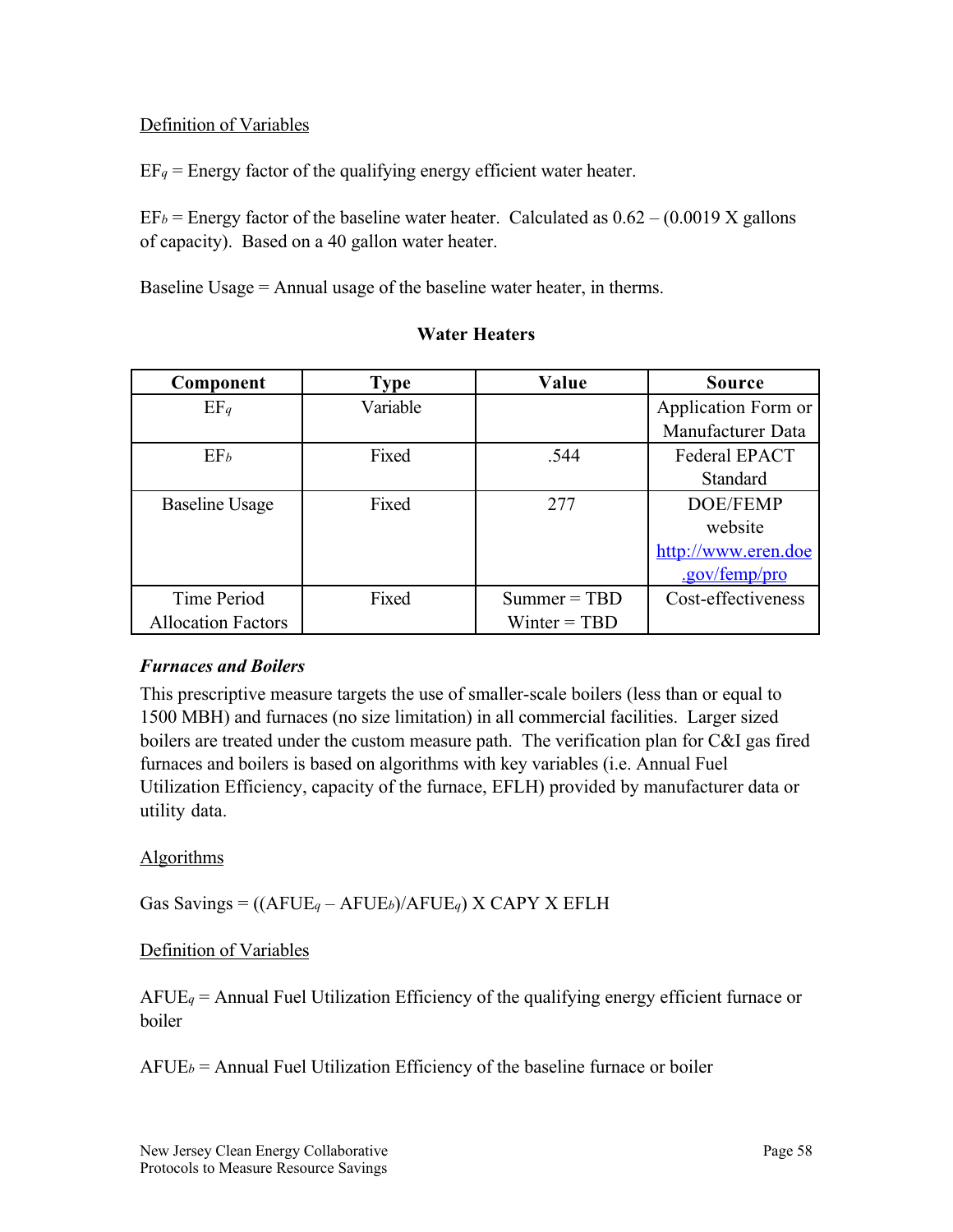Definition of Variables

$EF_q$ = Energy factor of the qualifying energy efficient water heater.

$EF_b$ = Energy factor of the baseline water heater. Calculated as 0.62 – (0.0019 X gallons of capacity). Based on a 40 gallon water heater.

Baseline Usage = Annual usage of the baseline water heater, in therms.

**Water Heaters**

| Component | Type | Value | Source |
|---|---|---|---|
| $EF_q$ | Variable | | Application Form or Manufacturer Data |
| $EF_b$ | Fixed | .544 | Federal EPACT Standard |
| Baseline Usage | Fixed | 277 | DOE/FEMP website http://www.eren.doe.gov/femp/pro |
| Time Period Allocation Factors | Fixed | Summer = TBD<br>Winter = TBD | Cost-effectiveness |

***Furnaces and Boilers***

This prescriptive measure targets the use of smaller-scale boilers (less than or equal to 1500 MBH) and furnaces (no size limitation) in all commercial facilities. Larger sized boilers are treated under the custom measure path. The verification plan for C&I gas fired furnaces and boilers is based on algorithms with key variables (i.e. Annual Fuel Utilization Efficiency, capacity of the furnace, EFLH) provided by manufacturer data or utility data.

Algorithms

Gas Savings = $((AFUE_q – AFUE_b)/AFUE_q)$ X CAPY X EFLH

Definition of Variables

$AFUE_q$ = Annual Fuel Utilization Efficiency of the qualifying energy efficient furnace or boiler

$AFUE_b$ = Annual Fuel Utilization Efficiency of the baseline furnace or boiler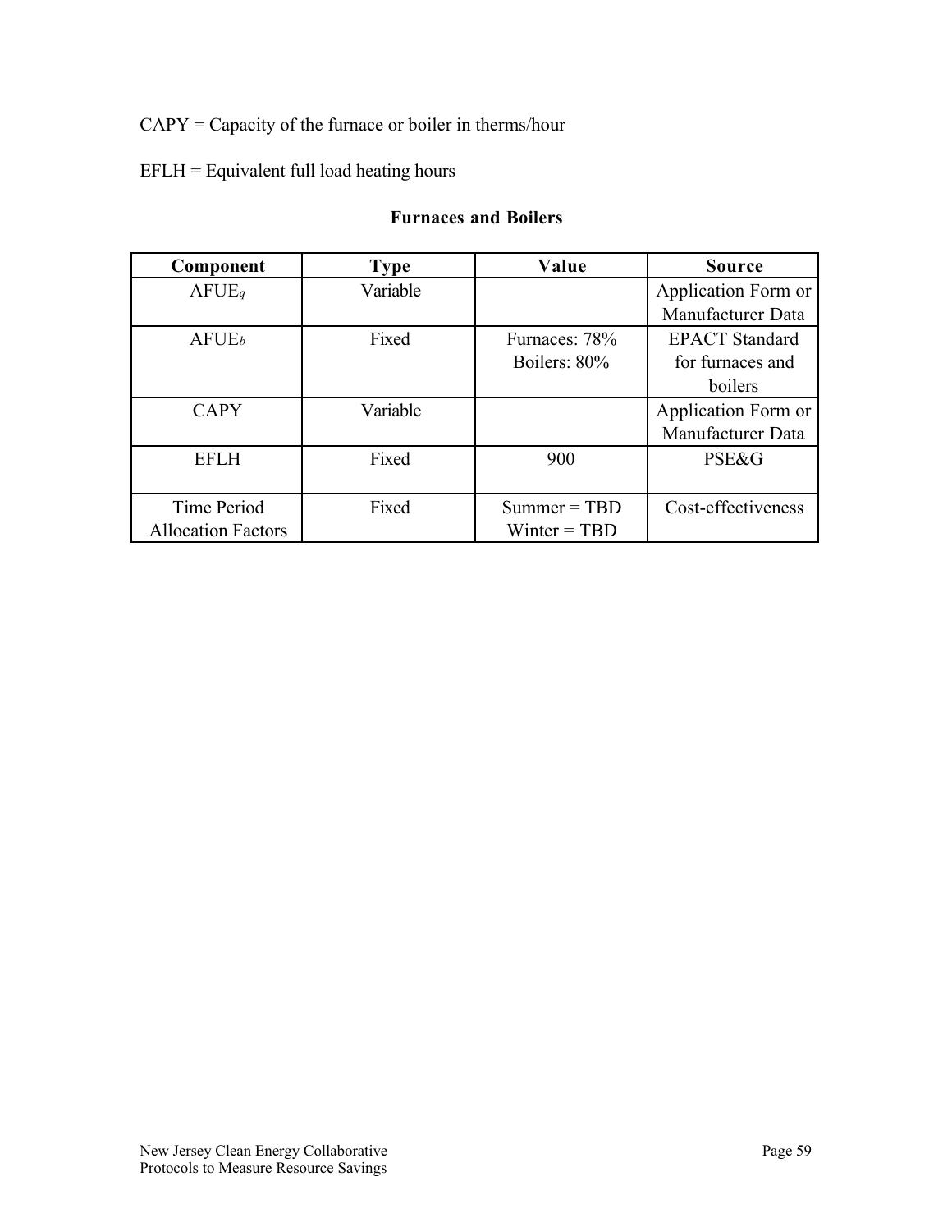CAPY = Capacity of the furnace or boiler in therms/hour

EFLH = Equivalent full load heating hours

**Furnaces and Boilers**

| Component | Type | Value | Source |
| --- | --- | --- | --- |
| $AFUE_q$ | Variable | | Application Form or Manufacturer Data |
| $AFUE_b$ | Fixed | Furnaces: 78%<br>Boilers: 80% | EPACT Standard for furnaces and boilers |
| CAPY | Variable | | Application Form or Manufacturer Data |
| EFLH | Fixed | 900 | PSE&G |
| Time Period Allocation Factors | Fixed | Summer = TBD<br>Winter = TBD | Cost-effectiveness |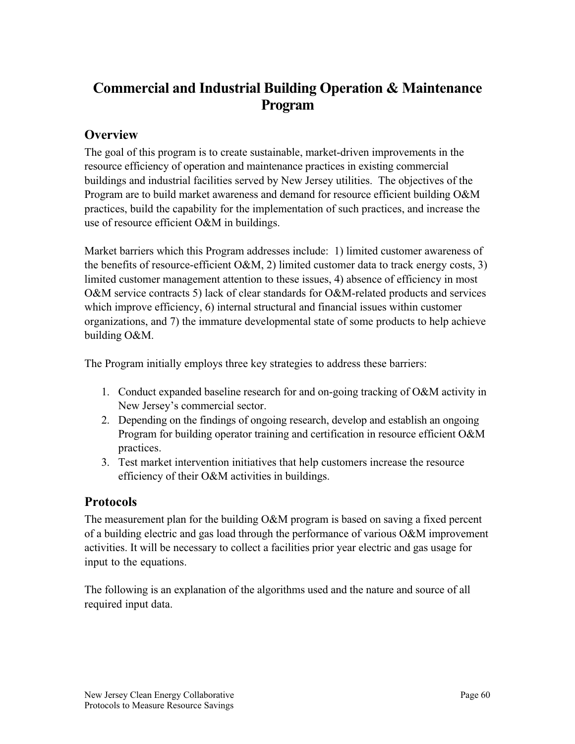# Commercial and Industrial Building Operation & Maintenance Program

## Overview

The goal of this program is to create sustainable, market-driven improvements in the resource efficiency of operation and maintenance practices in existing commercial buildings and industrial facilities served by New Jersey utilities. The objectives of the Program are to build market awareness and demand for resource efficient building O&M practices, build the capability for the implementation of such practices, and increase the use of resource efficient O&M in buildings.

Market barriers which this Program addresses include: 1) limited customer awareness of the benefits of resource-efficient O&M, 2) limited customer data to track energy costs, 3) limited customer management attention to these issues, 4) absence of efficiency in most O&M service contracts 5) lack of clear standards for O&M-related products and services which improve efficiency, 6) internal structural and financial issues within customer organizations, and 7) the immature developmental state of some products to help achieve building O&M.

The Program initially employs three key strategies to address these barriers:

1. Conduct expanded baseline research for and on-going tracking of O&M activity in New Jersey's commercial sector.
2. Depending on the findings of ongoing research, develop and establish an ongoing Program for building operator training and certification in resource efficient O&M practices.
3. Test market intervention initiatives that help customers increase the resource efficiency of their O&M activities in buildings.

## Protocols

The measurement plan for the building O&M program is based on saving a fixed percent of a building electric and gas load through the performance of various O&M improvement activities. It will be necessary to collect a facilities prior year electric and gas usage for input to the equations.

The following is an explanation of the algorithms used and the nature and source of all required input data.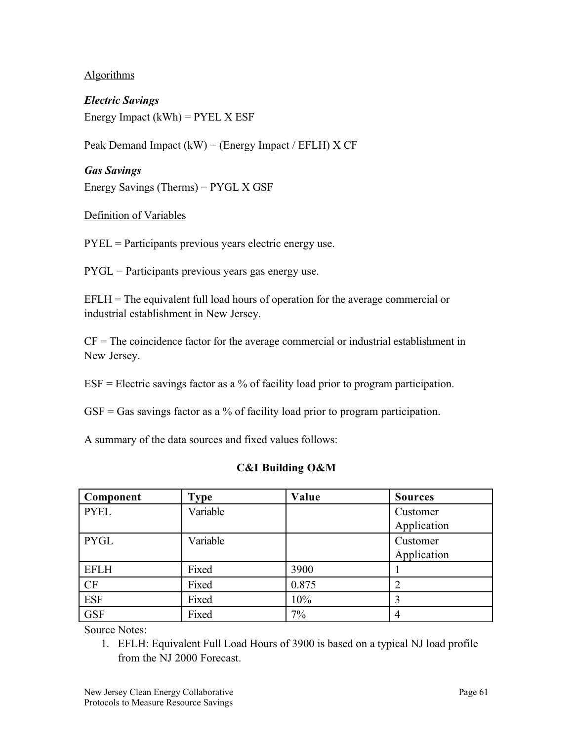Algorithms

***Electric Savings***

Energy Impact (kWh) = PYEL X ESF

Peak Demand Impact (kW) = (Energy Impact / EFLH) X CF

***Gas Savings***

Energy Savings (Therms) = PYGL X GSF

Definition of Variables

PYEL = Participants previous years electric energy use.

PYGL = Participants previous years gas energy use.

EFLH = The equivalent full load hours of operation for the average commercial or industrial establishment in New Jersey.

CF = The coincidence factor for the average commercial or industrial establishment in New Jersey.

ESF = Electric savings factor as a % of facility load prior to program participation.

GSF = Gas savings factor as a % of facility load prior to program participation.

A summary of the data sources and fixed values follows:

**C&I Building O&M**

| **Component** | **Type** | **Value** | **Sources** |
|---|---|---|---|
| PYEL | Variable | | Customer Application |
| PYGL | Variable | | Customer Application |
| EFLH | Fixed | 3900 | 1 |
| CF | Fixed | 0.875 | 2 |
| ESF | Fixed | 10% | 3 |
| GSF | Fixed | 7% | 4 |

Source Notes:

1. EFLH: Equivalent Full Load Hours of 3900 is based on a typical NJ load profile from the NJ 2000 Forecast.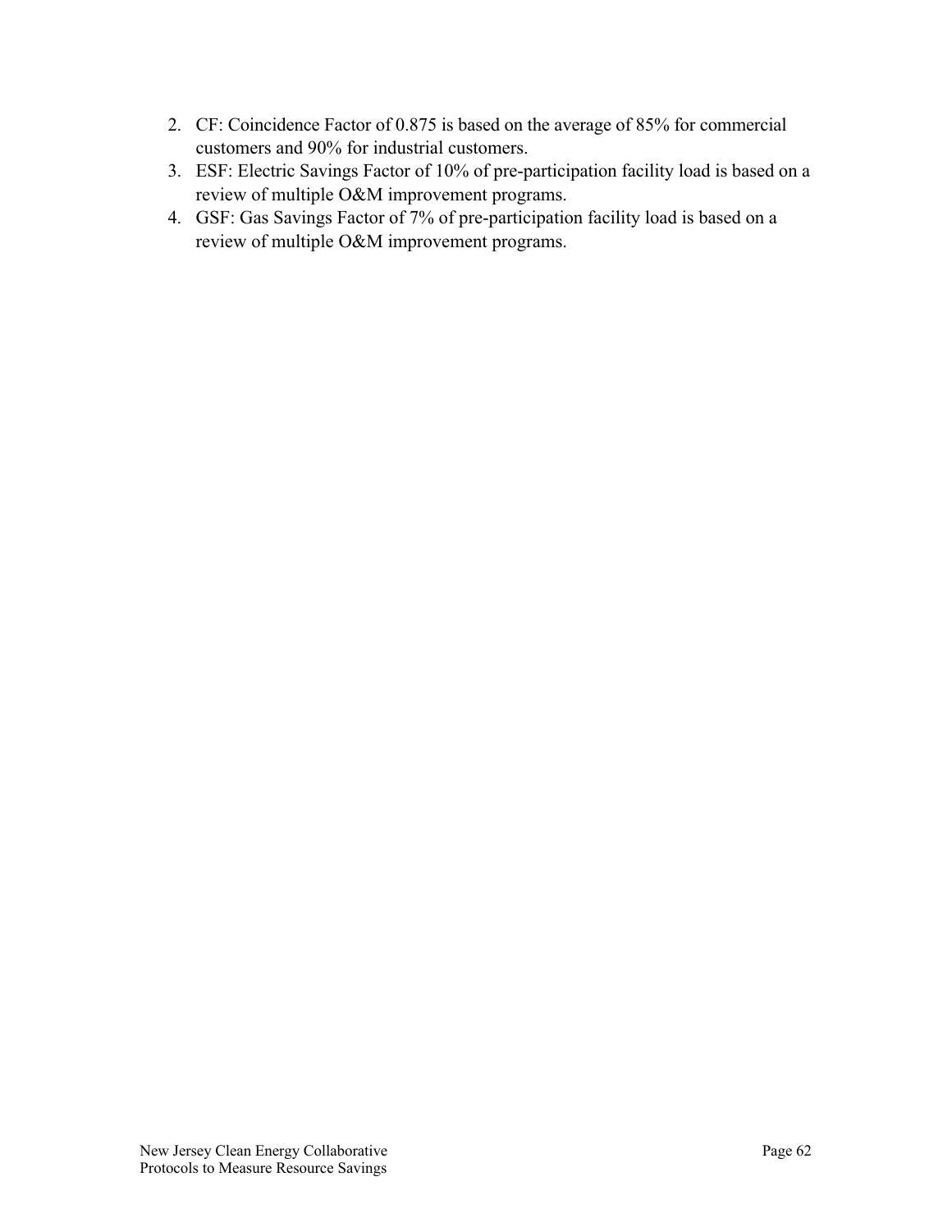2. CF: Coincidence Factor of 0.875 is based on the average of 85% for commercial customers and 90% for industrial customers.
3. ESF: Electric Savings Factor of 10% of pre-participation facility load is based on a review of multiple O&M improvement programs.
4. GSF: Gas Savings Factor of 7% of pre-participation facility load is based on a review of multiple O&M improvement programs.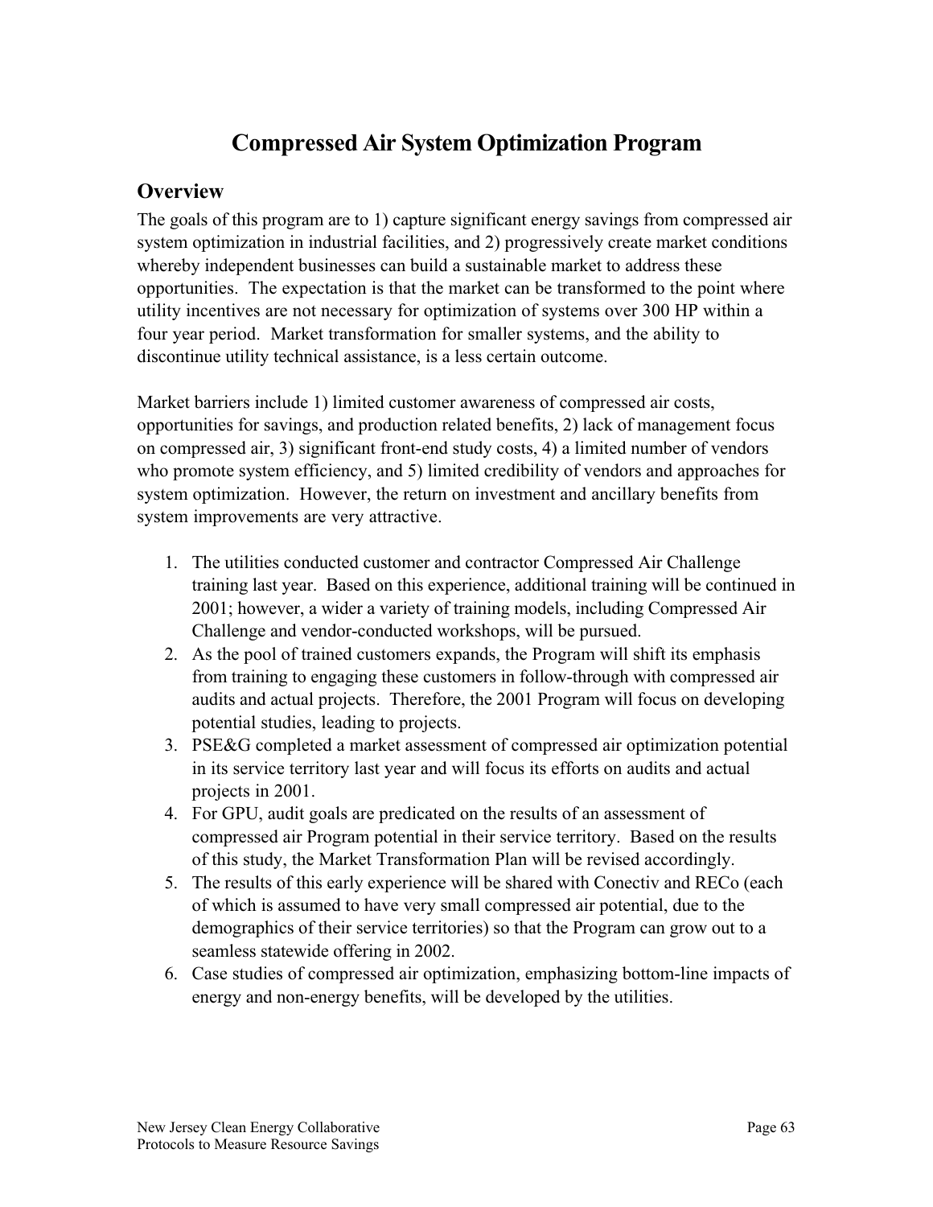# Compressed Air System Optimization Program

## Overview

The goals of this program are to 1) capture significant energy savings from compressed air system optimization in industrial facilities, and 2) progressively create market conditions whereby independent businesses can build a sustainable market to address these opportunities. The expectation is that the market can be transformed to the point where utility incentives are not necessary for optimization of systems over 300 HP within a four year period. Market transformation for smaller systems, and the ability to discontinue utility technical assistance, is a less certain outcome.

Market barriers include 1) limited customer awareness of compressed air costs, opportunities for savings, and production related benefits, 2) lack of management focus on compressed air, 3) significant front-end study costs, 4) a limited number of vendors who promote system efficiency, and 5) limited credibility of vendors and approaches for system optimization. However, the return on investment and ancillary benefits from system improvements are very attractive.

1. The utilities conducted customer and contractor Compressed Air Challenge training last year. Based on this experience, additional training will be continued in 2001; however, a wider a variety of training models, including Compressed Air Challenge and vendor-conducted workshops, will be pursued.
2. As the pool of trained customers expands, the Program will shift its emphasis from training to engaging these customers in follow-through with compressed air audits and actual projects. Therefore, the 2001 Program will focus on developing potential studies, leading to projects.
3. PSE&G completed a market assessment of compressed air optimization potential in its service territory last year and will focus its efforts on audits and actual projects in 2001.
4. For GPU, audit goals are predicated on the results of an assessment of compressed air Program potential in their service territory. Based on the results of this study, the Market Transformation Plan will be revised accordingly.
5. The results of this early experience will be shared with Conectiv and RECo (each of which is assumed to have very small compressed air potential, due to the demographics of their service territories) so that the Program can grow out to a seamless statewide offering in 2002.
6. Case studies of compressed air optimization, emphasizing bottom-line impacts of energy and non-energy benefits, will be developed by the utilities.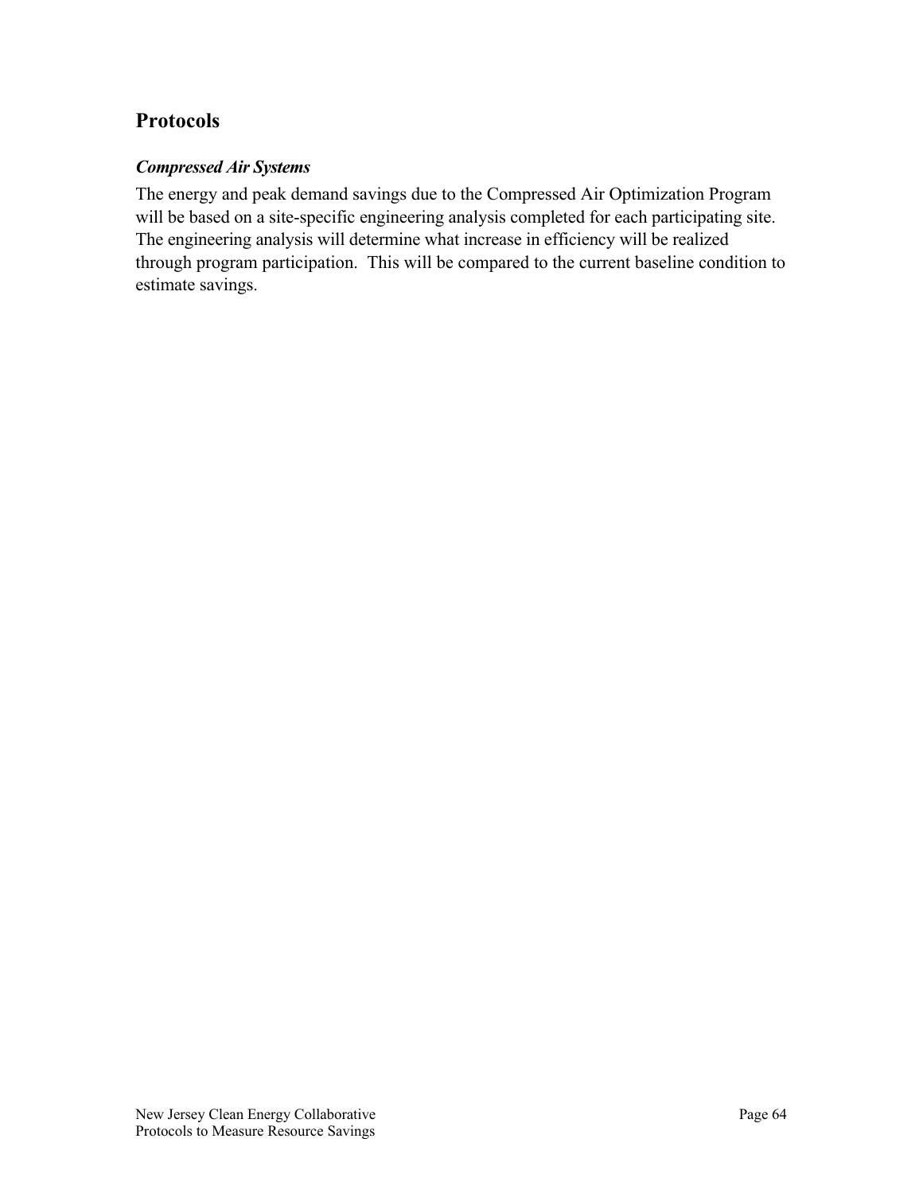## Protocols

### *Compressed Air Systems*

The energy and peak demand savings due to the Compressed Air Optimization Program will be based on a site-specific engineering analysis completed for each participating site. The engineering analysis will determine what increase in efficiency will be realized through program participation.  This will be compared to the current baseline condition to estimate savings.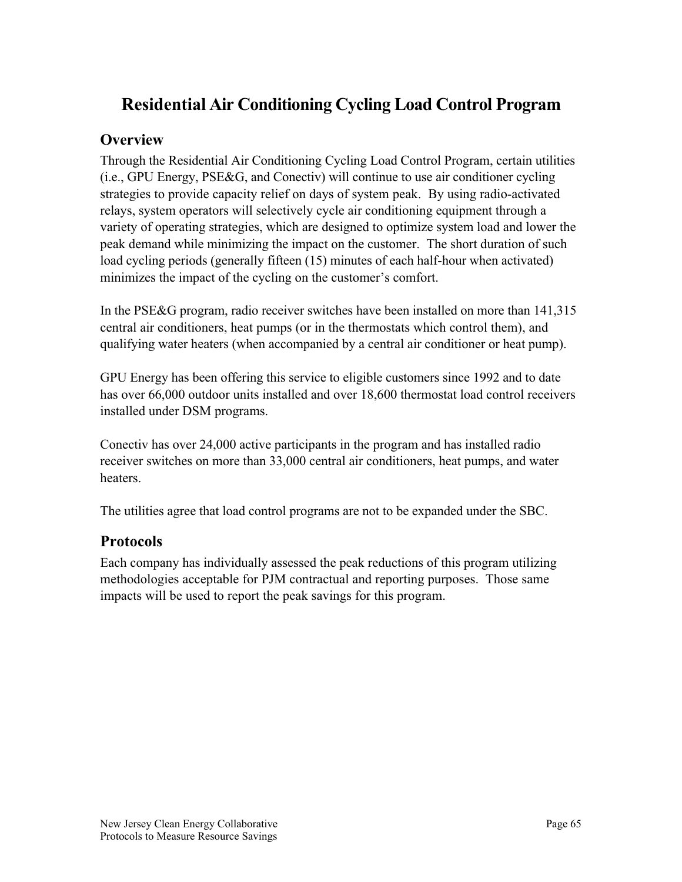# Residential Air Conditioning Cycling Load Control Program

## Overview

Through the Residential Air Conditioning Cycling Load Control Program, certain utilities (i.e., GPU Energy, PSE&G, and Conectiv) will continue to use air conditioner cycling strategies to provide capacity relief on days of system peak. By using radio-activated relays, system operators will selectively cycle air conditioning equipment through a variety of operating strategies, which are designed to optimize system load and lower the peak demand while minimizing the impact on the customer. The short duration of such load cycling periods (generally fifteen (15) minutes of each half-hour when activated) minimizes the impact of the cycling on the customer's comfort.

In the PSE&G program, radio receiver switches have been installed on more than 141,315 central air conditioners, heat pumps (or in the thermostats which control them), and qualifying water heaters (when accompanied by a central air conditioner or heat pump).

GPU Energy has been offering this service to eligible customers since 1992 and to date has over 66,000 outdoor units installed and over 18,600 thermostat load control receivers installed under DSM programs.

Conectiv has over 24,000 active participants in the program and has installed radio receiver switches on more than 33,000 central air conditioners, heat pumps, and water heaters.

The utilities agree that load control programs are not to be expanded under the SBC.

## Protocols

Each company has individually assessed the peak reductions of this program utilizing methodologies acceptable for PJM contractual and reporting purposes. Those same impacts will be used to report the peak savings for this program.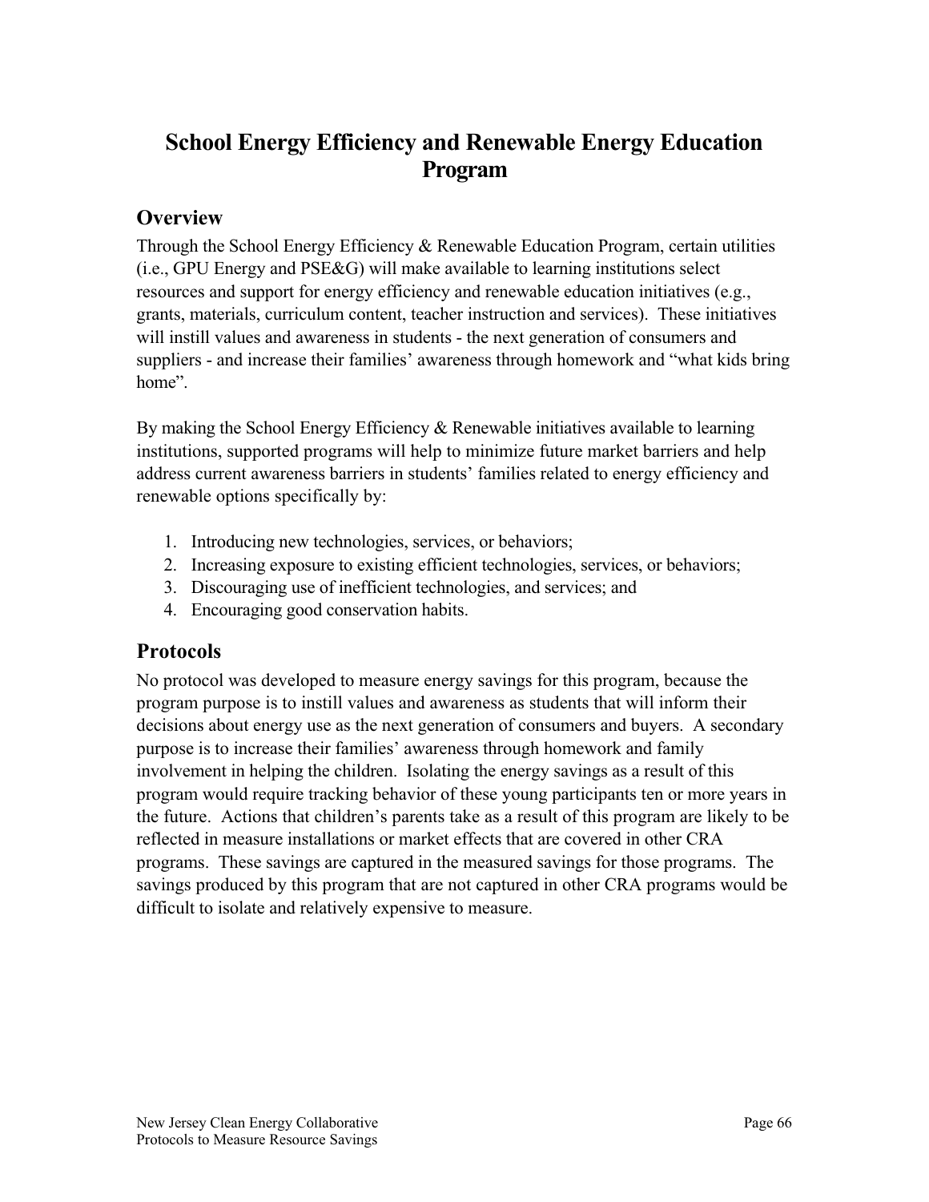# School Energy Efficiency and Renewable Energy Education Program

## Overview

Through the School Energy Efficiency & Renewable Education Program, certain utilities (i.e., GPU Energy and PSE&G) will make available to learning institutions select resources and support for energy efficiency and renewable education initiatives (e.g., grants, materials, curriculum content, teacher instruction and services). These initiatives will instill values and awareness in students - the next generation of consumers and suppliers - and increase their families' awareness through homework and "what kids bring home".

By making the School Energy Efficiency & Renewable initiatives available to learning institutions, supported programs will help to minimize future market barriers and help address current awareness barriers in students' families related to energy efficiency and renewable options specifically by:

1. Introducing new technologies, services, or behaviors;
2. Increasing exposure to existing efficient technologies, services, or behaviors;
3. Discouraging use of inefficient technologies, and services; and
4. Encouraging good conservation habits.

## Protocols

No protocol was developed to measure energy savings for this program, because the program purpose is to instill values and awareness as students that will inform their decisions about energy use as the next generation of consumers and buyers. A secondary purpose is to increase their families' awareness through homework and family involvement in helping the children. Isolating the energy savings as a result of this program would require tracking behavior of these young participants ten or more years in the future. Actions that children's parents take as a result of this program are likely to be reflected in measure installations or market effects that are covered in other CRA programs. These savings are captured in the measured savings for those programs. The savings produced by this program that are not captured in other CRA programs would be difficult to isolate and relatively expensive to measure.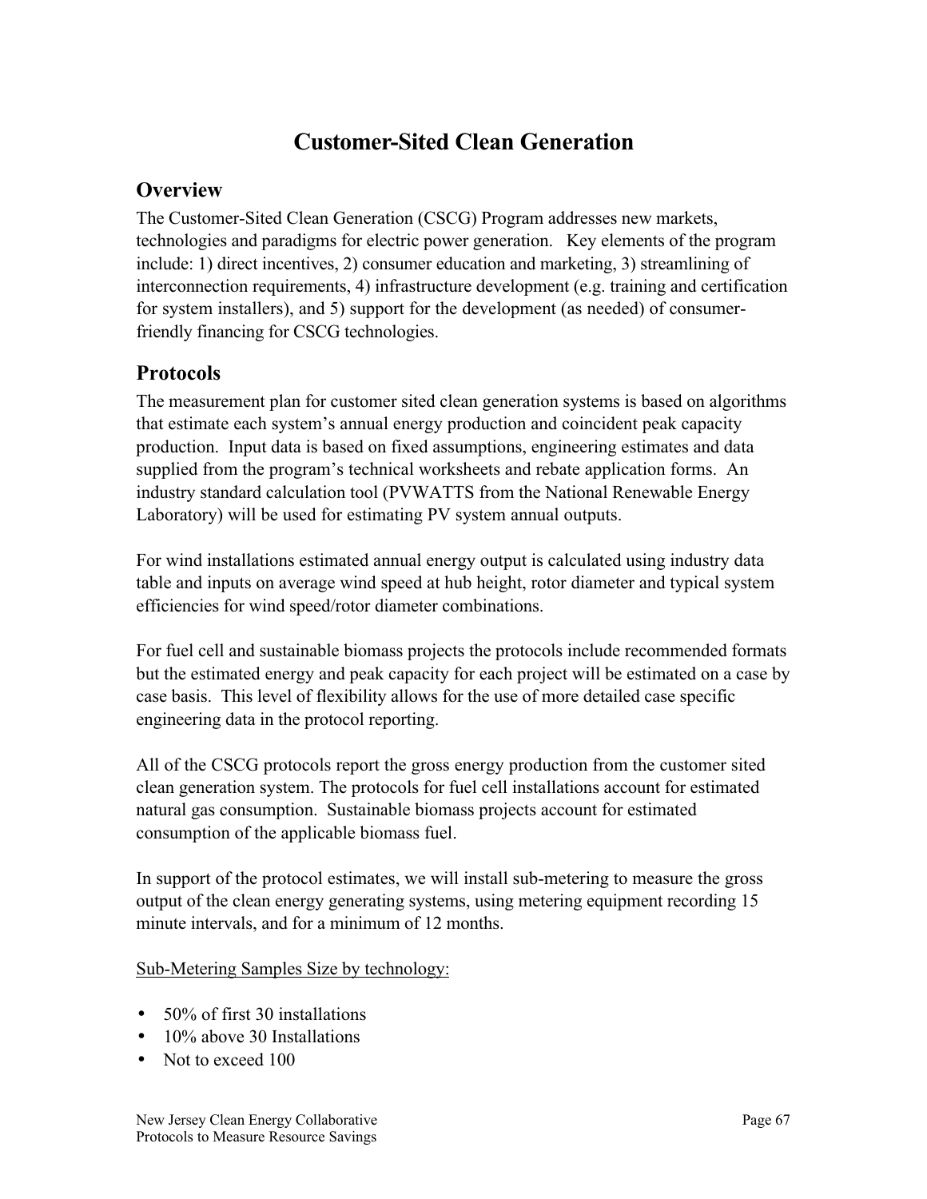# Customer-Sited Clean Generation

## Overview

The Customer-Sited Clean Generation (CSCG) Program addresses new markets, technologies and paradigms for electric power generation. Key elements of the program include: 1) direct incentives, 2) consumer education and marketing, 3) streamlining of interconnection requirements, 4) infrastructure development (e.g. training and certification for system installers), and 5) support for the development (as needed) of consumer-friendly financing for CSCG technologies.

## Protocols

The measurement plan for customer sited clean generation systems is based on algorithms that estimate each system's annual energy production and coincident peak capacity production. Input data is based on fixed assumptions, engineering estimates and data supplied from the program's technical worksheets and rebate application forms. An industry standard calculation tool (PVWATTS from the National Renewable Energy Laboratory) will be used for estimating PV system annual outputs.

For wind installations estimated annual energy output is calculated using industry data table and inputs on average wind speed at hub height, rotor diameter and typical system efficiencies for wind speed/rotor diameter combinations.

For fuel cell and sustainable biomass projects the protocols include recommended formats but the estimated energy and peak capacity for each project will be estimated on a case by case basis. This level of flexibility allows for the use of more detailed case specific engineering data in the protocol reporting.

All of the CSCG protocols report the gross energy production from the customer sited clean generation system. The protocols for fuel cell installations account for estimated natural gas consumption. Sustainable biomass projects account for estimated consumption of the applicable biomass fuel.

In support of the protocol estimates, we will install sub-metering to measure the gross output of the clean energy generating systems, using metering equipment recording 15 minute intervals, and for a minimum of 12 months.

Sub-Metering Samples Size by technology:

- 50% of first 30 installations
- 10% above 30 Installations
- Not to exceed 100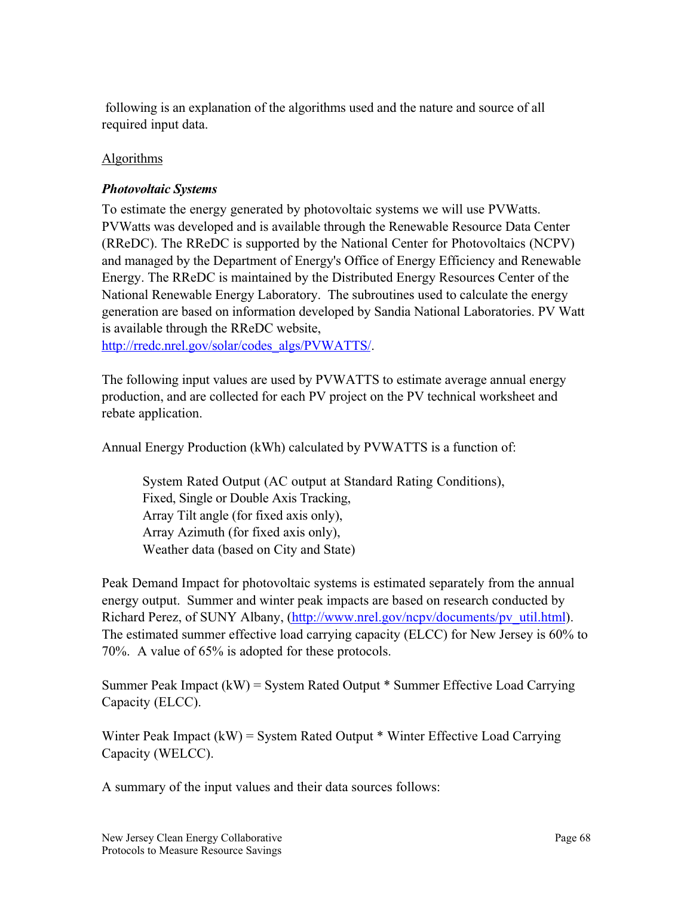following is an explanation of the algorithms used and the nature and source of all required input data.

Algorithms

***Photovoltaic Systems***

To estimate the energy generated by photovoltaic systems we will use PVWatts. PVWatts was developed and is available through the Renewable Resource Data Center (RReDC). The RReDC is supported by the National Center for Photovoltaics (NCPV) and managed by the Department of Energy's Office of Energy Efficiency and Renewable Energy. The RReDC is maintained by the Distributed Energy Resources Center of the National Renewable Energy Laboratory. The subroutines used to calculate the energy generation are based on information developed by Sandia National Laboratories. PV Watt is available through the RReDC website, [http://rredc.nrel.gov/solar/codes_algs/PVWATTS/](http://rredc.nrel.gov/solar/codes_algs/PVWATTS/).

The following input values are used by PVWATTS to estimate average annual energy production, and are collected for each PV project on the PV technical worksheet and rebate application.

Annual Energy Production (kWh) calculated by PVWATTS is a function of:

> System Rated Output (AC output at Standard Rating Conditions),
> Fixed, Single or Double Axis Tracking,
> Array Tilt angle (for fixed axis only),
> Array Azimuth (for fixed axis only),
> Weather data (based on City and State)

Peak Demand Impact for photovoltaic systems is estimated separately from the annual energy output. Summer and winter peak impacts are based on research conducted by Richard Perez, of SUNY Albany, ([http://www.nrel.gov/ncpv/documents/pv_util.html](http://www.nrel.gov/ncpv/documents/pv_util.html)). The estimated summer effective load carrying capacity (ELCC) for New Jersey is 60% to 70%. A value of 65% is adopted for these protocols.

Summer Peak Impact (kW) = System Rated Output * Summer Effective Load Carrying Capacity (ELCC).

Winter Peak Impact (kW) = System Rated Output * Winter Effective Load Carrying Capacity (WELCC).

A summary of the input values and their data sources follows: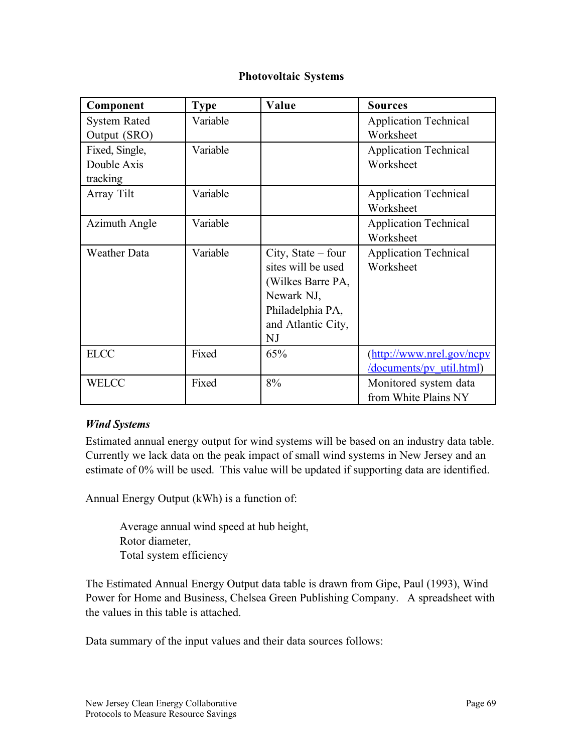**Photovoltaic Systems**

| Component | Type | Value | Sources |
|---|---|---|---|
| System Rated Output (SRO) | Variable | | Application Technical Worksheet |
| Fixed, Single, Double Axis tracking | Variable | | Application Technical Worksheet |
| Array Tilt | Variable | | Application Technical Worksheet |
| Azimuth Angle | Variable | | Application Technical Worksheet |
| Weather Data | Variable | City, State – four sites will be used (Wilkes Barre PA, Newark NJ, Philadelphia PA, and Atlantic City, NJ | Application Technical Worksheet |
| ELCC | Fixed | 65% | (http://www.nrel.gov/ncpv/documents/pv_util.html) |
| WELCC | Fixed | 8% | Monitored system data from White Plains NY |

***Wind Systems***

Estimated annual energy output for wind systems will be based on an industry data table. Currently we lack data on the peak impact of small wind systems in New Jersey and an estimate of 0% will be used. This value will be updated if supporting data are identified.

Annual Energy Output (kWh) is a function of:

> Average annual wind speed at hub height,
> Rotor diameter,
> Total system efficiency

The Estimated Annual Energy Output data table is drawn from Gipe, Paul (1993), Wind Power for Home and Business, Chelsea Green Publishing Company. A spreadsheet with the values in this table is attached.

Data summary of the input values and their data sources follows: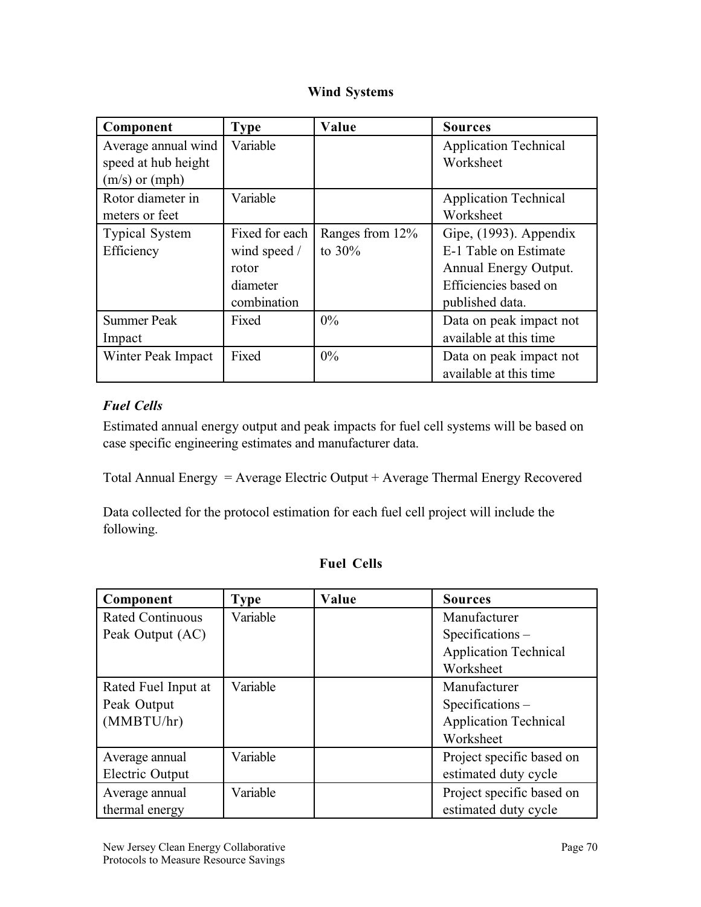**Wind Systems**

| Component | Type | Value | Sources |
|---|---|---|---|
| Average annual wind speed at hub height (m/s) or (mph) | Variable | | Application Technical Worksheet |
| Rotor diameter in meters or feet | Variable | | Application Technical Worksheet |
| Typical System Efficiency | Fixed for each wind speed / rotor diameter combination | Ranges from 12% to 30% | Gipe, (1993). Appendix E-1 Table on Estimate Annual Energy Output. Efficiencies based on published data. |
| Summer Peak Impact | Fixed | 0% | Data on peak impact not available at this time |
| Winter Peak Impact | Fixed | 0% | Data on peak impact not available at this time |

***Fuel Cells***

Estimated annual energy output and peak impacts for fuel cell systems will be based on case specific engineering estimates and manufacturer data.

Total Annual Energy = Average Electric Output + Average Thermal Energy Recovered

Data collected for the protocol estimation for each fuel cell project will include the following.

**Fuel Cells**

| Component | Type | Value | Sources |
|---|---|---|---|
| Rated Continuous Peak Output (AC) | Variable | | Manufacturer Specifications – Application Technical Worksheet |
| Rated Fuel Input at Peak Output (MMBTU/hr) | Variable | | Manufacturer Specifications – Application Technical Worksheet |
| Average annual Electric Output | Variable | | Project specific based on estimated duty cycle |
| Average annual thermal energy | Variable | | Project specific based on estimated duty cycle |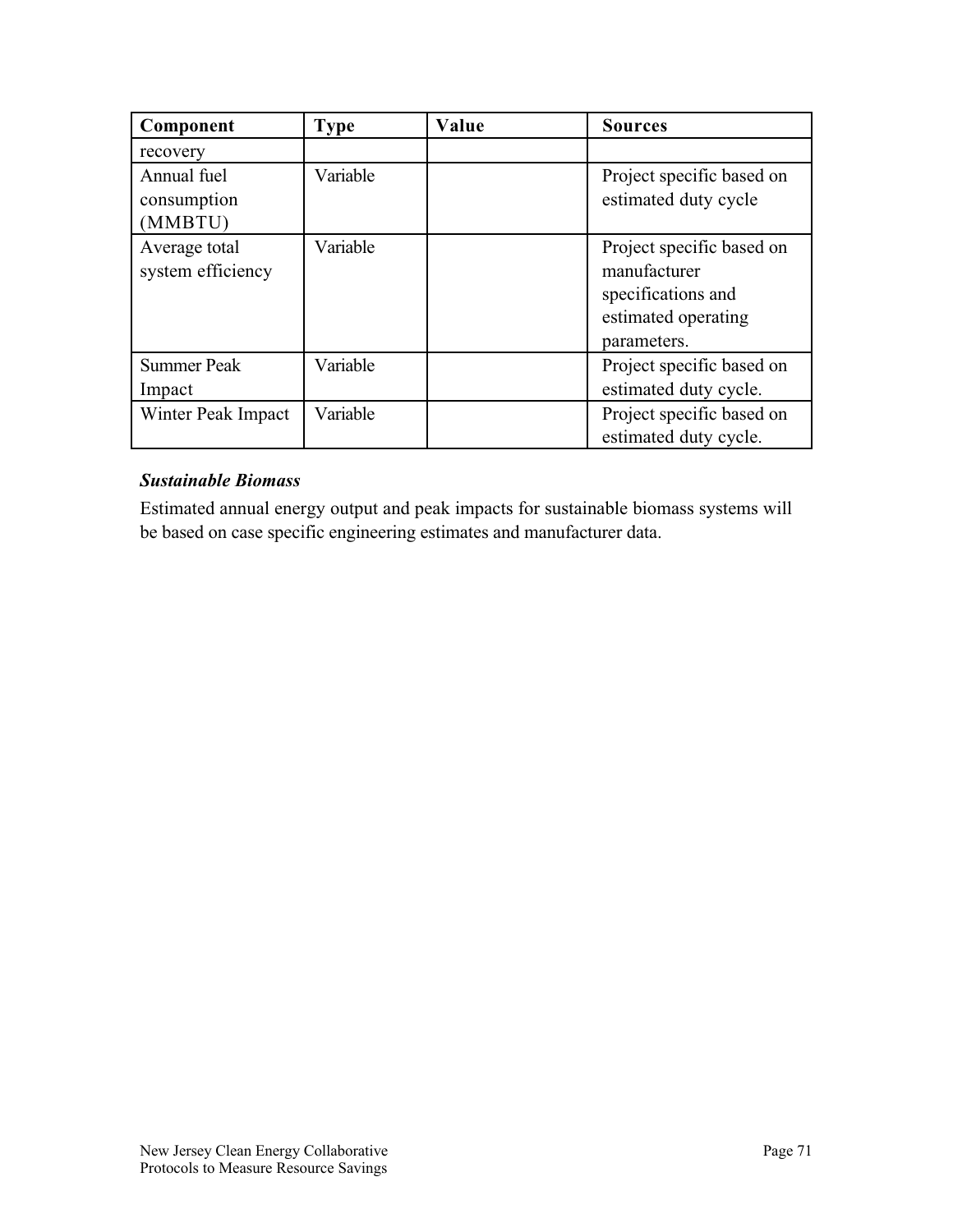| Component | Type | Value | Sources |
|---|---|---|---|
| recovery | | | |
| Annual fuel consumption (MMBTU) | Variable | | Project specific based on estimated duty cycle |
| Average total system efficiency | Variable | | Project specific based on manufacturer specifications and estimated operating parameters. |
| Summer Peak Impact | Variable | | Project specific based on estimated duty cycle. |
| Winter Peak Impact | Variable | | Project specific based on estimated duty cycle. |

***Sustainable Biomass***

Estimated annual energy output and peak impacts for sustainable biomass systems will be based on case specific engineering estimates and manufacturer data.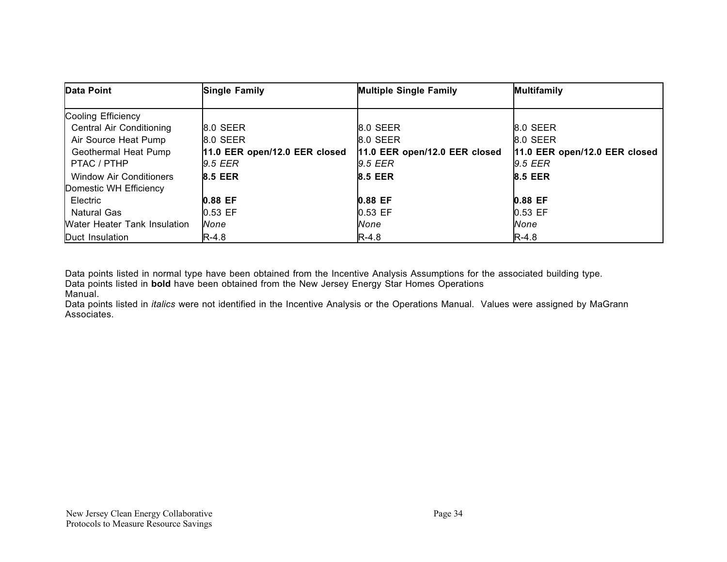| Data Point | Single Family | Multiple Single Family | Multifamily |
|---|---|---|---|
| Cooling Efficiency | | | |
| Central Air Conditioning | 8.0 SEER | 8.0 SEER | 8.0 SEER |
| Air Source Heat Pump | 8.0 SEER | 8.0 SEER | 8.0 SEER |
| Geothermal Heat Pump | **11.0 EER open/12.0 EER closed** | **11.0 EER open/12.0 EER closed** | **11.0 EER open/12.0 EER closed** |
| PTAC / PTHP | *9.5 EER* | *9.5 EER* | *9.5 EER* |
| Window Air Conditioners | **8.5 EER** | **8.5 EER** | **8.5 EER** |
| Domestic WH Efficiency | | | |
| Electric | **0.88 EF** | **0.88 EF** | **0.88 EF** |
| Natural Gas | 0.53 EF | 0.53 EF | 0.53 EF |
| Water Heater Tank Insulation | *None* | *None* | *None* |
| Duct Insulation | R-4.8 | R-4.8 | R-4.8 |

Data points listed in normal type have been obtained from the Incentive Analysis Assumptions for the associated building type.
Data points listed in **bold** have been obtained from the New Jersey Energy Star Homes Operations Manual.
Data points listed in *italics* were not identified in the Incentive Analysis or the Operations Manual. Values were assigned by MaGrann Associates.